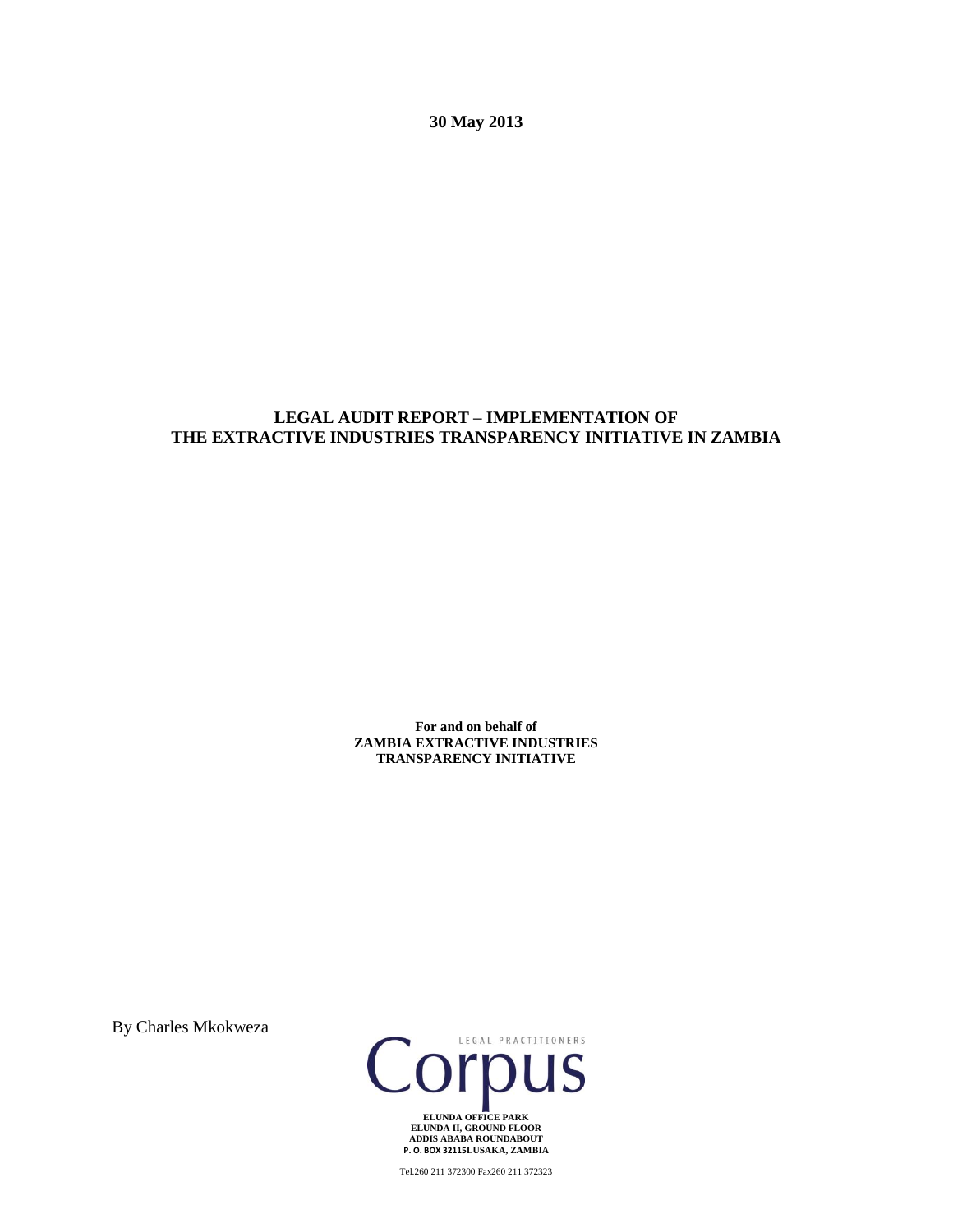**30 May 2013**

# LEGAL AUDIT REPORT – IMPLEMENTATION OF THE EXTRACTIVE INDUSTRIES TRANSPARENCY INITIATIVE IN ZAMBIA

**For and on behalf of**
**ZAMBIA EXTRACTIVE INDUSTRIES TRANSPARENCY INITIATIVE**

By Charles Mkokweza

LEGAL PRACTITIONERS
Corpus

**ELUNDA OFFICE PARK**
**ELUNDA II, GROUND FLOOR**
**ADDIS ABABA ROUNDABOUT**
**P. O. BOX 32115LUSAKA, ZAMBIA**

Tel.260 211 372300 Fax260 211 372323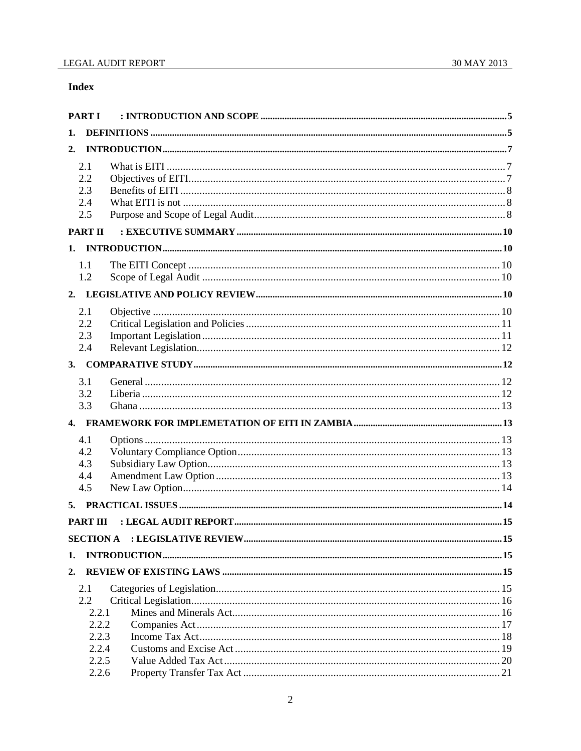## Index

**PART I : INTRODUCTION AND SCOPE** .......... 5

**1. DEFINITIONS** .......... 5

**2. INTRODUCTION** .......... 7

- 2.1 What is EITI .......... 7
- 2.2 Objectives of EITI .......... 7
- 2.3 Benefits of EITI .......... 8
- 2.4 What EITI is not .......... 8
- 2.5 Purpose and Scope of Legal Audit .......... 8

**PART II : EXECUTIVE SUMMARY** .......... 10

**1. INTRODUCTION** .......... 10

- 1.1 The EITI Concept .......... 10
- 1.2 Scope of Legal Audit .......... 10

**2. LEGISLATIVE AND POLICY REVIEW** .......... 10

- 2.1 Objective .......... 10
- 2.2 Critical Legislation and Policies .......... 11
- 2.3 Important Legislation .......... 11
- 2.4 Relevant Legislation .......... 12

**3. COMPARATIVE STUDY** .......... 12

- 3.1 General .......... 12
- 3.2 Liberia .......... 12
- 3.3 Ghana .......... 13

**4. FRAMEWORK FOR IMPLEMETATION OF EITI IN ZAMBIA** .......... 13

- 4.1 Options .......... 13
- 4.2 Voluntary Compliance Option .......... 13
- 4.3 Subsidiary Law Option .......... 13
- 4.4 Amendment Law Option .......... 13
- 4.5 New Law Option .......... 14

**5. PRACTICAL ISSUES** .......... 14

**PART III : LEGAL AUDIT REPORT** .......... 15

**SECTION A : LEGISLATIVE REVIEW** .......... 15

**1. INTRODUCTION** .......... 15

**2. REVIEW OF EXISTING LAWS** .......... 15

- 2.1 Categories of Legislation .......... 15
- 2.2 Critical Legislation .......... 16
  - 2.2.1 Mines and Minerals Act .......... 16
  - 2.2.2 Companies Act .......... 17
  - 2.2.3 Income Tax Act .......... 18
  - 2.2.4 Customs and Excise Act .......... 19
  - 2.2.5 Value Added Tax Act .......... 20
  - 2.2.6 Property Transfer Tax Act .......... 21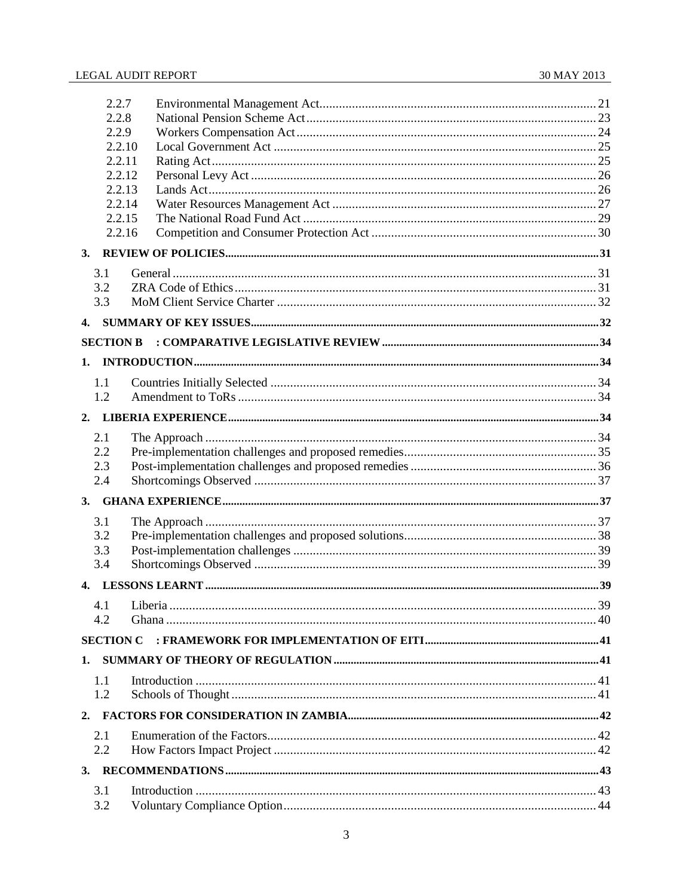2.2.7 Environmental Management Act ..... 21
2.2.8 National Pension Scheme Act ..... 23
2.2.9 Workers Compensation Act ..... 24
2.2.10 Local Government Act ..... 25
2.2.11 Rating Act ..... 25
2.2.12 Personal Levy Act ..... 26
2.2.13 Lands Act ..... 26
2.2.14 Water Resources Management Act ..... 27
2.2.15 The National Road Fund Act ..... 29
2.2.16 Competition and Consumer Protection Act ..... 30

**3. REVIEW OF POLICIES ..... 31**

3.1 General ..... 31
3.2 ZRA Code of Ethics ..... 31
3.3 MoM Client Service Charter ..... 32

**4. SUMMARY OF KEY ISSUES ..... 32**

**SECTION B : COMPARATIVE LEGISLATIVE REVIEW ..... 34**

**1. INTRODUCTION ..... 34**

1.1 Countries Initially Selected ..... 34
1.2 Amendment to ToRs ..... 34

**2. LIBERIA EXPERIENCE ..... 34**

2.1 The Approach ..... 34
2.2 Pre-implementation challenges and proposed remedies ..... 35
2.3 Post-implementation challenges and proposed remedies ..... 36
2.4 Shortcomings Observed ..... 37

**3. GHANA EXPERIENCE ..... 37**

3.1 The Approach ..... 37
3.2 Pre-implementation challenges and proposed solutions ..... 38
3.3 Post-implementation challenges ..... 39
3.4 Shortcomings Observed ..... 39

**4. LESSONS LEARNT ..... 39**

4.1 Liberia ..... 39
4.2 Ghana ..... 40

**SECTION C : FRAMEWORK FOR IMPLEMENTATION OF EITI ..... 41**

**1. SUMMARY OF THEORY OF REGULATION ..... 41**

1.1 Introduction ..... 41
1.2 Schools of Thought ..... 41

**2. FACTORS FOR CONSIDERATION IN ZAMBIA ..... 42**

2.1 Enumeration of the Factors ..... 42
2.2 How Factors Impact Project ..... 42

**3. RECOMMENDATIONS ..... 43**

3.1 Introduction ..... 43
3.2 Voluntary Compliance Option ..... 44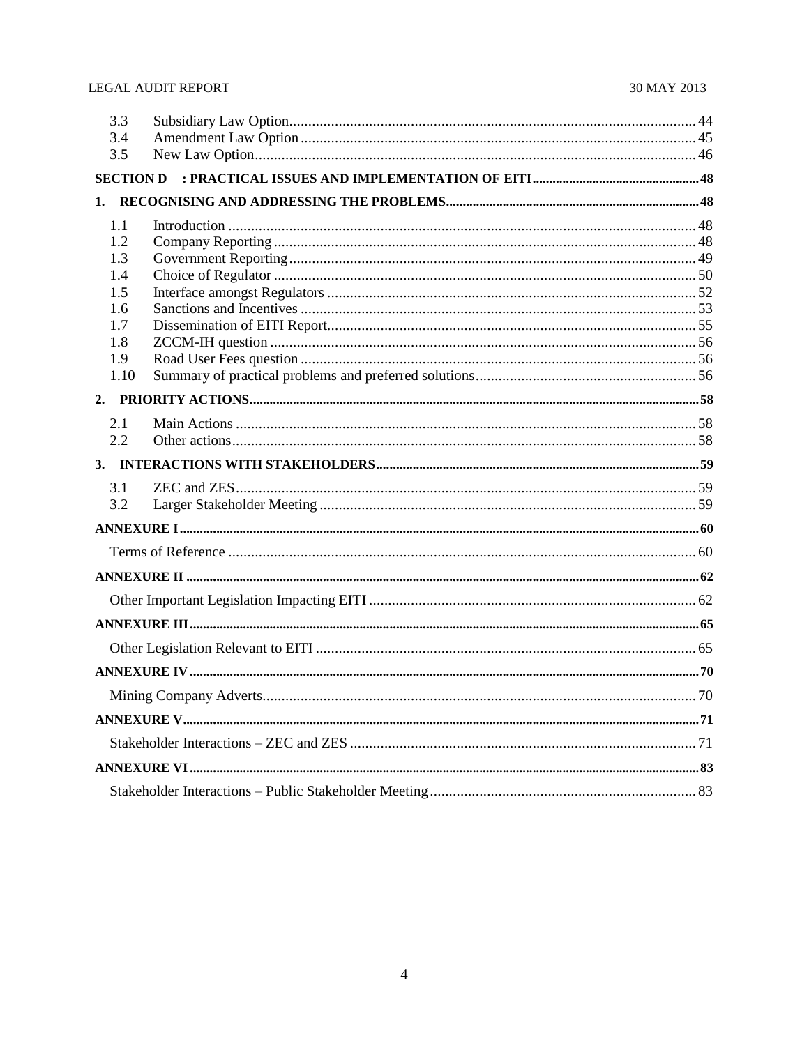3.3 Subsidiary Law Option .......... 44
3.4 Amendment Law Option .......... 45
3.5 New Law Option .......... 46

**SECTION D : PRACTICAL ISSUES AND IMPLEMENTATION OF EITI .......... 48**

**1. RECOGNISING AND ADDRESSING THE PROBLEMS .......... 48**

1.1 Introduction .......... 48
1.2 Company Reporting .......... 48
1.3 Government Reporting .......... 49
1.4 Choice of Regulator .......... 50
1.5 Interface amongst Regulators .......... 52
1.6 Sanctions and Incentives .......... 53
1.7 Dissemination of EITI Report .......... 55
1.8 ZCCM-IH question .......... 56
1.9 Road User Fees question .......... 56
1.10 Summary of practical problems and preferred solutions .......... 56

**2. PRIORITY ACTIONS .......... 58**

2.1 Main Actions .......... 58
2.2 Other actions .......... 58

**3. INTERACTIONS WITH STAKEHOLDERS .......... 59**

3.1 ZEC and ZES .......... 59
3.2 Larger Stakeholder Meeting .......... 59

**ANNEXURE I .......... 60**

Terms of Reference .......... 60

**ANNEXURE II .......... 62**

Other Important Legislation Impacting EITI .......... 62

**ANNEXURE III .......... 65**

Other Legislation Relevant to EITI .......... 65

**ANNEXURE IV .......... 70**

Mining Company Adverts .......... 70

**ANNEXURE V .......... 71**

Stakeholder Interactions – ZEC and ZES .......... 71

**ANNEXURE VI .......... 83**

Stakeholder Interactions – Public Stakeholder Meeting .......... 83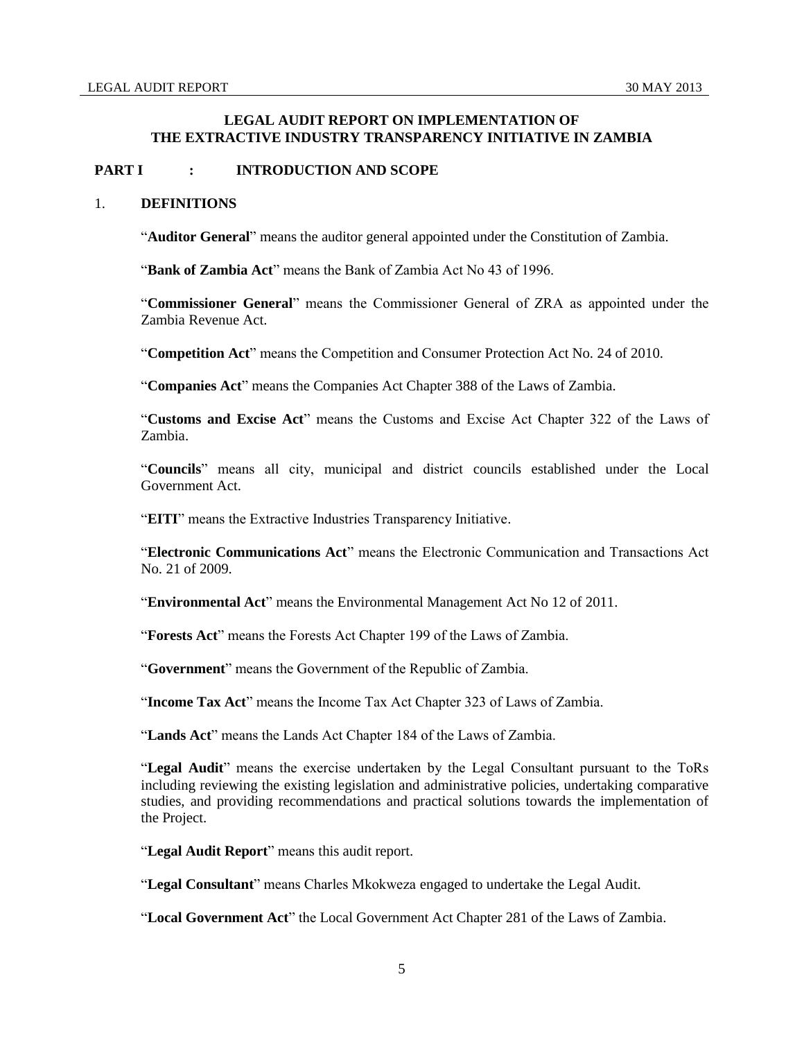# LEGAL AUDIT REPORT ON IMPLEMENTATION OF THE EXTRACTIVE INDUSTRY TRANSPARENCY INITIATIVE IN ZAMBIA

## PART I : INTRODUCTION AND SCOPE

### 1. DEFINITIONS

"**Auditor General**" means the auditor general appointed under the Constitution of Zambia.

"**Bank of Zambia Act**" means the Bank of Zambia Act No 43 of 1996.

"**Commissioner General**" means the Commissioner General of ZRA as appointed under the Zambia Revenue Act.

"**Competition Act**" means the Competition and Consumer Protection Act No. 24 of 2010.

"**Companies Act**" means the Companies Act Chapter 388 of the Laws of Zambia.

"**Customs and Excise Act**" means the Customs and Excise Act Chapter 322 of the Laws of Zambia.

"**Councils**" means all city, municipal and district councils established under the Local Government Act.

"**EITI**" means the Extractive Industries Transparency Initiative.

"**Electronic Communications Act**" means the Electronic Communication and Transactions Act No. 21 of 2009.

"**Environmental Act**" means the Environmental Management Act No 12 of 2011.

"**Forests Act**" means the Forests Act Chapter 199 of the Laws of Zambia.

"**Government**" means the Government of the Republic of Zambia.

"**Income Tax Act**" means the Income Tax Act Chapter 323 of Laws of Zambia.

"**Lands Act**" means the Lands Act Chapter 184 of the Laws of Zambia.

"**Legal Audit**" means the exercise undertaken by the Legal Consultant pursuant to the ToRs including reviewing the existing legislation and administrative policies, undertaking comparative studies, and providing recommendations and practical solutions towards the implementation of the Project.

"**Legal Audit Report**" means this audit report.

"**Legal Consultant**" means Charles Mkokweza engaged to undertake the Legal Audit.

"**Local Government Act**" the Local Government Act Chapter 281 of the Laws of Zambia.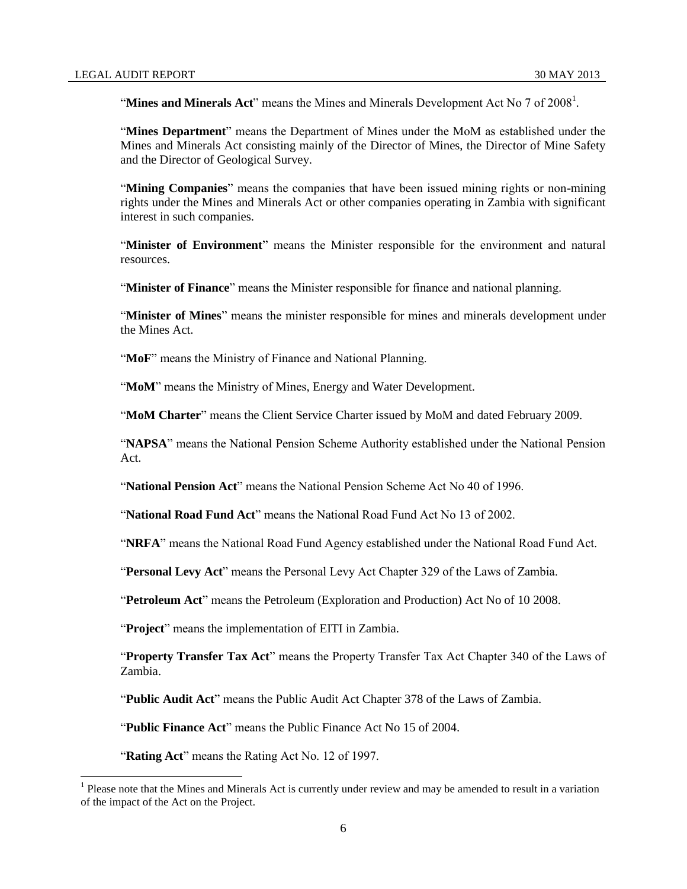"**Mines and Minerals Act**" means the Mines and Minerals Development Act No 7 of 2008[1].

"**Mines Department**" means the Department of Mines under the MoM as established under the Mines and Minerals Act consisting mainly of the Director of Mines, the Director of Mine Safety and the Director of Geological Survey.

"**Mining Companies**" means the companies that have been issued mining rights or non-mining rights under the Mines and Minerals Act or other companies operating in Zambia with significant interest in such companies.

"**Minister of Environment**" means the Minister responsible for the environment and natural resources.

"**Minister of Finance**" means the Minister responsible for finance and national planning.

"**Minister of Mines**" means the minister responsible for mines and minerals development under the Mines Act.

"**MoF**" means the Ministry of Finance and National Planning.

"**MoM**" means the Ministry of Mines, Energy and Water Development.

"**MoM Charter**" means the Client Service Charter issued by MoM and dated February 2009.

"**NAPSA**" means the National Pension Scheme Authority established under the National Pension Act.

"**National Pension Act**" means the National Pension Scheme Act No 40 of 1996.

"**National Road Fund Act**" means the National Road Fund Act No 13 of 2002.

"**NRFA**" means the National Road Fund Agency established under the National Road Fund Act.

"**Personal Levy Act**" means the Personal Levy Act Chapter 329 of the Laws of Zambia.

"**Petroleum Act**" means the Petroleum (Exploration and Production) Act No of 10 2008.

"**Project**" means the implementation of EITI in Zambia.

"**Property Transfer Tax Act**" means the Property Transfer Tax Act Chapter 340 of the Laws of Zambia.

"**Public Audit Act**" means the Public Audit Act Chapter 378 of the Laws of Zambia.

"**Public Finance Act**" means the Public Finance Act No 15 of 2004.

"**Rating Act**" means the Rating Act No. 12 of 1997.

[1] Please note that the Mines and Minerals Act is currently under review and may be amended to result in a variation of the impact of the Act on the Project.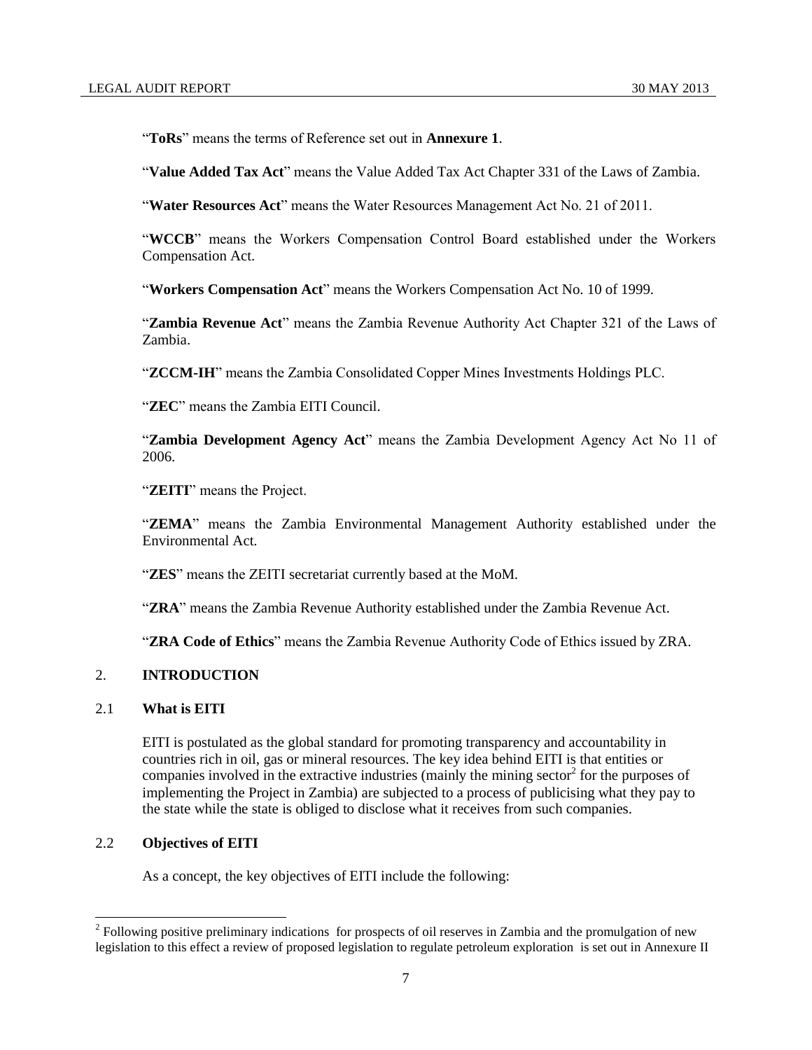"**ToRs**" means the terms of Reference set out in **Annexure 1**.

"**Value Added Tax Act**" means the Value Added Tax Act Chapter 331 of the Laws of Zambia.

"**Water Resources Act**" means the Water Resources Management Act No. 21 of 2011.

"**WCCB**" means the Workers Compensation Control Board established under the Workers Compensation Act.

"**Workers Compensation Act**" means the Workers Compensation Act No. 10 of 1999.

"**Zambia Revenue Act**" means the Zambia Revenue Authority Act Chapter 321 of the Laws of Zambia.

"**ZCCM-IH**" means the Zambia Consolidated Copper Mines Investments Holdings PLC.

"**ZEC**" means the Zambia EITI Council.

"**Zambia Development Agency Act**" means the Zambia Development Agency Act No 11 of 2006.

"**ZEITI**" means the Project.

"**ZEMA**" means the Zambia Environmental Management Authority established under the Environmental Act.

"**ZES**" means the ZEITI secretariat currently based at the MoM.

"**ZRA**" means the Zambia Revenue Authority established under the Zambia Revenue Act.

"**ZRA Code of Ethics**" means the Zambia Revenue Authority Code of Ethics issued by ZRA.

## 2. INTRODUCTION

### 2.1 What is EITI

EITI is postulated as the global standard for promoting transparency and accountability in countries rich in oil, gas or mineral resources. The key idea behind EITI is that entities or companies involved in the extractive industries (mainly the mining sector[2] for the purposes of implementing the Project in Zambia) are subjected to a process of publicising what they pay to the state while the state is obliged to disclose what it receives from such companies.

### 2.2 Objectives of EITI

As a concept, the key objectives of EITI include the following:

[2] Following positive preliminary indications for prospects of oil reserves in Zambia and the promulgation of new legislation to this effect a review of proposed legislation to regulate petroleum exploration is set out in Annexure II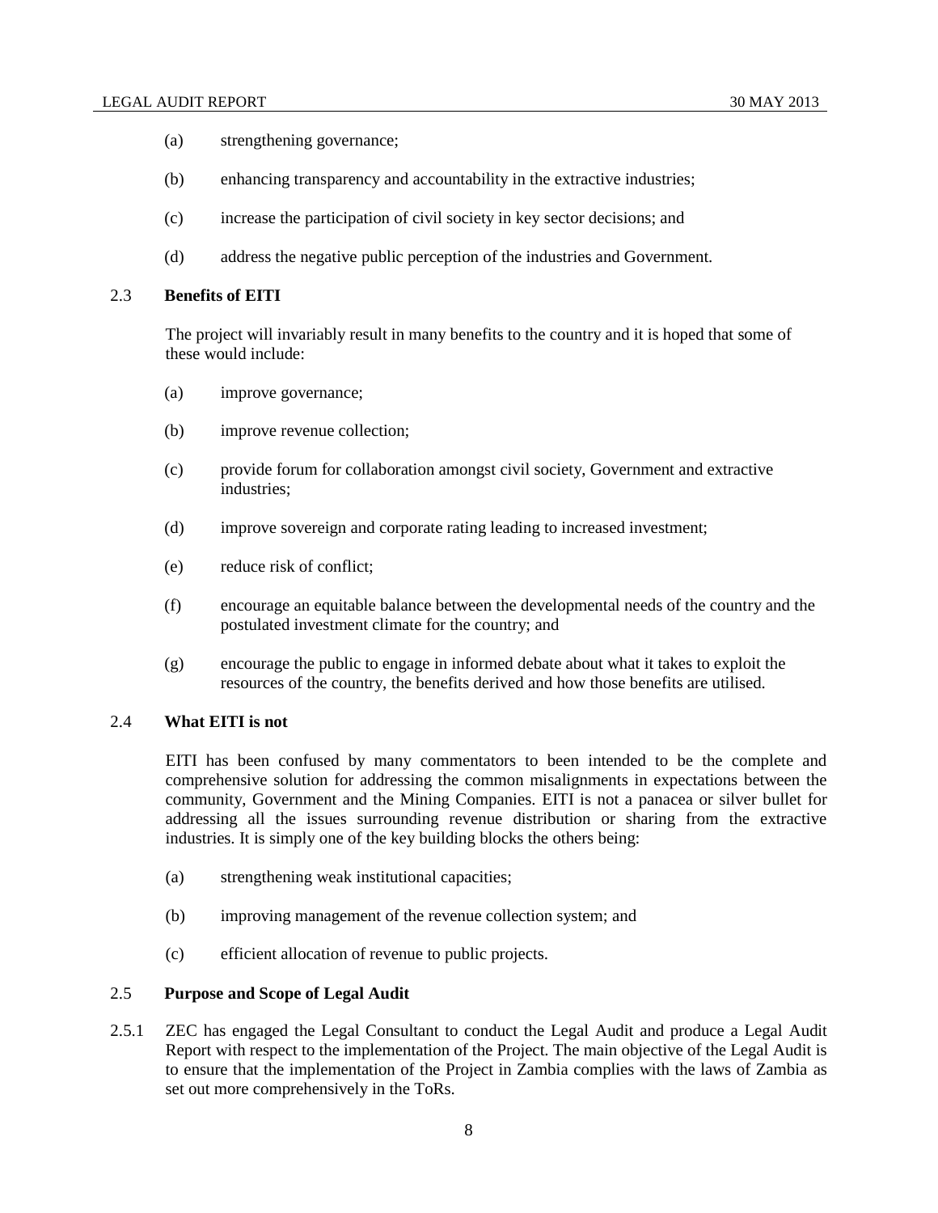(a) strengthening governance;

(b) enhancing transparency and accountability in the extractive industries;

(c) increase the participation of civil society in key sector decisions; and

(d) address the negative public perception of the industries and Government.

## 2.3 Benefits of EITI

The project will invariably result in many benefits to the country and it is hoped that some of these would include:

(a) improve governance;

(b) improve revenue collection;

(c) provide forum for collaboration amongst civil society, Government and extractive industries;

(d) improve sovereign and corporate rating leading to increased investment;

(e) reduce risk of conflict;

(f) encourage an equitable balance between the developmental needs of the country and the postulated investment climate for the country; and

(g) encourage the public to engage in informed debate about what it takes to exploit the resources of the country, the benefits derived and how those benefits are utilised.

## 2.4 What EITI is not

EITI has been confused by many commentators to been intended to be the complete and comprehensive solution for addressing the common misalignments in expectations between the community, Government and the Mining Companies. EITI is not a panacea or silver bullet for addressing all the issues surrounding revenue distribution or sharing from the extractive industries. It is simply one of the key building blocks the others being:

(a) strengthening weak institutional capacities;

(b) improving management of the revenue collection system; and

(c) efficient allocation of revenue to public projects.

## 2.5 Purpose and Scope of Legal Audit

2.5.1 ZEC has engaged the Legal Consultant to conduct the Legal Audit and produce a Legal Audit Report with respect to the implementation of the Project. The main objective of the Legal Audit is to ensure that the implementation of the Project in Zambia complies with the laws of Zambia as set out more comprehensively in the ToRs.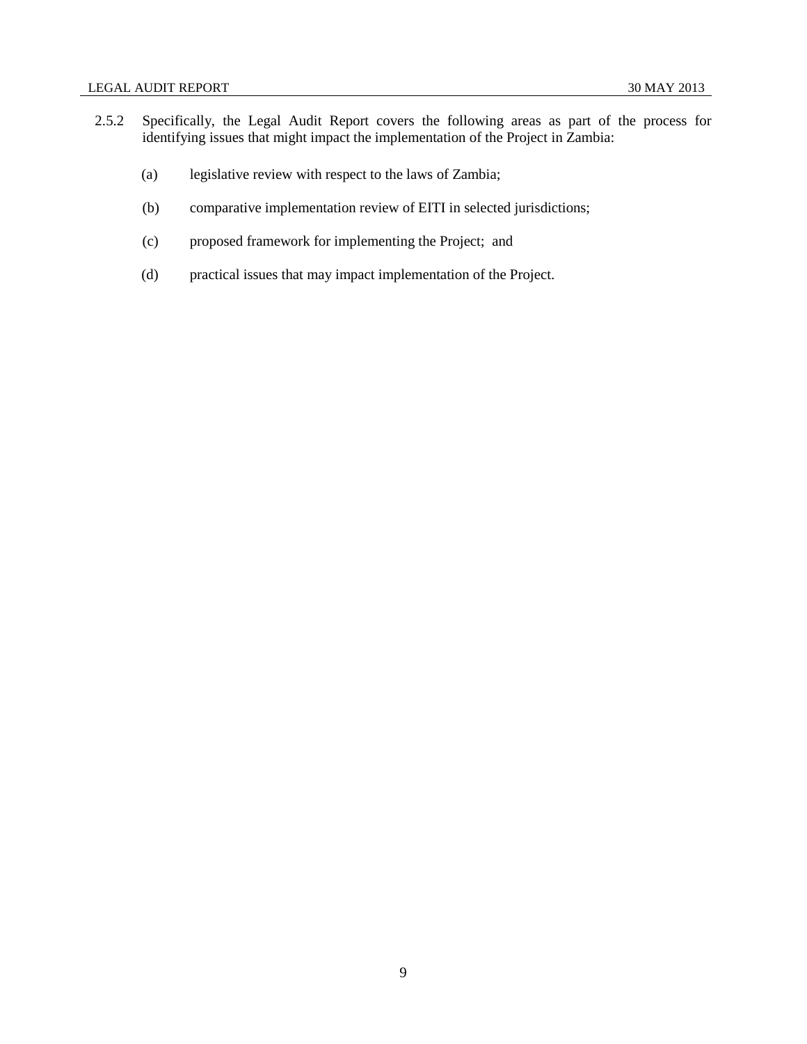2.5.2 Specifically, the Legal Audit Report covers the following areas as part of the process for identifying issues that might impact the implementation of the Project in Zambia:

(a) legislative review with respect to the laws of Zambia;

(b) comparative implementation review of EITI in selected jurisdictions;

(c) proposed framework for implementing the Project; and

(d) practical issues that may impact implementation of the Project.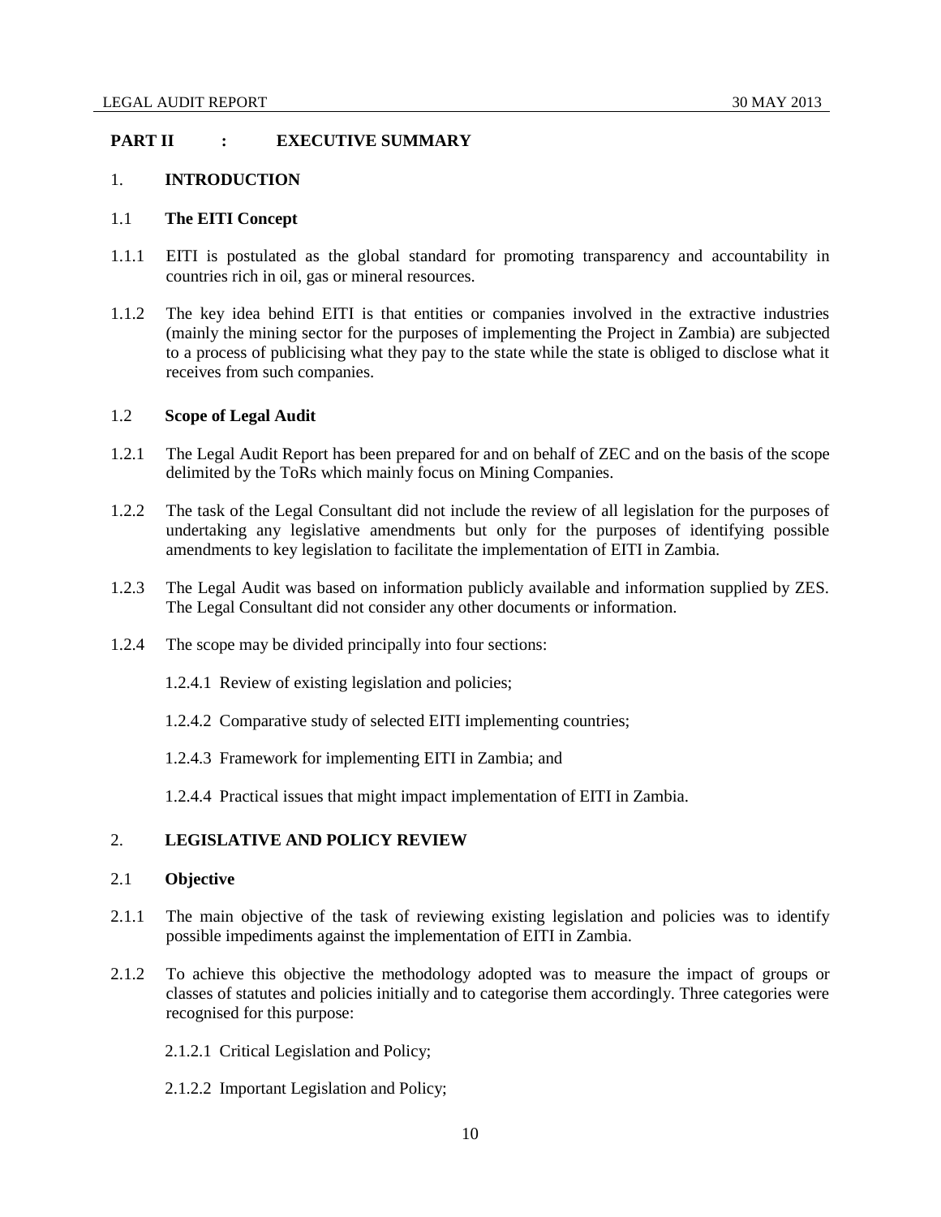## PART II : EXECUTIVE SUMMARY

### 1. INTRODUCTION

#### 1.1 The EITI Concept

1.1.1 EITI is postulated as the global standard for promoting transparency and accountability in countries rich in oil, gas or mineral resources.

1.1.2 The key idea behind EITI is that entities or companies involved in the extractive industries (mainly the mining sector for the purposes of implementing the Project in Zambia) are subjected to a process of publicising what they pay to the state while the state is obliged to disclose what it receives from such companies.

#### 1.2 Scope of Legal Audit

1.2.1 The Legal Audit Report has been prepared for and on behalf of ZEC and on the basis of the scope delimited by the ToRs which mainly focus on Mining Companies.

1.2.2 The task of the Legal Consultant did not include the review of all legislation for the purposes of undertaking any legislative amendments but only for the purposes of identifying possible amendments to key legislation to facilitate the implementation of EITI in Zambia.

1.2.3 The Legal Audit was based on information publicly available and information supplied by ZES. The Legal Consultant did not consider any other documents or information.

1.2.4 The scope may be divided principally into four sections:

1.2.4.1 Review of existing legislation and policies;

1.2.4.2 Comparative study of selected EITI implementing countries;

1.2.4.3 Framework for implementing EITI in Zambia; and

1.2.4.4 Practical issues that might impact implementation of EITI in Zambia.

### 2. LEGISLATIVE AND POLICY REVIEW

#### 2.1 Objective

2.1.1 The main objective of the task of reviewing existing legislation and policies was to identify possible impediments against the implementation of EITI in Zambia.

2.1.2 To achieve this objective the methodology adopted was to measure the impact of groups or classes of statutes and policies initially and to categorise them accordingly. Three categories were recognised for this purpose:

2.1.2.1 Critical Legislation and Policy;

2.1.2.2 Important Legislation and Policy;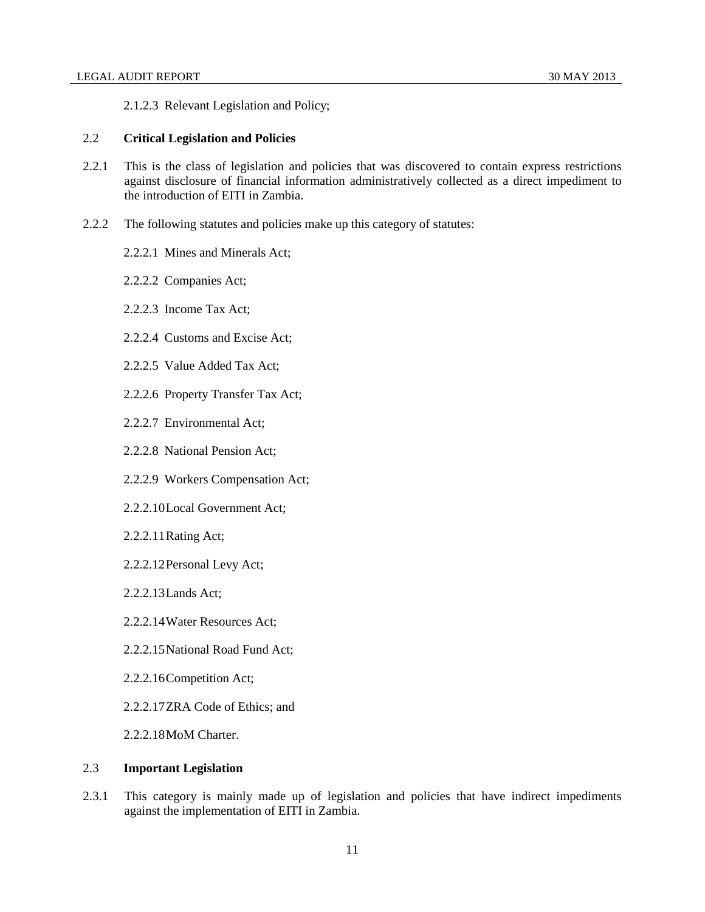2.1.2.3 Relevant Legislation and Policy;

## 2.2 **Critical Legislation and Policies**

2.2.1 This is the class of legislation and policies that was discovered to contain express restrictions against disclosure of financial information administratively collected as a direct impediment to the introduction of EITI in Zambia.

2.2.2 The following statutes and policies make up this category of statutes:

2.2.2.1 Mines and Minerals Act;

2.2.2.2 Companies Act;

2.2.2.3 Income Tax Act;

2.2.2.4 Customs and Excise Act;

2.2.2.5 Value Added Tax Act;

2.2.2.6 Property Transfer Tax Act;

2.2.2.7 Environmental Act;

2.2.2.8 National Pension Act;

2.2.2.9 Workers Compensation Act;

2.2.2.10 Local Government Act;

2.2.2.11 Rating Act;

2.2.2.12 Personal Levy Act;

2.2.2.13 Lands Act;

2.2.2.14 Water Resources Act;

2.2.2.15 National Road Fund Act;

2.2.2.16 Competition Act;

2.2.2.17 ZRA Code of Ethics; and

2.2.2.18 MoM Charter.

## 2.3 **Important Legislation**

2.3.1 This category is mainly made up of legislation and policies that have indirect impediments against the implementation of EITI in Zambia.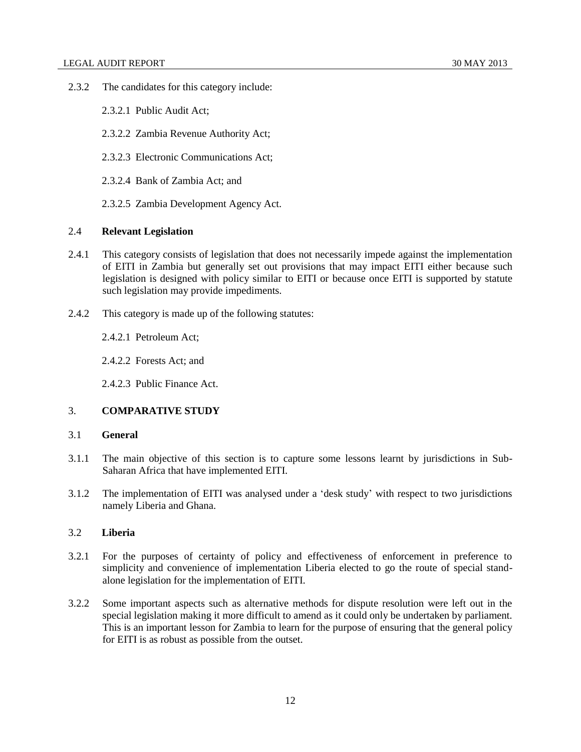2.3.2 The candidates for this category include:

2.3.2.1 Public Audit Act;

2.3.2.2 Zambia Revenue Authority Act;

2.3.2.3 Electronic Communications Act;

2.3.2.4 Bank of Zambia Act; and

2.3.2.5 Zambia Development Agency Act.

### 2.4 Relevant Legislation

2.4.1 This category consists of legislation that does not necessarily impede against the implementation of EITI in Zambia but generally set out provisions that may impact EITI either because such legislation is designed with policy similar to EITI or because once EITI is supported by statute such legislation may provide impediments.

2.4.2 This category is made up of the following statutes:

2.4.2.1 Petroleum Act;

2.4.2.2 Forests Act; and

2.4.2.3 Public Finance Act.

## 3. COMPARATIVE STUDY

### 3.1 General

3.1.1 The main objective of this section is to capture some lessons learnt by jurisdictions in Sub-Saharan Africa that have implemented EITI.

3.1.2 The implementation of EITI was analysed under a 'desk study' with respect to two jurisdictions namely Liberia and Ghana.

### 3.2 Liberia

3.2.1 For the purposes of certainty of policy and effectiveness of enforcement in preference to simplicity and convenience of implementation Liberia elected to go the route of special stand-alone legislation for the implementation of EITI.

3.2.2 Some important aspects such as alternative methods for dispute resolution were left out in the special legislation making it more difficult to amend as it could only be undertaken by parliament. This is an important lesson for Zambia to learn for the purpose of ensuring that the general policy for EITI is as robust as possible from the outset.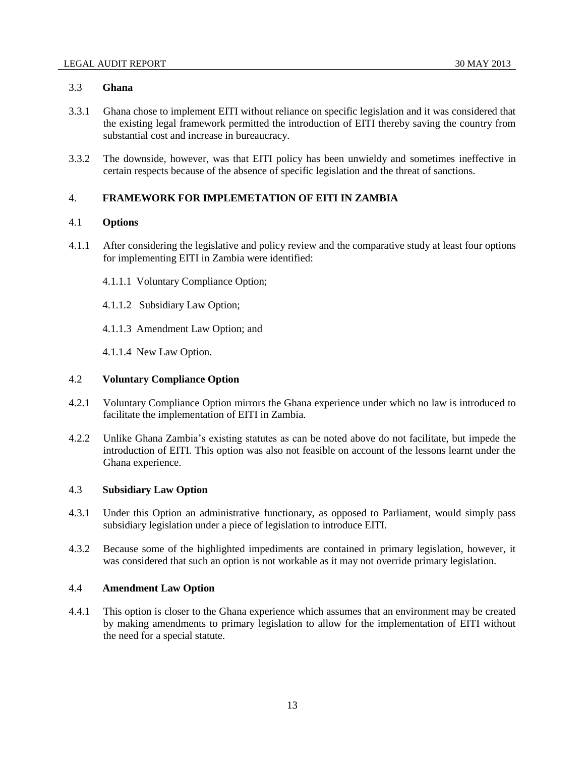### 3.3 Ghana

3.3.1 Ghana chose to implement EITI without reliance on specific legislation and it was considered that the existing legal framework permitted the introduction of EITI thereby saving the country from substantial cost and increase in bureaucracy.

3.3.2 The downside, however, was that EITI policy has been unwieldy and sometimes ineffective in certain respects because of the absence of specific legislation and the threat of sanctions.

## 4. FRAMEWORK FOR IMPLEMETATION OF EITI IN ZAMBIA

### 4.1 Options

4.1.1 After considering the legislative and policy review and the comparative study at least four options for implementing EITI in Zambia were identified:

4.1.1.1 Voluntary Compliance Option;

4.1.1.2 Subsidiary Law Option;

4.1.1.3 Amendment Law Option; and

4.1.1.4 New Law Option.

### 4.2 Voluntary Compliance Option

4.2.1 Voluntary Compliance Option mirrors the Ghana experience under which no law is introduced to facilitate the implementation of EITI in Zambia.

4.2.2 Unlike Ghana Zambia's existing statutes as can be noted above do not facilitate, but impede the introduction of EITI. This option was also not feasible on account of the lessons learnt under the Ghana experience.

### 4.3 Subsidiary Law Option

4.3.1 Under this Option an administrative functionary, as opposed to Parliament, would simply pass subsidiary legislation under a piece of legislation to introduce EITI.

4.3.2 Because some of the highlighted impediments are contained in primary legislation, however, it was considered that such an option is not workable as it may not override primary legislation.

### 4.4 Amendment Law Option

4.4.1 This option is closer to the Ghana experience which assumes that an environment may be created by making amendments to primary legislation to allow for the implementation of EITI without the need for a special statute.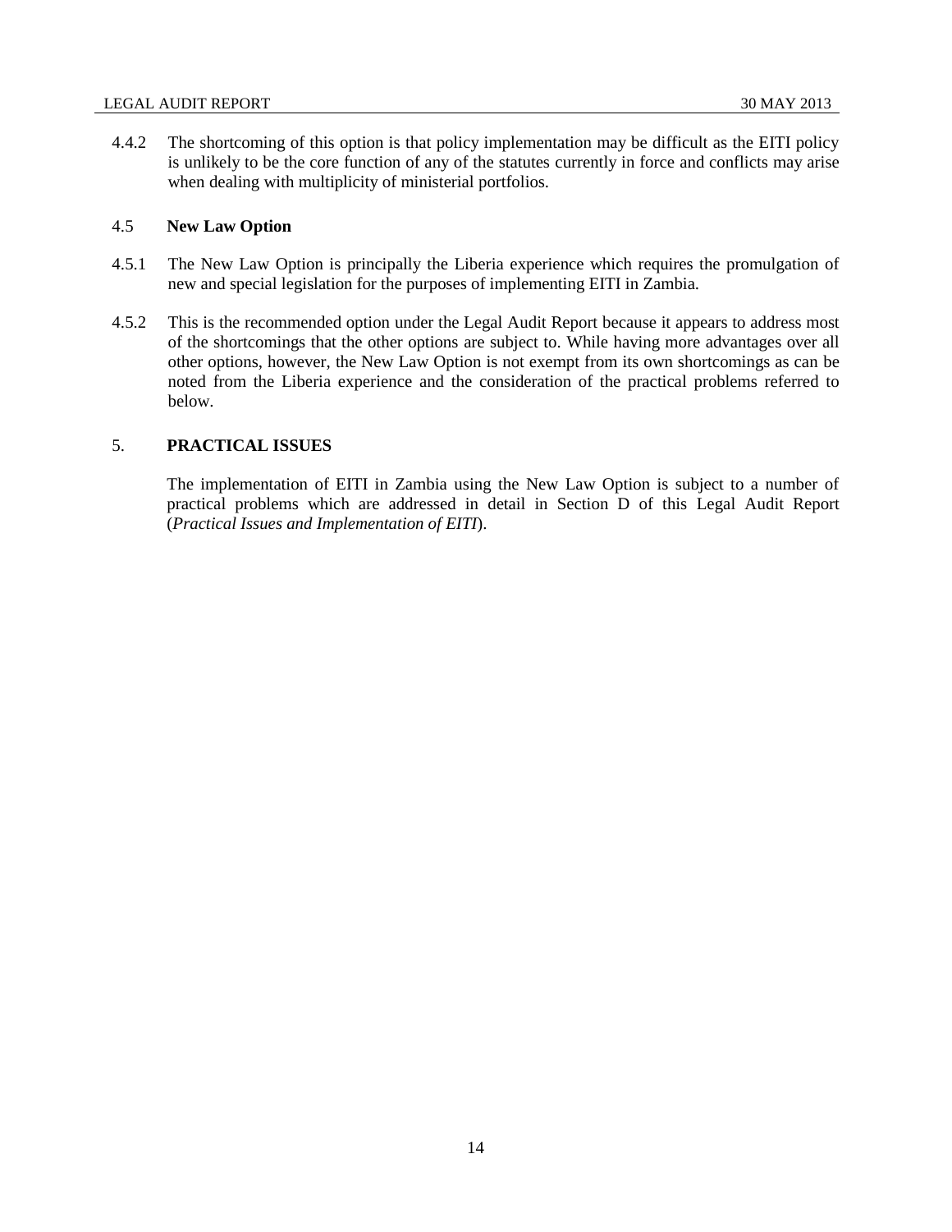4.4.2 The shortcoming of this option is that policy implementation may be difficult as the EITI policy is unlikely to be the core function of any of the statutes currently in force and conflicts may arise when dealing with multiplicity of ministerial portfolios.

### 4.5 New Law Option

4.5.1 The New Law Option is principally the Liberia experience which requires the promulgation of new and special legislation for the purposes of implementing EITI in Zambia.

4.5.2 This is the recommended option under the Legal Audit Report because it appears to address most of the shortcomings that the other options are subject to. While having more advantages over all other options, however, the New Law Option is not exempt from its own shortcomings as can be noted from the Liberia experience and the consideration of the practical problems referred to below.

## 5. PRACTICAL ISSUES

The implementation of EITI in Zambia using the New Law Option is subject to a number of practical problems which are addressed in detail in Section D of this Legal Audit Report (*Practical Issues and Implementation of EITI*).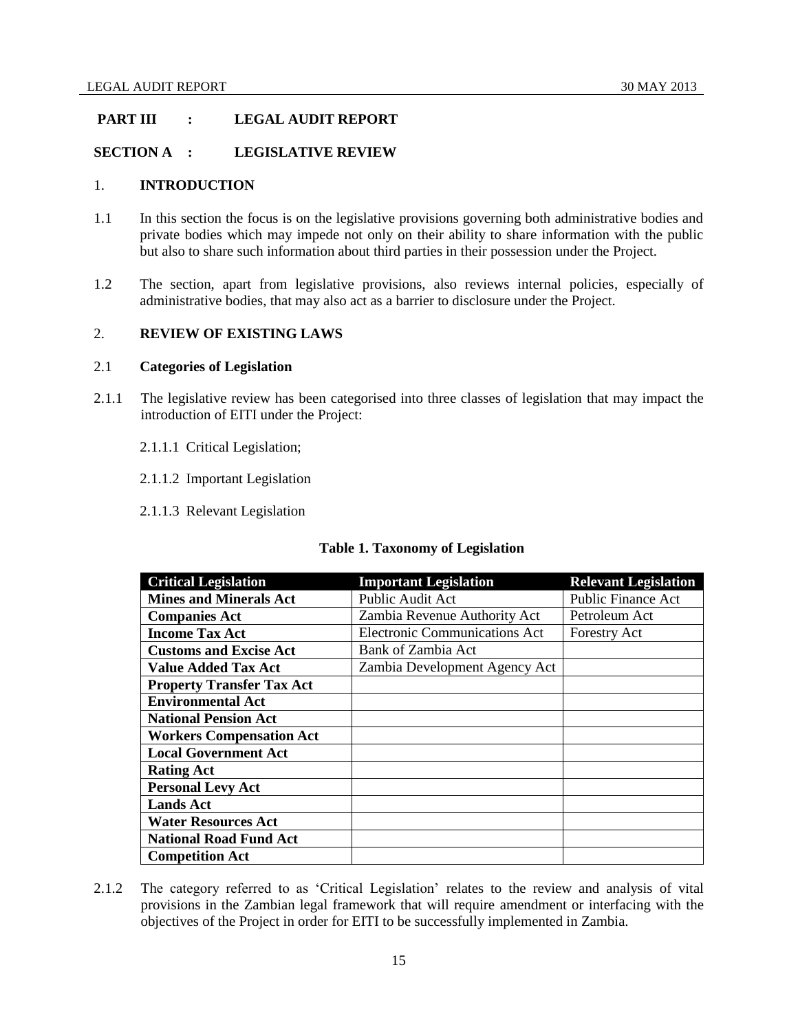**PART III : LEGAL AUDIT REPORT**

**SECTION A : LEGISLATIVE REVIEW**

## 1. INTRODUCTION

1.1 In this section the focus is on the legislative provisions governing both administrative bodies and private bodies which may impede not only on their ability to share information with the public but also to share such information about third parties in their possession under the Project.

1.2 The section, apart from legislative provisions, also reviews internal policies, especially of administrative bodies, that may also act as a barrier to disclosure under the Project.

## 2. REVIEW OF EXISTING LAWS

### 2.1 Categories of Legislation

2.1.1 The legislative review has been categorised into three classes of legislation that may impact the introduction of EITI under the Project:

2.1.1.1 Critical Legislation;

2.1.1.2 Important Legislation

2.1.1.3 Relevant Legislation

**Table 1. Taxonomy of Legislation**

| Critical Legislation | Important Legislation | Relevant Legislation |
|---|---|---|
| **Mines and Minerals Act** | Public Audit Act | Public Finance Act |
| **Companies Act** | Zambia Revenue Authority Act | Petroleum Act |
| **Income Tax Act** | Electronic Communications Act | Forestry Act |
| **Customs and Excise Act** | Bank of Zambia Act | |
| **Value Added Tax Act** | Zambia Development Agency Act | |
| **Property Transfer Tax Act** | | |
| **Environmental Act** | | |
| **National Pension Act** | | |
| **Workers Compensation Act** | | |
| **Local Government Act** | | |
| **Rating Act** | | |
| **Personal Levy Act** | | |
| **Lands Act** | | |
| **Water Resources Act** | | |
| **National Road Fund Act** | | |
| **Competition Act** | | |

2.1.2 The category referred to as 'Critical Legislation' relates to the review and analysis of vital provisions in the Zambian legal framework that will require amendment or interfacing with the objectives of the Project in order for EITI to be successfully implemented in Zambia.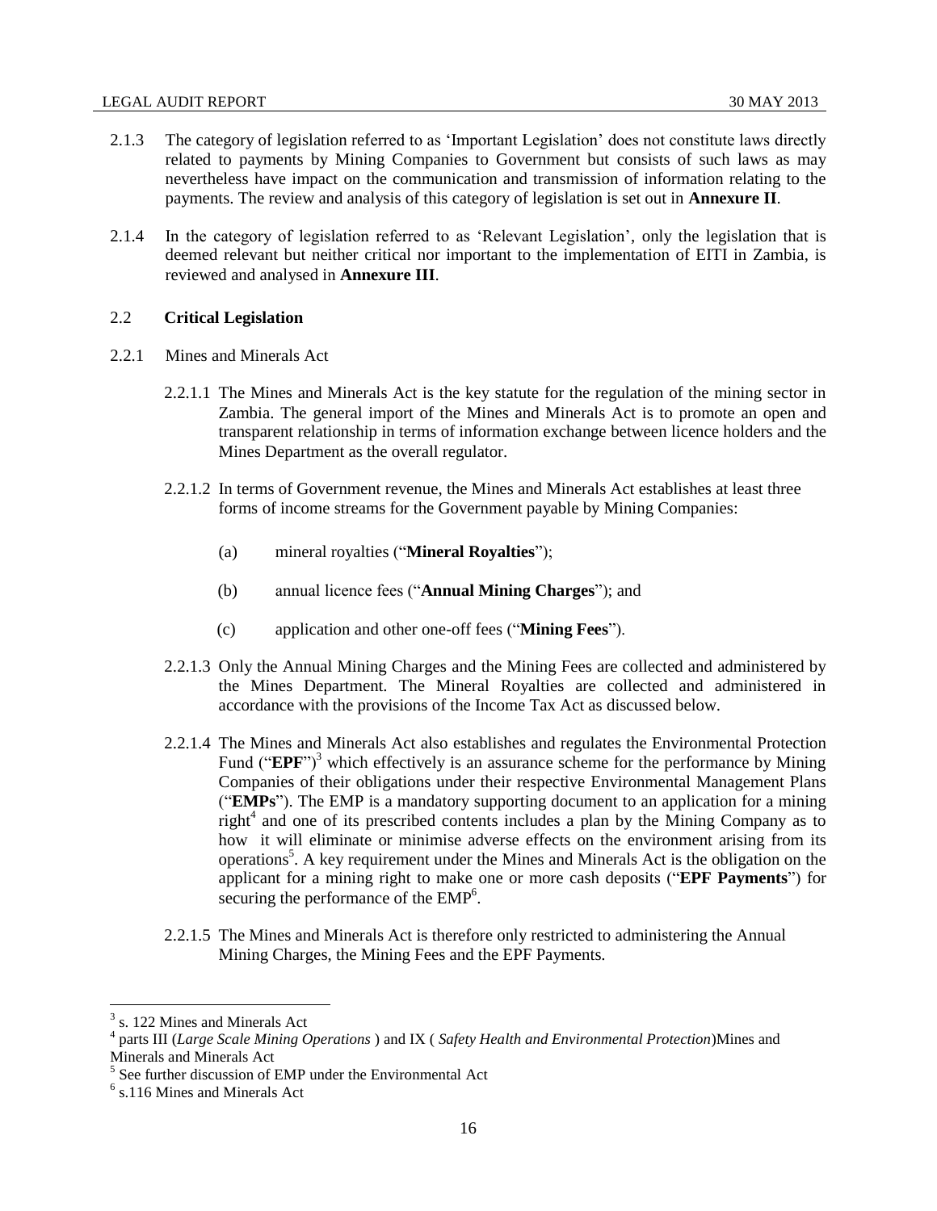2.1.3 The category of legislation referred to as 'Important Legislation' does not constitute laws directly related to payments by Mining Companies to Government but consists of such laws as may nevertheless have impact on the communication and transmission of information relating to the payments. The review and analysis of this category of legislation is set out in **Annexure II**.

2.1.4 In the category of legislation referred to as 'Relevant Legislation', only the legislation that is deemed relevant but neither critical nor important to the implementation of EITI in Zambia, is reviewed and analysed in **Annexure III**.

## 2.2 Critical Legislation

2.2.1 Mines and Minerals Act

2.2.1.1 The Mines and Minerals Act is the key statute for the regulation of the mining sector in Zambia. The general import of the Mines and Minerals Act is to promote an open and transparent relationship in terms of information exchange between licence holders and the Mines Department as the overall regulator.

2.2.1.2 In terms of Government revenue, the Mines and Minerals Act establishes at least three forms of income streams for the Government payable by Mining Companies:

(a) mineral royalties ("**Mineral Royalties**");

(b) annual licence fees ("**Annual Mining Charges**"); and

(c) application and other one-off fees ("**Mining Fees**").

2.2.1.3 Only the Annual Mining Charges and the Mining Fees are collected and administered by the Mines Department. The Mineral Royalties are collected and administered in accordance with the provisions of the Income Tax Act as discussed below.

2.2.1.4 The Mines and Minerals Act also establishes and regulates the Environmental Protection Fund ("**EPF**")[3] which effectively is an assurance scheme for the performance by Mining Companies of their obligations under their respective Environmental Management Plans ("**EMPs**"). The EMP is a mandatory supporting document to an application for a mining right[4] and one of its prescribed contents includes a plan by the Mining Company as to how it will eliminate or minimise adverse effects on the environment arising from its operations[5]. A key requirement under the Mines and Minerals Act is the obligation on the applicant for a mining right to make one or more cash deposits ("**EPF Payments**") for securing the performance of the EMP[6].

2.2.1.5 The Mines and Minerals Act is therefore only restricted to administering the Annual Mining Charges, the Mining Fees and the EPF Payments.

---

[3] s. 122 Mines and Minerals Act

[4] parts III (*Large Scale Mining Operations* ) and IX ( *Safety Health and Environmental Protection*)Mines and Minerals and Minerals Act

[5] See further discussion of EMP under the Environmental Act

[6] s.116 Mines and Minerals Act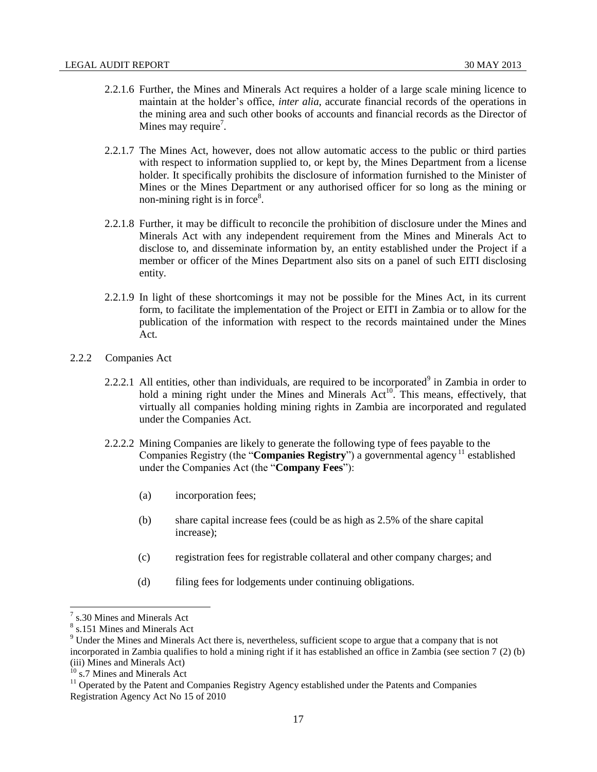2.2.1.6 Further, the Mines and Minerals Act requires a holder of a large scale mining licence to maintain at the holder's office, *inter alia*, accurate financial records of the operations in the mining area and such other books of accounts and financial records as the Director of Mines may require[7].

2.2.1.7 The Mines Act, however, does not allow automatic access to the public or third parties with respect to information supplied to, or kept by, the Mines Department from a license holder. It specifically prohibits the disclosure of information furnished to the Minister of Mines or the Mines Department or any authorised officer for so long as the mining or non-mining right is in force[8].

2.2.1.8 Further, it may be difficult to reconcile the prohibition of disclosure under the Mines and Minerals Act with any independent requirement from the Mines and Minerals Act to disclose to, and disseminate information by, an entity established under the Project if a member or officer of the Mines Department also sits on a panel of such EITI disclosing entity.

2.2.1.9 In light of these shortcomings it may not be possible for the Mines Act, in its current form, to facilitate the implementation of the Project or EITI in Zambia or to allow for the publication of the information with respect to the records maintained under the Mines Act.

2.2.2 Companies Act

2.2.2.1 All entities, other than individuals, are required to be incorporated[9] in Zambia in order to hold a mining right under the Mines and Minerals Act[10]. This means, effectively, that virtually all companies holding mining rights in Zambia are incorporated and regulated under the Companies Act.

2.2.2.2 Mining Companies are likely to generate the following type of fees payable to the Companies Registry (the "**Companies Registry**") a governmental agency[11] established under the Companies Act (the "**Company Fees**"):

(a) incorporation fees;

(b) share capital increase fees (could be as high as 2.5% of the share capital increase);

(c) registration fees for registrable collateral and other company charges; and

(d) filing fees for lodgements under continuing obligations.

---

[7] s.30 Mines and Minerals Act

[8] s.151 Mines and Minerals Act

[9] Under the Mines and Minerals Act there is, nevertheless, sufficient scope to argue that a company that is not incorporated in Zambia qualifies to hold a mining right if it has established an office in Zambia (see section 7 (2) (b) (iii) Mines and Minerals Act)

[10] s.7 Mines and Minerals Act

[11] Operated by the Patent and Companies Registry Agency established under the Patents and Companies Registration Agency Act No 15 of 2010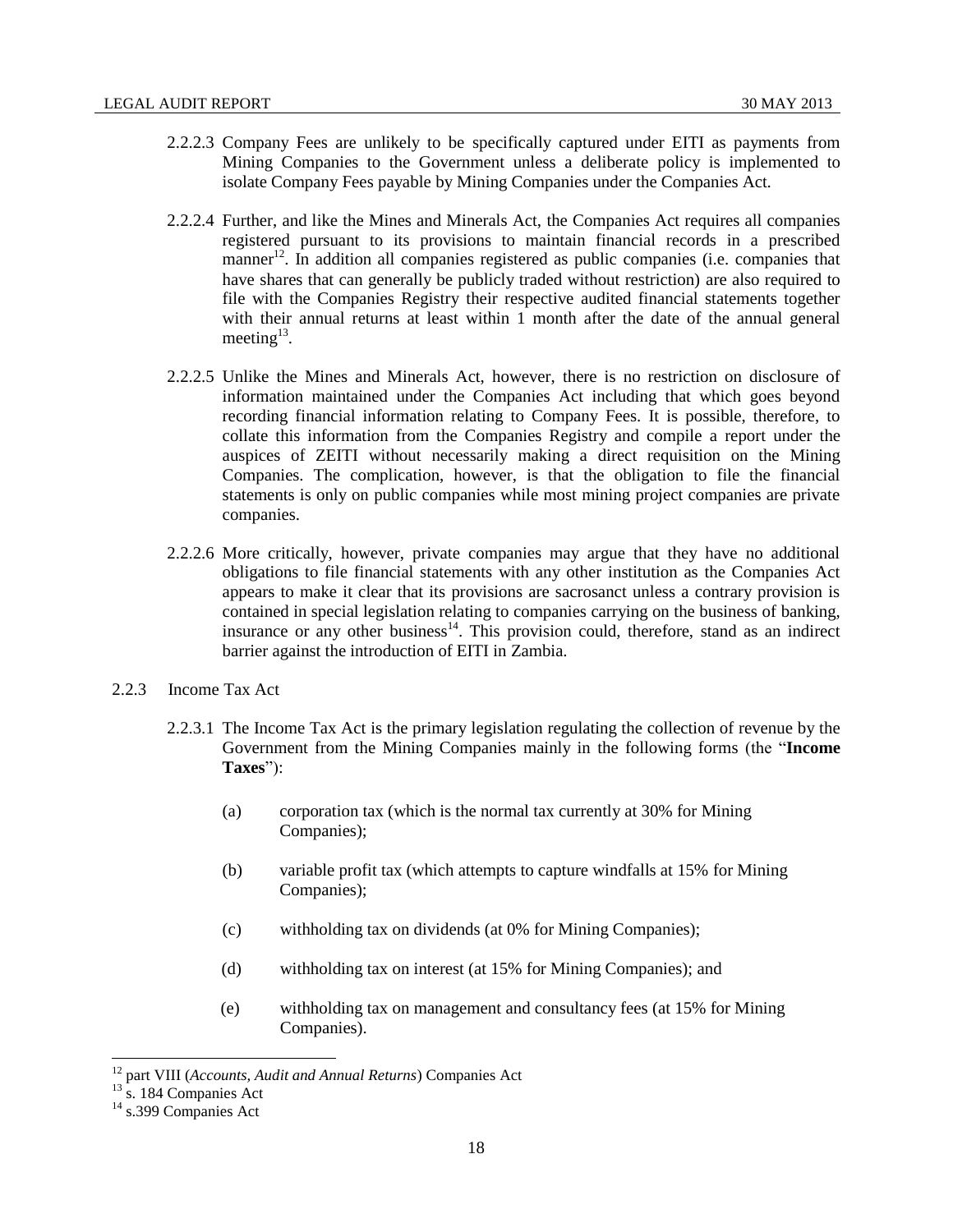2.2.2.3 Company Fees are unlikely to be specifically captured under EITI as payments from Mining Companies to the Government unless a deliberate policy is implemented to isolate Company Fees payable by Mining Companies under the Companies Act.

2.2.2.4 Further, and like the Mines and Minerals Act, the Companies Act requires all companies registered pursuant to its provisions to maintain financial records in a prescribed manner[12]. In addition all companies registered as public companies (i.e. companies that have shares that can generally be publicly traded without restriction) are also required to file with the Companies Registry their respective audited financial statements together with their annual returns at least within 1 month after the date of the annual general meeting[13].

2.2.2.5 Unlike the Mines and Minerals Act, however, there is no restriction on disclosure of information maintained under the Companies Act including that which goes beyond recording financial information relating to Company Fees. It is possible, therefore, to collate this information from the Companies Registry and compile a report under the auspices of ZEITI without necessarily making a direct requisition on the Mining Companies. The complication, however, is that the obligation to file the financial statements is only on public companies while most mining project companies are private companies.

2.2.2.6 More critically, however, private companies may argue that they have no additional obligations to file financial statements with any other institution as the Companies Act appears to make it clear that its provisions are sacrosanct unless a contrary provision is contained in special legislation relating to companies carrying on the business of banking, insurance or any other business[14]. This provision could, therefore, stand as an indirect barrier against the introduction of EITI in Zambia.

2.2.3 Income Tax Act

2.2.3.1 The Income Tax Act is the primary legislation regulating the collection of revenue by the Government from the Mining Companies mainly in the following forms (the "**Income Taxes**"):

(a) corporation tax (which is the normal tax currently at 30% for Mining Companies);

(b) variable profit tax (which attempts to capture windfalls at 15% for Mining Companies);

(c) withholding tax on dividends (at 0% for Mining Companies);

(d) withholding tax on interest (at 15% for Mining Companies); and

(e) withholding tax on management and consultancy fees (at 15% for Mining Companies).

---

[12] part VIII (*Accounts, Audit and Annual Returns*) Companies Act

[13] s. 184 Companies Act

[14] s.399 Companies Act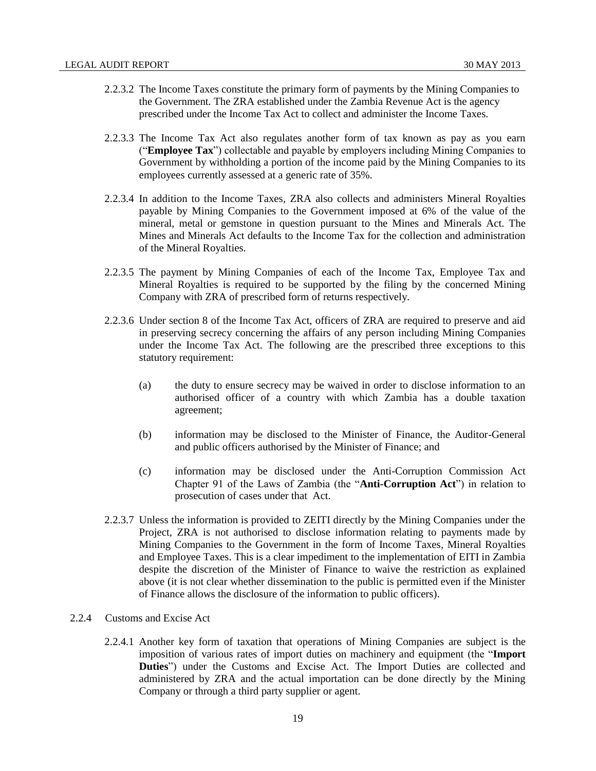2.2.3.2 The Income Taxes constitute the primary form of payments by the Mining Companies to the Government. The ZRA established under the Zambia Revenue Act is the agency prescribed under the Income Tax Act to collect and administer the Income Taxes.

2.2.3.3 The Income Tax Act also regulates another form of tax known as pay as you earn ("**Employee Tax**") collectable and payable by employers including Mining Companies to Government by withholding a portion of the income paid by the Mining Companies to its employees currently assessed at a generic rate of 35%.

2.2.3.4 In addition to the Income Taxes, ZRA also collects and administers Mineral Royalties payable by Mining Companies to the Government imposed at 6% of the value of the mineral, metal or gemstone in question pursuant to the Mines and Minerals Act. The Mines and Minerals Act defaults to the Income Tax for the collection and administration of the Mineral Royalties.

2.2.3.5 The payment by Mining Companies of each of the Income Tax, Employee Tax and Mineral Royalties is required to be supported by the filing by the concerned Mining Company with ZRA of prescribed form of returns respectively.

2.2.3.6 Under section 8 of the Income Tax Act, officers of ZRA are required to preserve and aid in preserving secrecy concerning the affairs of any person including Mining Companies under the Income Tax Act. The following are the prescribed three exceptions to this statutory requirement:

(a) the duty to ensure secrecy may be waived in order to disclose information to an authorised officer of a country with which Zambia has a double taxation agreement;

(b) information may be disclosed to the Minister of Finance, the Auditor-General and public officers authorised by the Minister of Finance; and

(c) information may be disclosed under the Anti-Corruption Commission Act Chapter 91 of the Laws of Zambia (the "**Anti-Corruption Act**") in relation to prosecution of cases under that Act.

2.2.3.7 Unless the information is provided to ZEITI directly by the Mining Companies under the Project, ZRA is not authorised to disclose information relating to payments made by Mining Companies to the Government in the form of Income Taxes, Mineral Royalties and Employee Taxes. This is a clear impediment to the implementation of EITI in Zambia despite the discretion of the Minister of Finance to waive the restriction as explained above (it is not clear whether dissemination to the public is permitted even if the Minister of Finance allows the disclosure of the information to public officers).

2.2.4 Customs and Excise Act

2.2.4.1 Another key form of taxation that operations of Mining Companies are subject is the imposition of various rates of import duties on machinery and equipment (the "**Import Duties**") under the Customs and Excise Act. The Import Duties are collected and administered by ZRA and the actual importation can be done directly by the Mining Company or through a third party supplier or agent.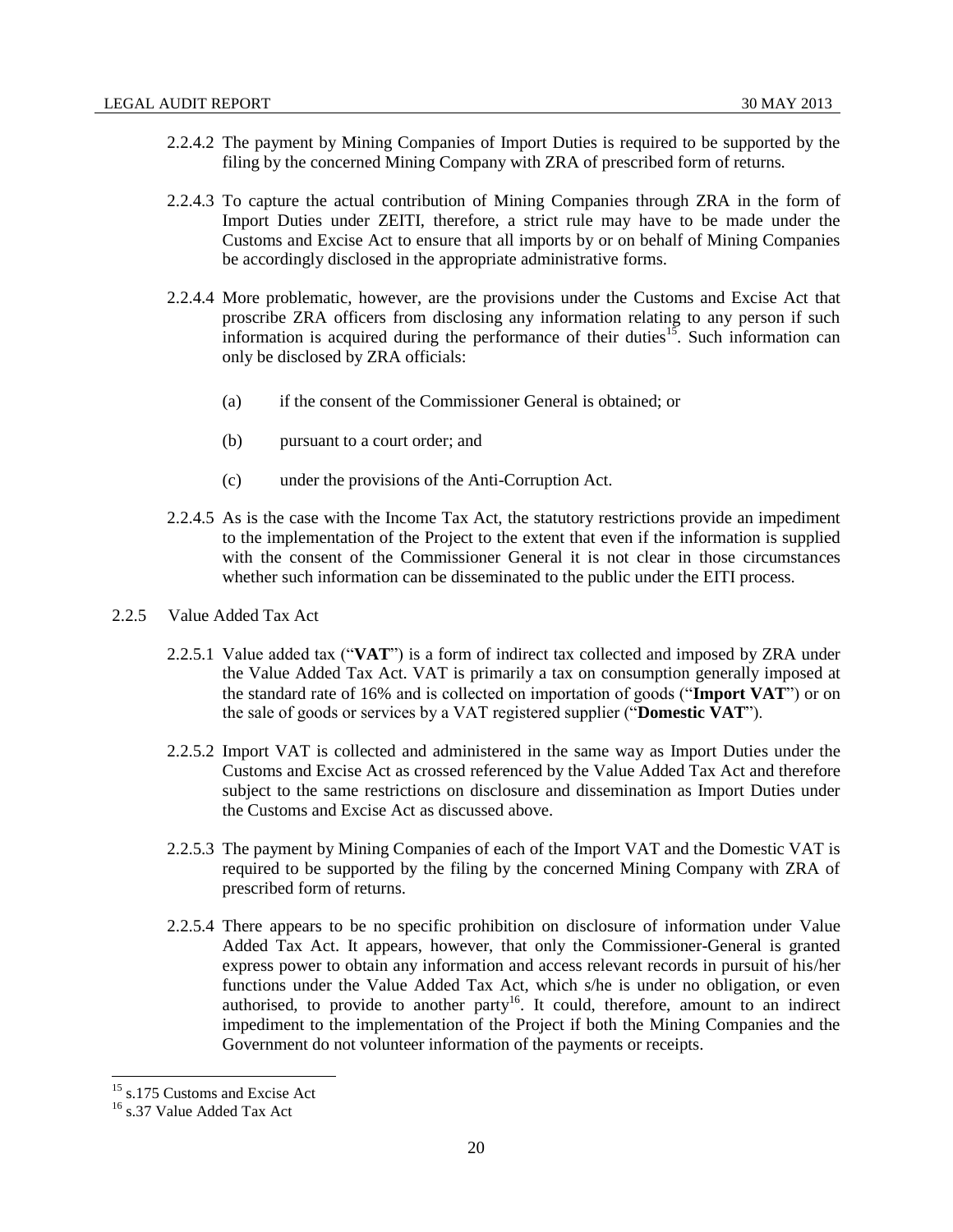2.2.4.2 The payment by Mining Companies of Import Duties is required to be supported by the filing by the concerned Mining Company with ZRA of prescribed form of returns.

2.2.4.3 To capture the actual contribution of Mining Companies through ZRA in the form of Import Duties under ZEITI, therefore, a strict rule may have to be made under the Customs and Excise Act to ensure that all imports by or on behalf of Mining Companies be accordingly disclosed in the appropriate administrative forms.

2.2.4.4 More problematic, however, are the provisions under the Customs and Excise Act that proscribe ZRA officers from disclosing any information relating to any person if such information is acquired during the performance of their duties[15]. Such information can only be disclosed by ZRA officials:

(a) if the consent of the Commissioner General is obtained; or

(b) pursuant to a court order; and

(c) under the provisions of the Anti-Corruption Act.

2.2.4.5 As is the case with the Income Tax Act, the statutory restrictions provide an impediment to the implementation of the Project to the extent that even if the information is supplied with the consent of the Commissioner General it is not clear in those circumstances whether such information can be disseminated to the public under the EITI process.

2.2.5 Value Added Tax Act

2.2.5.1 Value added tax ("**VAT**") is a form of indirect tax collected and imposed by ZRA under the Value Added Tax Act. VAT is primarily a tax on consumption generally imposed at the standard rate of 16% and is collected on importation of goods ("**Import VAT**") or on the sale of goods or services by a VAT registered supplier ("**Domestic VAT**").

2.2.5.2 Import VAT is collected and administered in the same way as Import Duties under the Customs and Excise Act as crossed referenced by the Value Added Tax Act and therefore subject to the same restrictions on disclosure and dissemination as Import Duties under the Customs and Excise Act as discussed above.

2.2.5.3 The payment by Mining Companies of each of the Import VAT and the Domestic VAT is required to be supported by the filing by the concerned Mining Company with ZRA of prescribed form of returns.

2.2.5.4 There appears to be no specific prohibition on disclosure of information under Value Added Tax Act. It appears, however, that only the Commissioner-General is granted express power to obtain any information and access relevant records in pursuit of his/her functions under the Value Added Tax Act, which s/he is under no obligation, or even authorised, to provide to another party[16]. It could, therefore, amount to an indirect impediment to the implementation of the Project if both the Mining Companies and the Government do not volunteer information of the payments or receipts.

---

[15] s.175 Customs and Excise Act

[16] s.37 Value Added Tax Act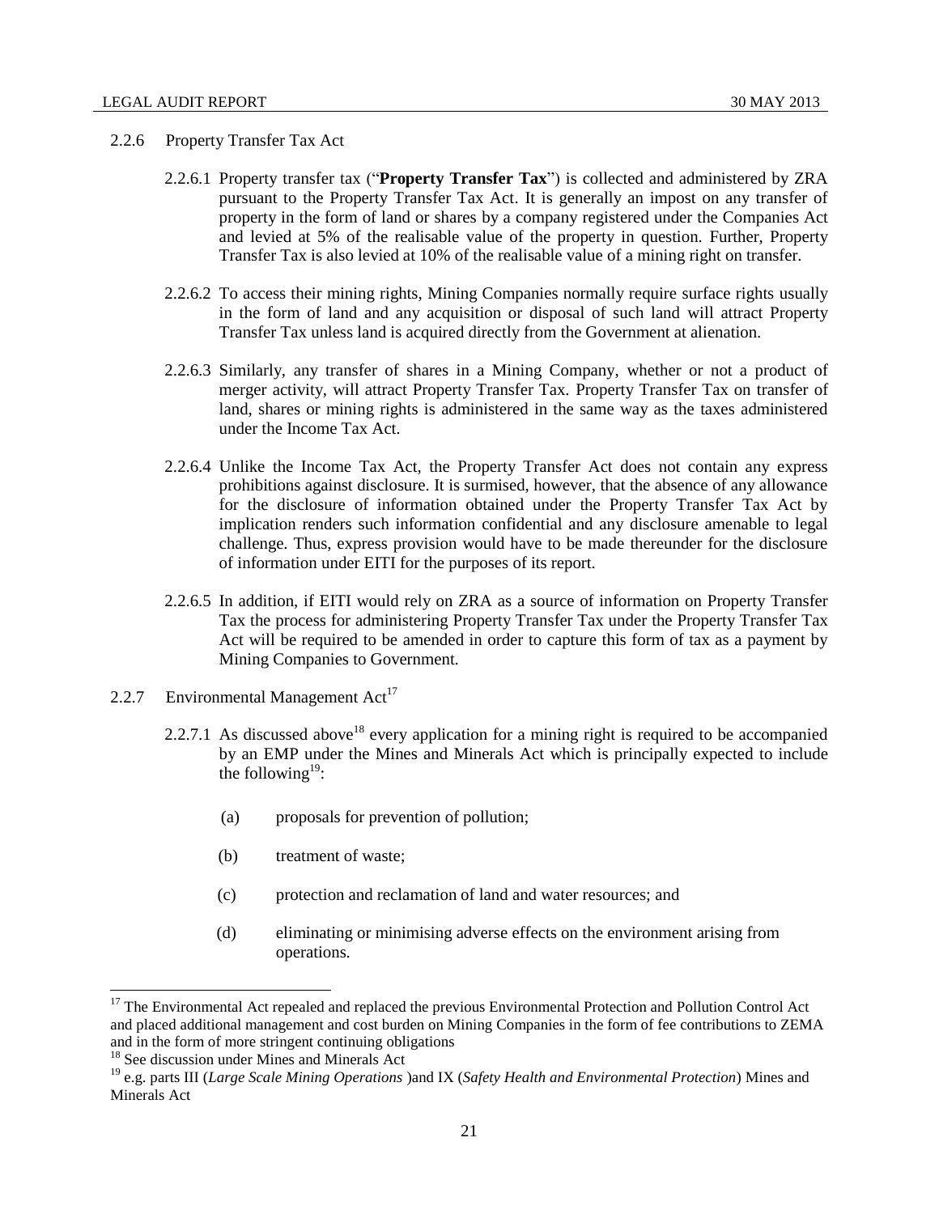### 2.2.6 Property Transfer Tax Act

2.2.6.1 Property transfer tax ("**Property Transfer Tax**") is collected and administered by ZRA pursuant to the Property Transfer Tax Act. It is generally an impost on any transfer of property in the form of land or shares by a company registered under the Companies Act and levied at 5% of the realisable value of the property in question. Further, Property Transfer Tax is also levied at 10% of the realisable value of a mining right on transfer.

2.2.6.2 To access their mining rights, Mining Companies normally require surface rights usually in the form of land and any acquisition or disposal of such land will attract Property Transfer Tax unless land is acquired directly from the Government at alienation.

2.2.6.3 Similarly, any transfer of shares in a Mining Company, whether or not a product of merger activity, will attract Property Transfer Tax. Property Transfer Tax on transfer of land, shares or mining rights is administered in the same way as the taxes administered under the Income Tax Act.

2.2.6.4 Unlike the Income Tax Act, the Property Transfer Act does not contain any express prohibitions against disclosure. It is surmised, however, that the absence of any allowance for the disclosure of information obtained under the Property Transfer Tax Act by implication renders such information confidential and any disclosure amenable to legal challenge. Thus, express provision would have to be made thereunder for the disclosure of information under EITI for the purposes of its report.

2.2.6.5 In addition, if EITI would rely on ZRA as a source of information on Property Transfer Tax the process for administering Property Transfer Tax under the Property Transfer Tax Act will be required to be amended in order to capture this form of tax as a payment by Mining Companies to Government.

### 2.2.7 Environmental Management Act[17]

2.2.7.1 As discussed above[18] every application for a mining right is required to be accompanied by an EMP under the Mines and Minerals Act which is principally expected to include the following[19]:

(a) proposals for prevention of pollution;

(b) treatment of waste;

(c) protection and reclamation of land and water resources; and

(d) eliminating or minimising adverse effects on the environment arising from operations.

---

[17] The Environmental Act repealed and replaced the previous Environmental Protection and Pollution Control Act and placed additional management and cost burden on Mining Companies in the form of fee contributions to ZEMA and in the form of more stringent continuing obligations

[18] See discussion under Mines and Minerals Act

[19] e.g. parts III (*Large Scale Mining Operations* )and IX (*Safety Health and Environmental Protection*) Mines and Minerals Act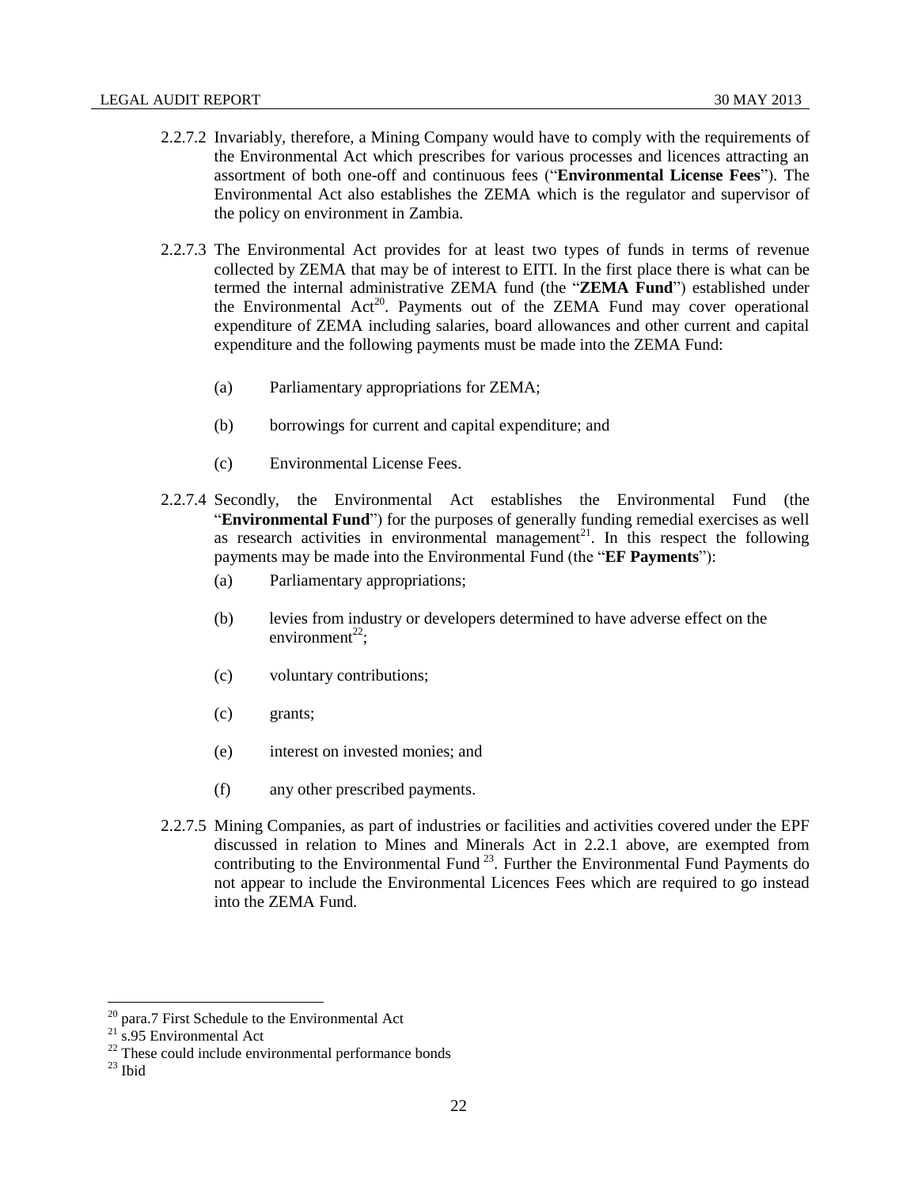2.2.7.2 Invariably, therefore, a Mining Company would have to comply with the requirements of the Environmental Act which prescribes for various processes and licences attracting an assortment of both one-off and continuous fees ("**Environmental License Fees**"). The Environmental Act also establishes the ZEMA which is the regulator and supervisor of the policy on environment in Zambia.

2.2.7.3 The Environmental Act provides for at least two types of funds in terms of revenue collected by ZEMA that may be of interest to EITI. In the first place there is what can be termed the internal administrative ZEMA fund (the "**ZEMA Fund**") established under the Environmental Act[20]. Payments out of the ZEMA Fund may cover operational expenditure of ZEMA including salaries, board allowances and other current and capital expenditure and the following payments must be made into the ZEMA Fund:

(a) Parliamentary appropriations for ZEMA;

(b) borrowings for current and capital expenditure; and

(c) Environmental License Fees.

2.2.7.4 Secondly, the Environmental Act establishes the Environmental Fund (the "**Environmental Fund**") for the purposes of generally funding remedial exercises as well as research activities in environmental management[21]. In this respect the following payments may be made into the Environmental Fund (the "**EF Payments**"):

(a) Parliamentary appropriations;

(b) levies from industry or developers determined to have adverse effect on the environment[22];

(c) voluntary contributions;

(c) grants;

(e) interest on invested monies; and

(f) any other prescribed payments.

2.2.7.5 Mining Companies, as part of industries or facilities and activities covered under the EPF discussed in relation to Mines and Minerals Act in 2.2.1 above, are exempted from contributing to the Environmental Fund[23]. Further the Environmental Fund Payments do not appear to include the Environmental Licences Fees which are required to go instead into the ZEMA Fund.

---

[20] para.7 First Schedule to the Environmental Act

[21] s.95 Environmental Act

[22] These could include environmental performance bonds

[23] Ibid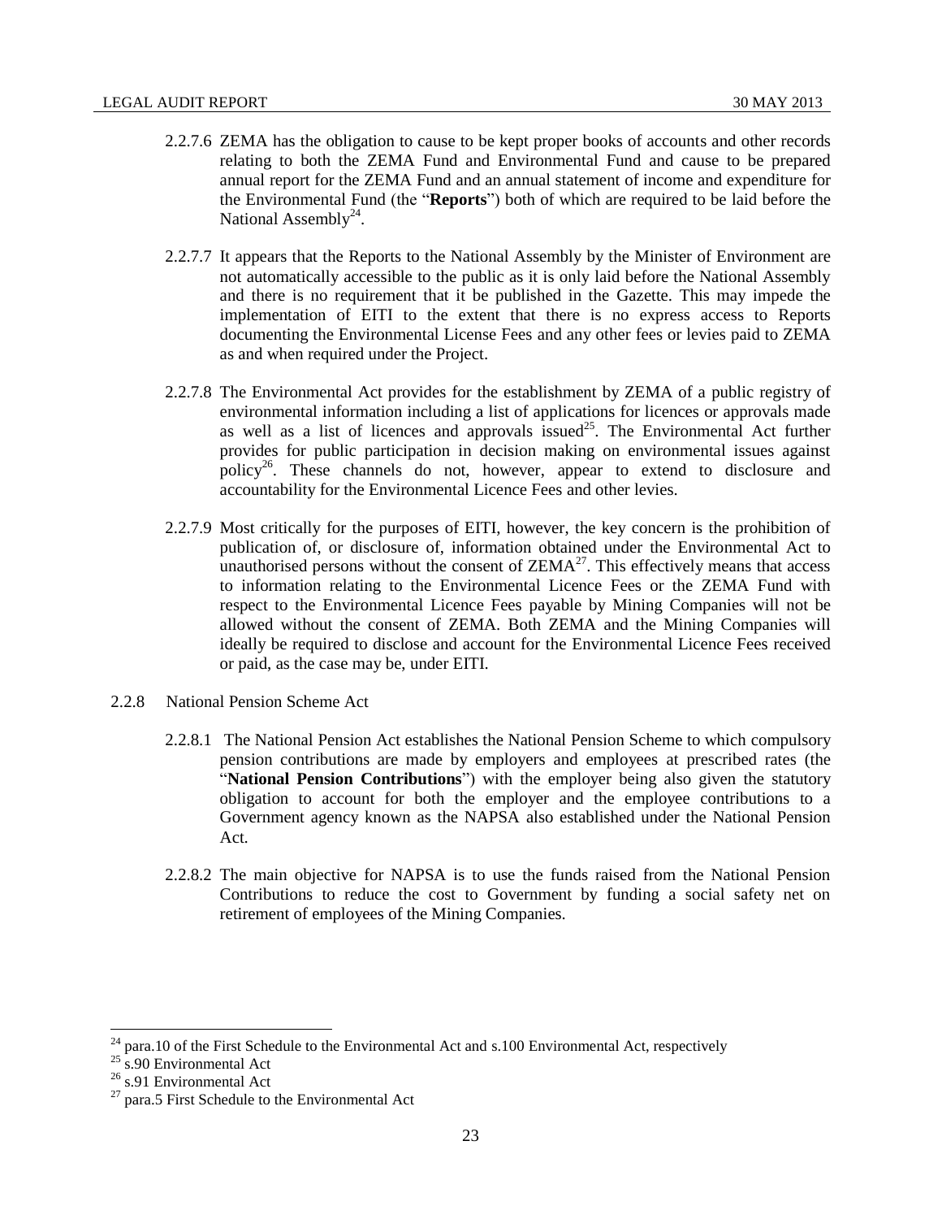2.2.7.6 ZEMA has the obligation to cause to be kept proper books of accounts and other records relating to both the ZEMA Fund and Environmental Fund and cause to be prepared annual report for the ZEMA Fund and an annual statement of income and expenditure for the Environmental Fund (the "**Reports**") both of which are required to be laid before the National Assembly[24].

2.2.7.7 It appears that the Reports to the National Assembly by the Minister of Environment are not automatically accessible to the public as it is only laid before the National Assembly and there is no requirement that it be published in the Gazette. This may impede the implementation of EITI to the extent that there is no express access to Reports documenting the Environmental License Fees and any other fees or levies paid to ZEMA as and when required under the Project.

2.2.7.8 The Environmental Act provides for the establishment by ZEMA of a public registry of environmental information including a list of applications for licences or approvals made as well as a list of licences and approvals issued[25]. The Environmental Act further provides for public participation in decision making on environmental issues against policy[26]. These channels do not, however, appear to extend to disclosure and accountability for the Environmental Licence Fees and other levies.

2.2.7.9 Most critically for the purposes of EITI, however, the key concern is the prohibition of publication of, or disclosure of, information obtained under the Environmental Act to unauthorised persons without the consent of ZEMA[27]. This effectively means that access to information relating to the Environmental Licence Fees or the ZEMA Fund with respect to the Environmental Licence Fees payable by Mining Companies will not be allowed without the consent of ZEMA. Both ZEMA and the Mining Companies will ideally be required to disclose and account for the Environmental Licence Fees received or paid, as the case may be, under EITI.

2.2.8 National Pension Scheme Act

2.2.8.1 The National Pension Act establishes the National Pension Scheme to which compulsory pension contributions are made by employers and employees at prescribed rates (the "**National Pension Contributions**") with the employer being also given the statutory obligation to account for both the employer and the employee contributions to a Government agency known as the NAPSA also established under the National Pension Act.

2.2.8.2 The main objective for NAPSA is to use the funds raised from the National Pension Contributions to reduce the cost to Government by funding a social safety net on retirement of employees of the Mining Companies.

---

[24] para.10 of the First Schedule to the Environmental Act and s.100 Environmental Act, respectively

[25] s.90 Environmental Act

[26] s.91 Environmental Act

[27] para.5 First Schedule to the Environmental Act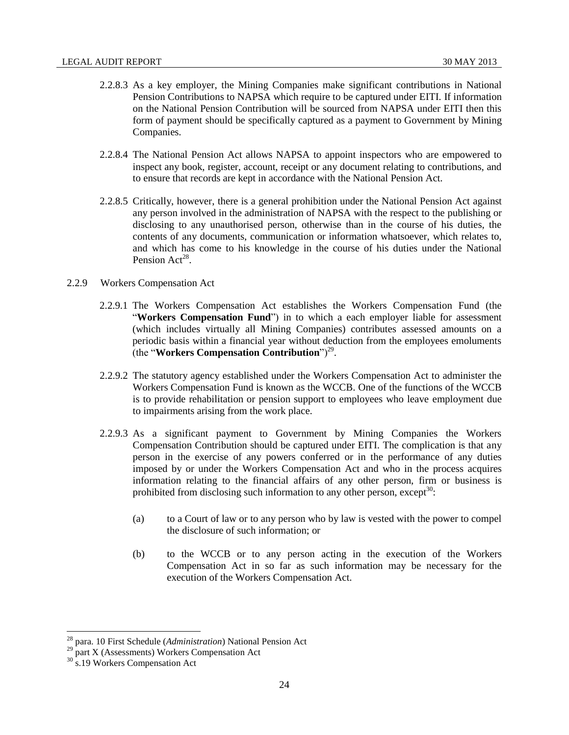2.2.8.3 As a key employer, the Mining Companies make significant contributions in National Pension Contributions to NAPSA which require to be captured under EITI. If information on the National Pension Contribution will be sourced from NAPSA under EITI then this form of payment should be specifically captured as a payment to Government by Mining Companies.

2.2.8.4 The National Pension Act allows NAPSA to appoint inspectors who are empowered to inspect any book, register, account, receipt or any document relating to contributions, and to ensure that records are kept in accordance with the National Pension Act.

2.2.8.5 Critically, however, there is a general prohibition under the National Pension Act against any person involved in the administration of NAPSA with the respect to the publishing or disclosing to any unauthorised person, otherwise than in the course of his duties, the contents of any documents, communication or information whatsoever, which relates to, and which has come to his knowledge in the course of his duties under the National Pension Act[28].

2.2.9 Workers Compensation Act

2.2.9.1 The Workers Compensation Act establishes the Workers Compensation Fund (the "**Workers Compensation Fund**") in to which a each employer liable for assessment (which includes virtually all Mining Companies) contributes assessed amounts on a periodic basis within a financial year without deduction from the employees emoluments (the "**Workers Compensation Contribution**")[29].

2.2.9.2 The statutory agency established under the Workers Compensation Act to administer the Workers Compensation Fund is known as the WCCB. One of the functions of the WCCB is to provide rehabilitation or pension support to employees who leave employment due to impairments arising from the work place.

2.2.9.3 As a significant payment to Government by Mining Companies the Workers Compensation Contribution should be captured under EITI. The complication is that any person in the exercise of any powers conferred or in the performance of any duties imposed by or under the Workers Compensation Act and who in the process acquires information relating to the financial affairs of any other person, firm or business is prohibited from disclosing such information to any other person, except[30]:

(a) to a Court of law or to any person who by law is vested with the power to compel the disclosure of such information; or

(b) to the WCCB or to any person acting in the execution of the Workers Compensation Act in so far as such information may be necessary for the execution of the Workers Compensation Act.

---

[28] para. 10 First Schedule (*Administration*) National Pension Act

[29] part X (Assessments) Workers Compensation Act

[30] s.19 Workers Compensation Act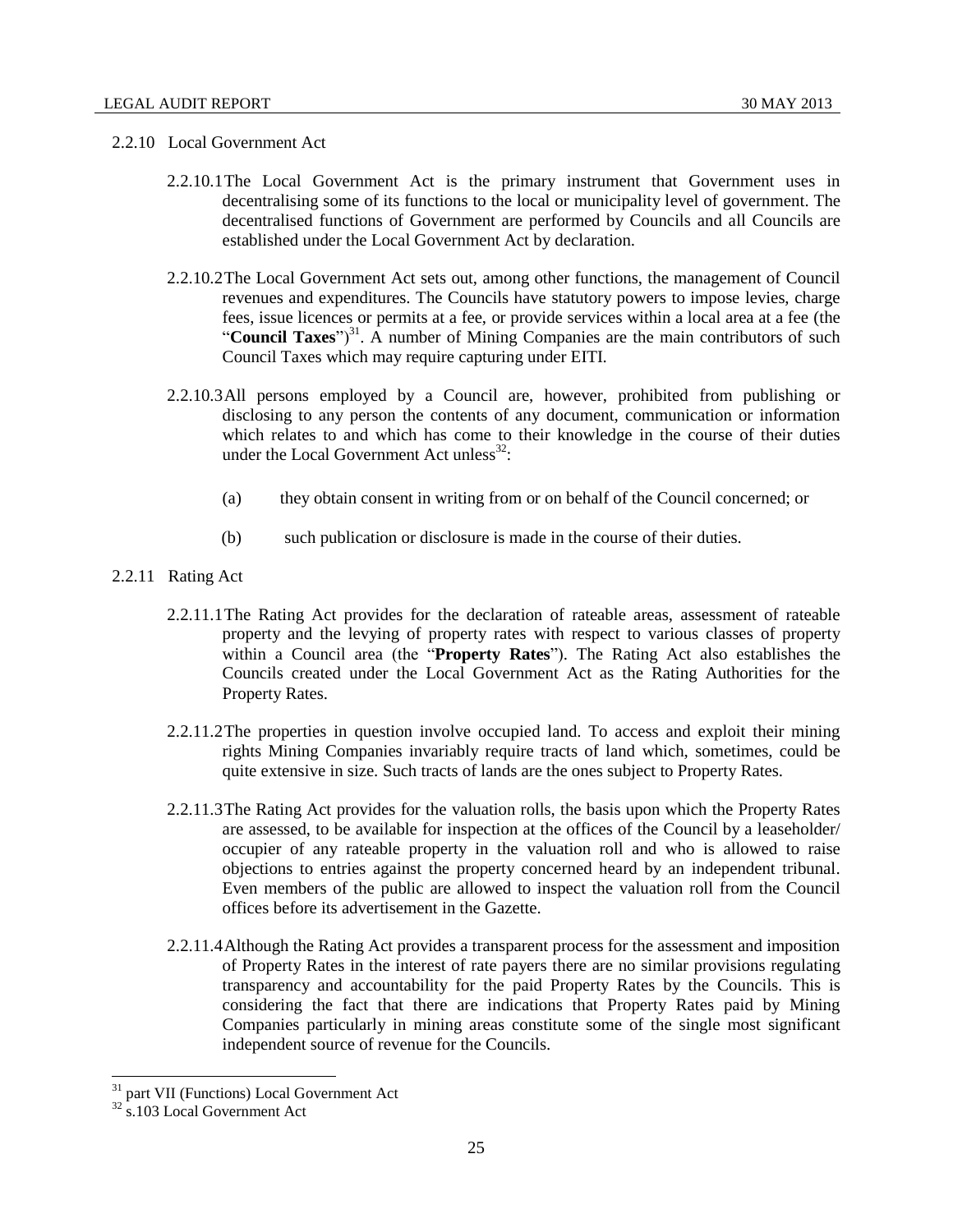2.2.10 Local Government Act

2.2.10.1 The Local Government Act is the primary instrument that Government uses in decentralising some of its functions to the local or municipality level of government. The decentralised functions of Government are performed by Councils and all Councils are established under the Local Government Act by declaration.

2.2.10.2 The Local Government Act sets out, among other functions, the management of Council revenues and expenditures. The Councils have statutory powers to impose levies, charge fees, issue licences or permits at a fee, or provide services within a local area at a fee (the "**Council Taxes**")[31]. A number of Mining Companies are the main contributors of such Council Taxes which may require capturing under EITI.

2.2.10.3 All persons employed by a Council are, however, prohibited from publishing or disclosing to any person the contents of any document, communication or information which relates to and which has come to their knowledge in the course of their duties under the Local Government Act unless[32]:

(a) they obtain consent in writing from or on behalf of the Council concerned; or

(b) such publication or disclosure is made in the course of their duties.

2.2.11 Rating Act

2.2.11.1 The Rating Act provides for the declaration of rateable areas, assessment of rateable property and the levying of property rates with respect to various classes of property within a Council area (the "**Property Rates**"). The Rating Act also establishes the Councils created under the Local Government Act as the Rating Authorities for the Property Rates.

2.2.11.2 The properties in question involve occupied land. To access and exploit their mining rights Mining Companies invariably require tracts of land which, sometimes, could be quite extensive in size. Such tracts of lands are the ones subject to Property Rates.

2.2.11.3 The Rating Act provides for the valuation rolls, the basis upon which the Property Rates are assessed, to be available for inspection at the offices of the Council by a leaseholder/ occupier of any rateable property in the valuation roll and who is allowed to raise objections to entries against the property concerned heard by an independent tribunal. Even members of the public are allowed to inspect the valuation roll from the Council offices before its advertisement in the Gazette.

2.2.11.4 Although the Rating Act provides a transparent process for the assessment and imposition of Property Rates in the interest of rate payers there are no similar provisions regulating transparency and accountability for the paid Property Rates by the Councils. This is considering the fact that there are indications that Property Rates paid by Mining Companies particularly in mining areas constitute some of the single most significant independent source of revenue for the Councils.

---

[31] part VII (Functions) Local Government Act

[32] s.103 Local Government Act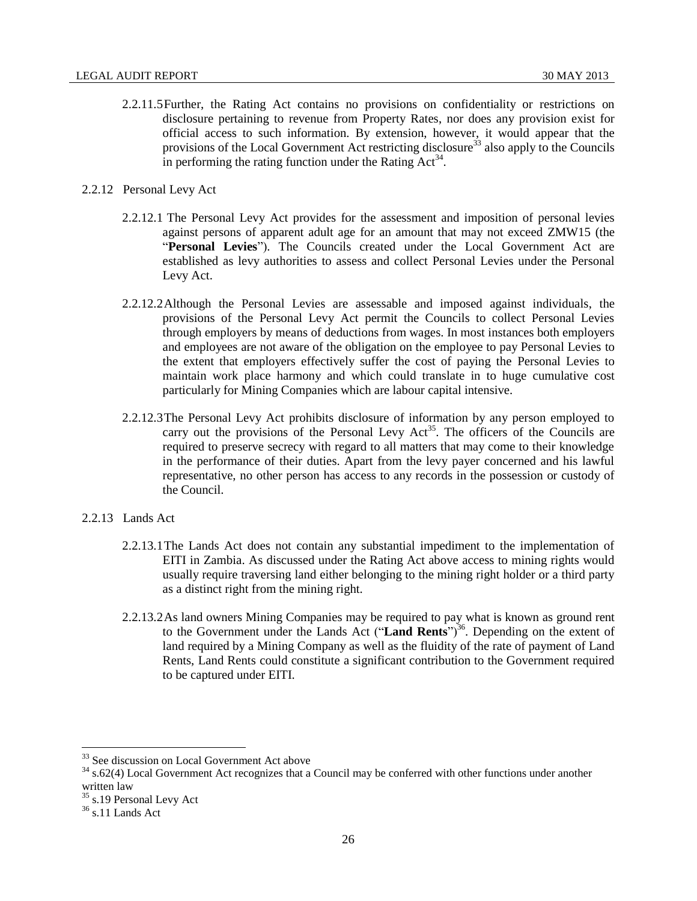2.2.11.5 Further, the Rating Act contains no provisions on confidentiality or restrictions on disclosure pertaining to revenue from Property Rates, nor does any provision exist for official access to such information. By extension, however, it would appear that the provisions of the Local Government Act restricting disclosure[33] also apply to the Councils in performing the rating function under the Rating Act[34].

2.2.12 Personal Levy Act

2.2.12.1 The Personal Levy Act provides for the assessment and imposition of personal levies against persons of apparent adult age for an amount that may not exceed ZMW15 (the "**Personal Levies**"). The Councils created under the Local Government Act are established as levy authorities to assess and collect Personal Levies under the Personal Levy Act.

2.2.12.2 Although the Personal Levies are assessable and imposed against individuals, the provisions of the Personal Levy Act permit the Councils to collect Personal Levies through employers by means of deductions from wages. In most instances both employers and employees are not aware of the obligation on the employee to pay Personal Levies to the extent that employers effectively suffer the cost of paying the Personal Levies to maintain work place harmony and which could translate in to huge cumulative cost particularly for Mining Companies which are labour capital intensive.

2.2.12.3 The Personal Levy Act prohibits disclosure of information by any person employed to carry out the provisions of the Personal Levy Act[35]. The officers of the Councils are required to preserve secrecy with regard to all matters that may come to their knowledge in the performance of their duties. Apart from the levy payer concerned and his lawful representative, no other person has access to any records in the possession or custody of the Council.

2.2.13 Lands Act

2.2.13.1 The Lands Act does not contain any substantial impediment to the implementation of EITI in Zambia. As discussed under the Rating Act above access to mining rights would usually require traversing land either belonging to the mining right holder or a third party as a distinct right from the mining right.

2.2.13.2 As land owners Mining Companies may be required to pay what is known as ground rent to the Government under the Lands Act ("**Land Rents**")[36]. Depending on the extent of land required by a Mining Company as well as the fluidity of the rate of payment of Land Rents, Land Rents could constitute a significant contribution to the Government required to be captured under EITI.

---

[33] See discussion on Local Government Act above

[34] s.62(4) Local Government Act recognizes that a Council may be conferred with other functions under another written law

[35] s.19 Personal Levy Act

[36] s.11 Lands Act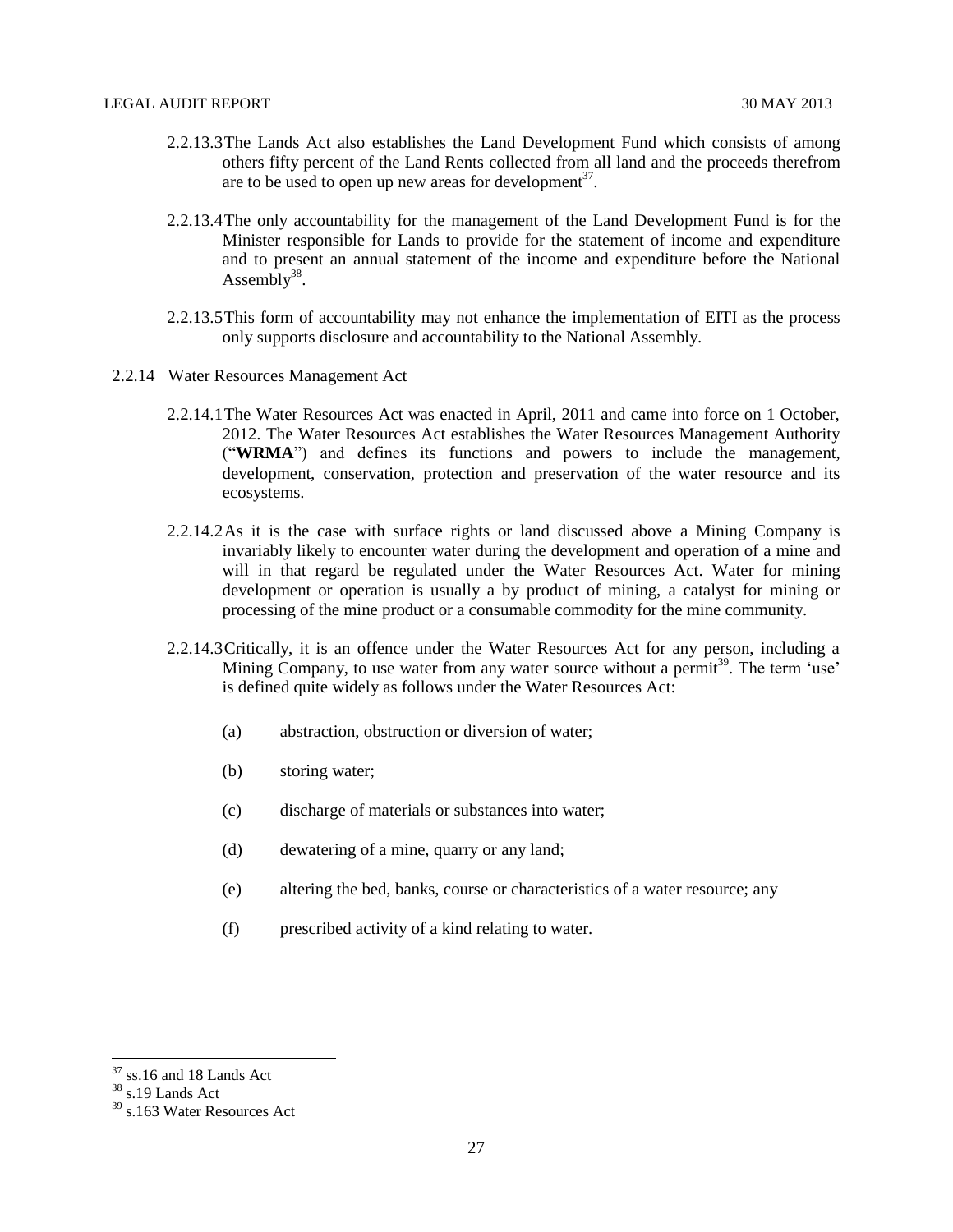2.2.13.3 The Lands Act also establishes the Land Development Fund which consists of among others fifty percent of the Land Rents collected from all land and the proceeds therefrom are to be used to open up new areas for development[37].

2.2.13.4 The only accountability for the management of the Land Development Fund is for the Minister responsible for Lands to provide for the statement of income and expenditure and to present an annual statement of the income and expenditure before the National Assembly[38].

2.2.13.5 This form of accountability may not enhance the implementation of EITI as the process only supports disclosure and accountability to the National Assembly.

2.2.14 Water Resources Management Act

2.2.14.1 The Water Resources Act was enacted in April, 2011 and came into force on 1 October, 2012. The Water Resources Act establishes the Water Resources Management Authority ("**WRMA**") and defines its functions and powers to include the management, development, conservation, protection and preservation of the water resource and its ecosystems.

2.2.14.2 As it is the case with surface rights or land discussed above a Mining Company is invariably likely to encounter water during the development and operation of a mine and will in that regard be regulated under the Water Resources Act. Water for mining development or operation is usually a by product of mining, a catalyst for mining or processing of the mine product or a consumable commodity for the mine community.

2.2.14.3 Critically, it is an offence under the Water Resources Act for any person, including a Mining Company, to use water from any water source without a permit[39]. The term 'use' is defined quite widely as follows under the Water Resources Act:

(a) abstraction, obstruction or diversion of water;

(b) storing water;

(c) discharge of materials or substances into water;

(d) dewatering of a mine, quarry or any land;

(e) altering the bed, banks, course or characteristics of a water resource; any

(f) prescribed activity of a kind relating to water.

---

[37] ss.16 and 18 Lands Act

[38] s.19 Lands Act

[39] s.163 Water Resources Act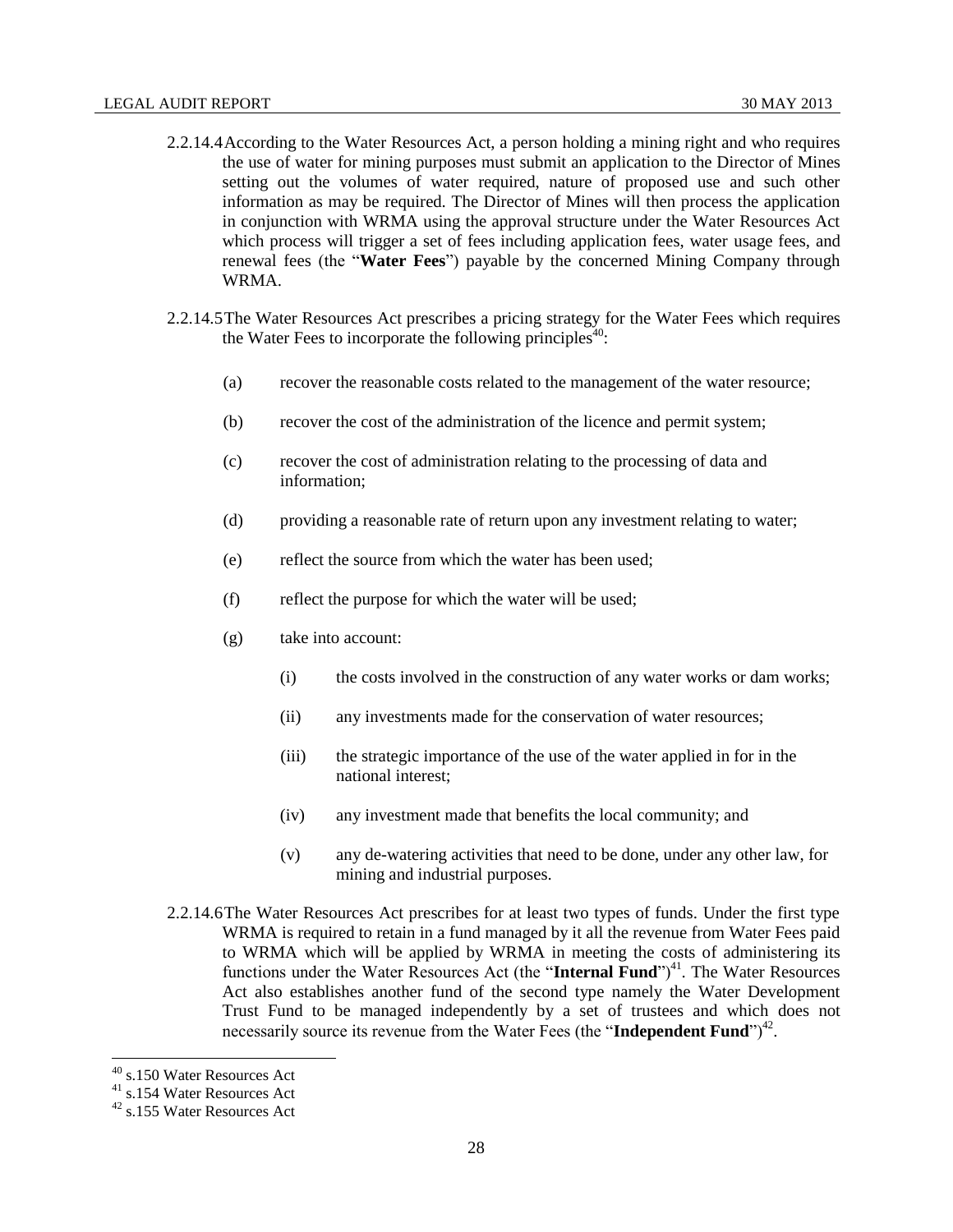2.2.14.4 According to the Water Resources Act, a person holding a mining right and who requires the use of water for mining purposes must submit an application to the Director of Mines setting out the volumes of water required, nature of proposed use and such other information as may be required. The Director of Mines will then process the application in conjunction with WRMA using the approval structure under the Water Resources Act which process will trigger a set of fees including application fees, water usage fees, and renewal fees (the "**Water Fees**") payable by the concerned Mining Company through WRMA.

2.2.14.5 The Water Resources Act prescribes a pricing strategy for the Water Fees which requires the Water Fees to incorporate the following principles[40]:

(a) recover the reasonable costs related to the management of the water resource;

(b) recover the cost of the administration of the licence and permit system;

(c) recover the cost of administration relating to the processing of data and information;

(d) providing a reasonable rate of return upon any investment relating to water;

(e) reflect the source from which the water has been used;

(f) reflect the purpose for which the water will be used;

(g) take into account:

(i) the costs involved in the construction of any water works or dam works;

(ii) any investments made for the conservation of water resources;

(iii) the strategic importance of the use of the water applied in for in the national interest;

(iv) any investment made that benefits the local community; and

(v) any de-watering activities that need to be done, under any other law, for mining and industrial purposes.

2.2.14.6 The Water Resources Act prescribes for at least two types of funds. Under the first type WRMA is required to retain in a fund managed by it all the revenue from Water Fees paid to WRMA which will be applied by WRMA in meeting the costs of administering its functions under the Water Resources Act (the "**Internal Fund**")[41]. The Water Resources Act also establishes another fund of the second type namely the Water Development Trust Fund to be managed independently by a set of trustees and which does not necessarily source its revenue from the Water Fees (the "**Independent Fund**")[42].

---

[40] s.150 Water Resources Act

[41] s.154 Water Resources Act

[42] s.155 Water Resources Act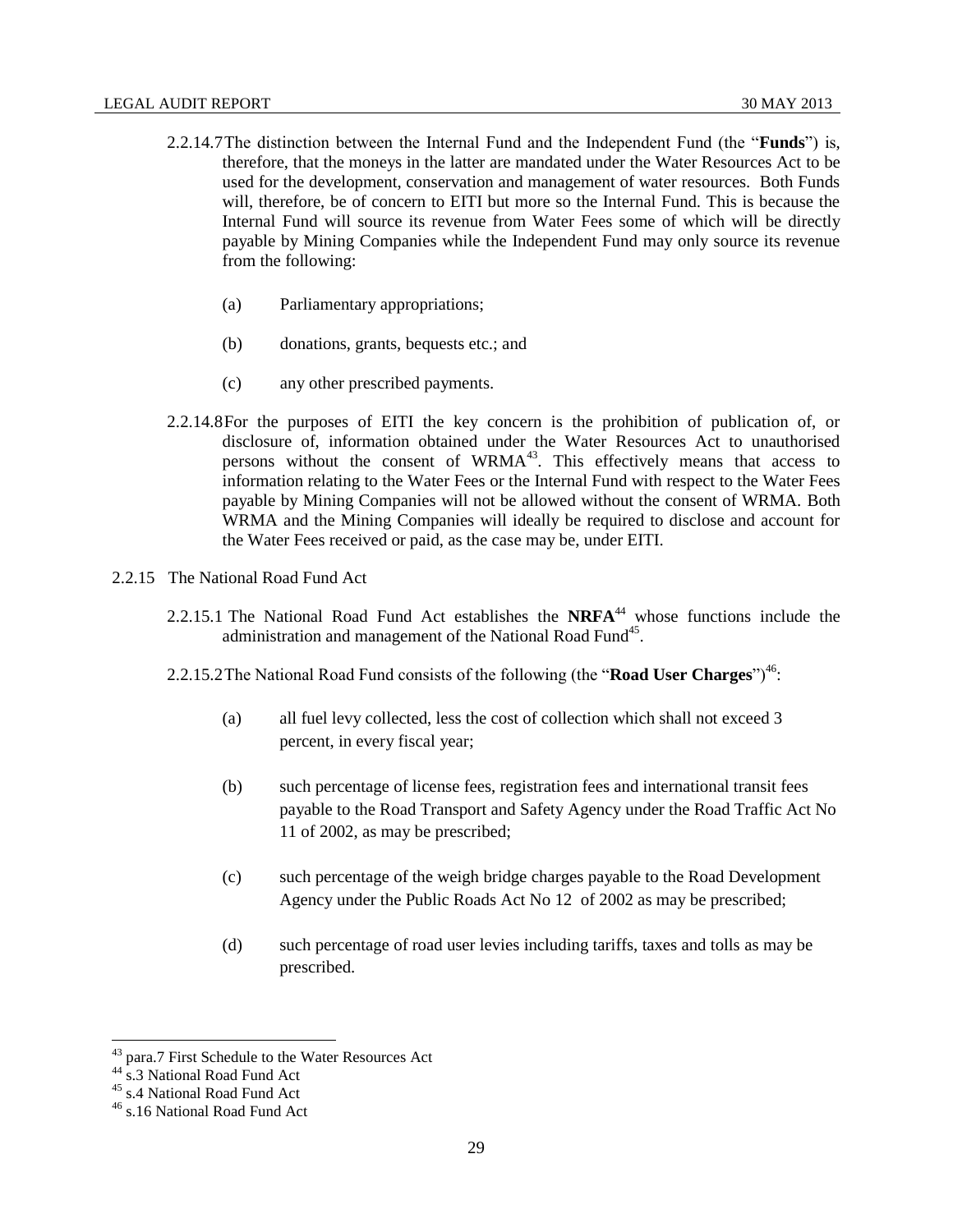2.2.14.7 The distinction between the Internal Fund and the Independent Fund (the "**Funds**") is, therefore, that the moneys in the latter are mandated under the Water Resources Act to be used for the development, conservation and management of water resources. Both Funds will, therefore, be of concern to EITI but more so the Internal Fund. This is because the Internal Fund will source its revenue from Water Fees some of which will be directly payable by Mining Companies while the Independent Fund may only source its revenue from the following:

(a) Parliamentary appropriations;

(b) donations, grants, bequests etc.; and

(c) any other prescribed payments.

2.2.14.8 For the purposes of EITI the key concern is the prohibition of publication of, or disclosure of, information obtained under the Water Resources Act to unauthorised persons without the consent of WRMA[43]. This effectively means that access to information relating to the Water Fees or the Internal Fund with respect to the Water Fees payable by Mining Companies will not be allowed without the consent of WRMA. Both WRMA and the Mining Companies will ideally be required to disclose and account for the Water Fees received or paid, as the case may be, under EITI.

2.2.15 The National Road Fund Act

2.2.15.1 The National Road Fund Act establishes the **NRFA**[44] whose functions include the administration and management of the National Road Fund[45].

2.2.15.2 The National Road Fund consists of the following (the "**Road User Charges**")[46]:

(a) all fuel levy collected, less the cost of collection which shall not exceed 3 percent, in every fiscal year;

(b) such percentage of license fees, registration fees and international transit fees payable to the Road Transport and Safety Agency under the Road Traffic Act No 11 of 2002, as may be prescribed;

(c) such percentage of the weigh bridge charges payable to the Road Development Agency under the Public Roads Act No 12 of 2002 as may be prescribed;

(d) such percentage of road user levies including tariffs, taxes and tolls as may be prescribed.

---

[43] para.7 First Schedule to the Water Resources Act

[44] s.3 National Road Fund Act

[45] s.4 National Road Fund Act

[46] s.16 National Road Fund Act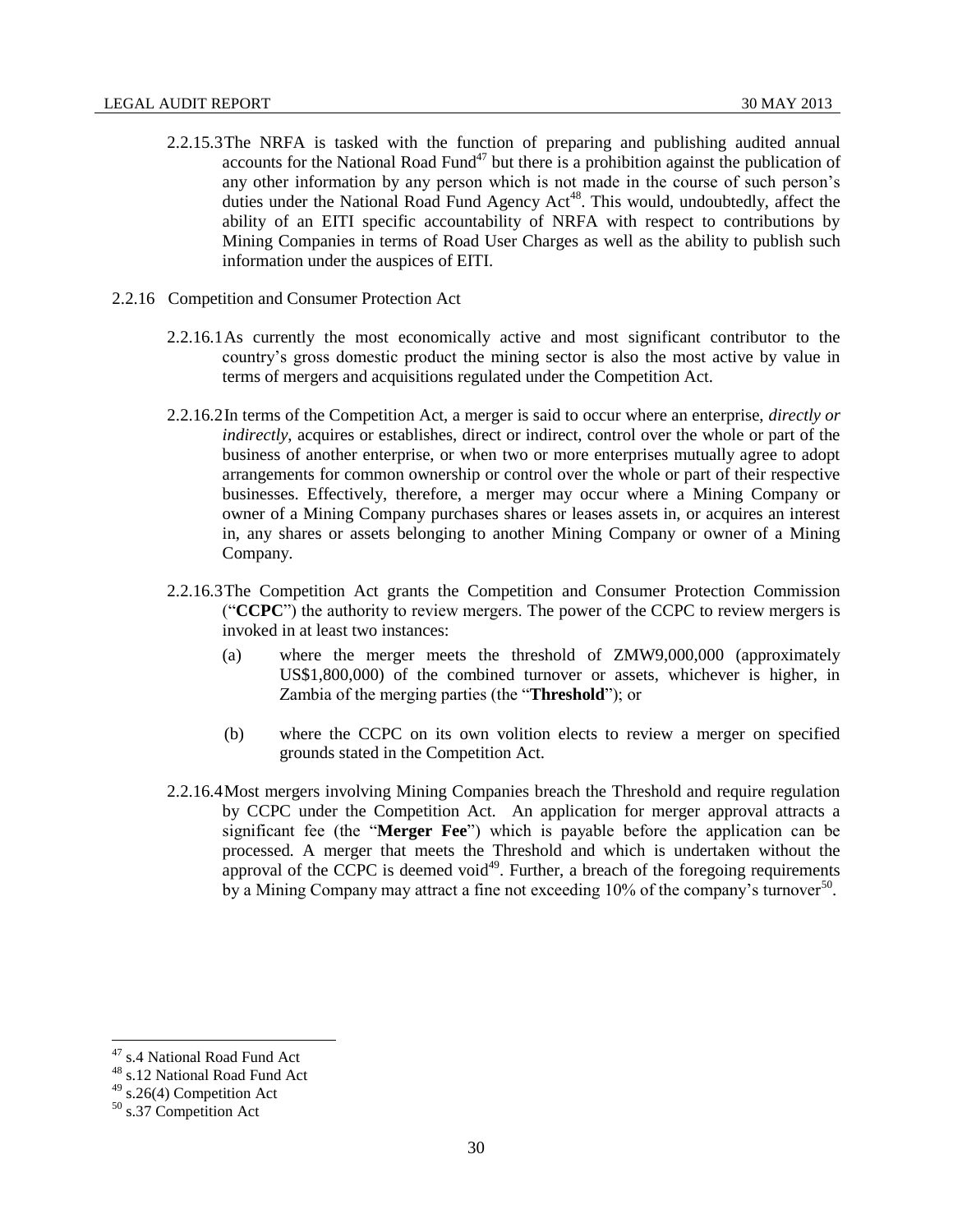2.2.15.3 The NRFA is tasked with the function of preparing and publishing audited annual accounts for the National Road Fund[47] but there is a prohibition against the publication of any other information by any person which is not made in the course of such person's duties under the National Road Fund Agency Act[48]. This would, undoubtedly, affect the ability of an EITI specific accountability of NRFA with respect to contributions by Mining Companies in terms of Road User Charges as well as the ability to publish such information under the auspices of EITI.

2.2.16 Competition and Consumer Protection Act

2.2.16.1 As currently the most economically active and most significant contributor to the country's gross domestic product the mining sector is also the most active by value in terms of mergers and acquisitions regulated under the Competition Act.

2.2.16.2 In terms of the Competition Act, a merger is said to occur where an enterprise, *directly or indirectly*, acquires or establishes, direct or indirect, control over the whole or part of the business of another enterprise, or when two or more enterprises mutually agree to adopt arrangements for common ownership or control over the whole or part of their respective businesses. Effectively, therefore, a merger may occur where a Mining Company or owner of a Mining Company purchases shares or leases assets in, or acquires an interest in, any shares or assets belonging to another Mining Company or owner of a Mining Company.

2.2.16.3 The Competition Act grants the Competition and Consumer Protection Commission ("**CCPC**") the authority to review mergers. The power of the CCPC to review mergers is invoked in at least two instances:

(a) where the merger meets the threshold of ZMW9,000,000 (approximately US$1,800,000) of the combined turnover or assets, whichever is higher, in Zambia of the merging parties (the "**Threshold**"); or

(b) where the CCPC on its own volition elects to review a merger on specified grounds stated in the Competition Act.

2.2.16.4 Most mergers involving Mining Companies breach the Threshold and require regulation by CCPC under the Competition Act. An application for merger approval attracts a significant fee (the "**Merger Fee**") which is payable before the application can be processed. A merger that meets the Threshold and which is undertaken without the approval of the CCPC is deemed void[49]. Further, a breach of the foregoing requirements by a Mining Company may attract a fine not exceeding 10% of the company's turnover[50].

---

[47] s.4 National Road Fund Act

[48] s.12 National Road Fund Act

[49] s.26(4) Competition Act

[50] s.37 Competition Act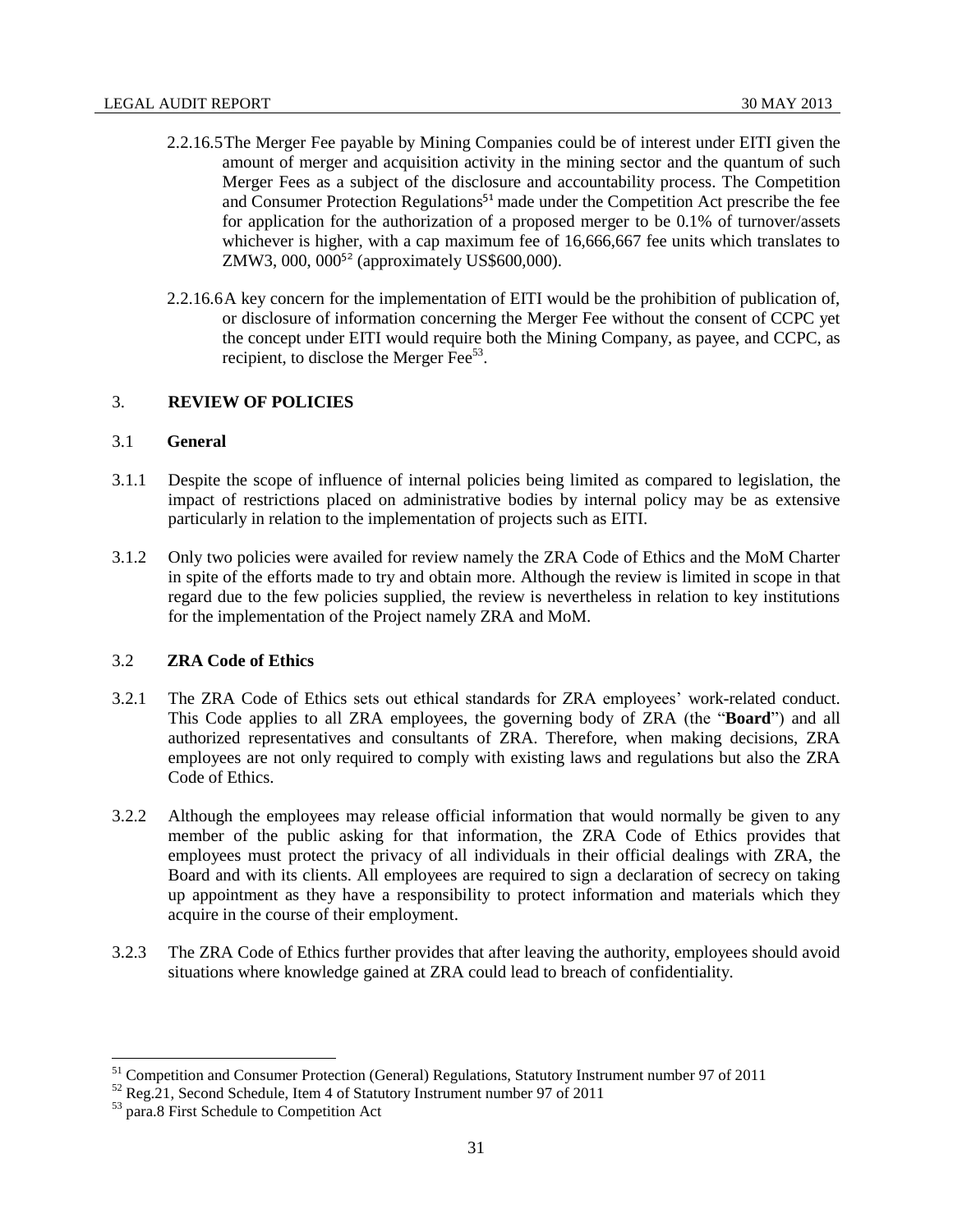2.2.16.5 The Merger Fee payable by Mining Companies could be of interest under EITI given the amount of merger and acquisition activity in the mining sector and the quantum of such Merger Fees as a subject of the disclosure and accountability process. The Competition and Consumer Protection Regulations[51] made under the Competition Act prescribe the fee for application for the authorization of a proposed merger to be 0.1% of turnover/assets whichever is higher, with a cap maximum fee of 16,666,667 fee units which translates to ZMW3, 000, 000[52] (approximately US$600,000).

2.2.16.6 A key concern for the implementation of EITI would be the prohibition of publication of, or disclosure of information concerning the Merger Fee without the consent of CCPC yet the concept under EITI would require both the Mining Company, as payee, and CCPC, as recipient, to disclose the Merger Fee[53].

## 3. REVIEW OF POLICIES

### 3.1 General

3.1.1 Despite the scope of influence of internal policies being limited as compared to legislation, the impact of restrictions placed on administrative bodies by internal policy may be as extensive particularly in relation to the implementation of projects such as EITI.

3.1.2 Only two policies were availed for review namely the ZRA Code of Ethics and the MoM Charter in spite of the efforts made to try and obtain more. Although the review is limited in scope in that regard due to the few policies supplied, the review is nevertheless in relation to key institutions for the implementation of the Project namely ZRA and MoM.

### 3.2 ZRA Code of Ethics

3.2.1 The ZRA Code of Ethics sets out ethical standards for ZRA employees' work-related conduct. This Code applies to all ZRA employees, the governing body of ZRA (the "**Board**") and all authorized representatives and consultants of ZRA. Therefore, when making decisions, ZRA employees are not only required to comply with existing laws and regulations but also the ZRA Code of Ethics.

3.2.2 Although the employees may release official information that would normally be given to any member of the public asking for that information, the ZRA Code of Ethics provides that employees must protect the privacy of all individuals in their official dealings with ZRA, the Board and with its clients. All employees are required to sign a declaration of secrecy on taking up appointment as they have a responsibility to protect information and materials which they acquire in the course of their employment.

3.2.3 The ZRA Code of Ethics further provides that after leaving the authority, employees should avoid situations where knowledge gained at ZRA could lead to breach of confidentiality.

---

[51] Competition and Consumer Protection (General) Regulations, Statutory Instrument number 97 of 2011

[52] Reg.21, Second Schedule, Item 4 of Statutory Instrument number 97 of 2011

[53] para.8 First Schedule to Competition Act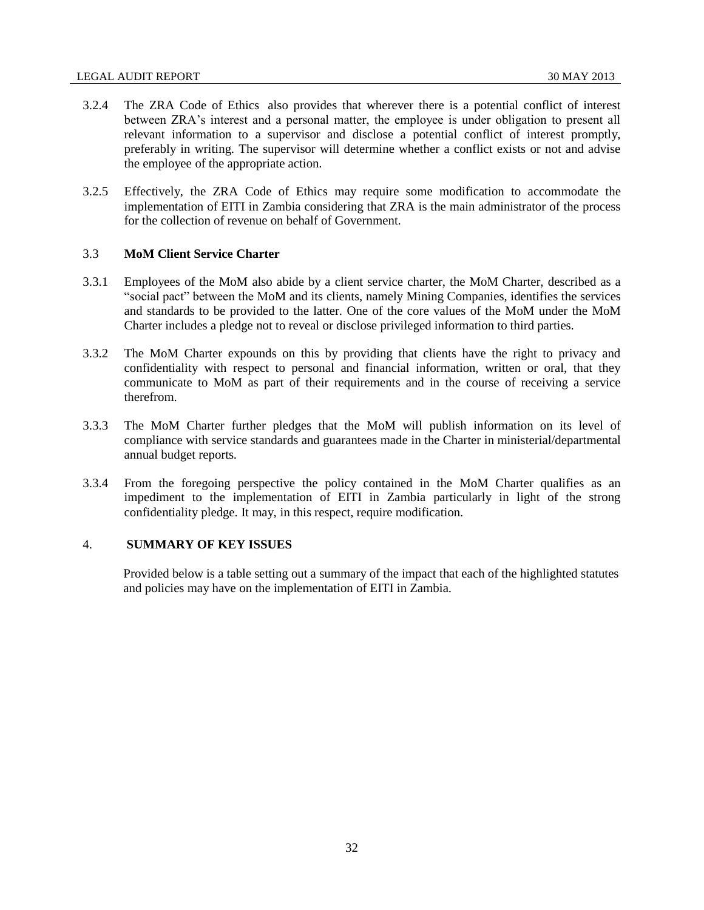3.2.4 The ZRA Code of Ethics also provides that wherever there is a potential conflict of interest between ZRA's interest and a personal matter, the employee is under obligation to present all relevant information to a supervisor and disclose a potential conflict of interest promptly, preferably in writing. The supervisor will determine whether a conflict exists or not and advise the employee of the appropriate action.

3.2.5 Effectively, the ZRA Code of Ethics may require some modification to accommodate the implementation of EITI in Zambia considering that ZRA is the main administrator of the process for the collection of revenue on behalf of Government.

### 3.3 MoM Client Service Charter

3.3.1 Employees of the MoM also abide by a client service charter, the MoM Charter, described as a "social pact" between the MoM and its clients, namely Mining Companies, identifies the services and standards to be provided to the latter. One of the core values of the MoM under the MoM Charter includes a pledge not to reveal or disclose privileged information to third parties.

3.3.2 The MoM Charter expounds on this by providing that clients have the right to privacy and confidentiality with respect to personal and financial information, written or oral, that they communicate to MoM as part of their requirements and in the course of receiving a service therefrom.

3.3.3 The MoM Charter further pledges that the MoM will publish information on its level of compliance with service standards and guarantees made in the Charter in ministerial/departmental annual budget reports.

3.3.4 From the foregoing perspective the policy contained in the MoM Charter qualifies as an impediment to the implementation of EITI in Zambia particularly in light of the strong confidentiality pledge. It may, in this respect, require modification.

## 4. SUMMARY OF KEY ISSUES

Provided below is a table setting out a summary of the impact that each of the highlighted statutes and policies may have on the implementation of EITI in Zambia.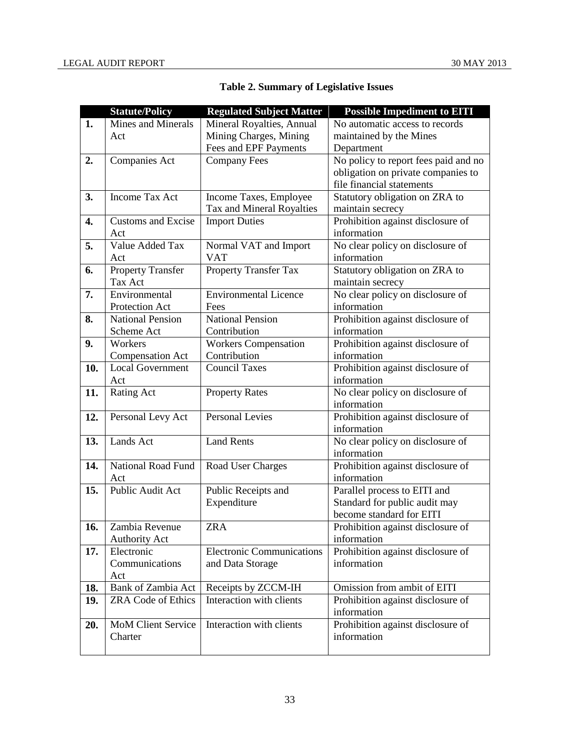**Table 2. Summary of Legislative Issues**

| | Statute/Policy | Regulated Subject Matter | Possible Impediment to EITI |
|---|---|---|---|
| 1. | Mines and Minerals Act | Mineral Royalties, Annual Mining Charges, Mining Fees and EPF Payments | No automatic access to records maintained by the Mines Department |
| 2. | Companies Act | Company Fees | No policy to report fees paid and no obligation on private companies to file financial statements |
| 3. | Income Tax Act | Income Taxes, Employee Tax and Mineral Royalties | Statutory obligation on ZRA to maintain secrecy |
| 4. | Customs and Excise Act | Import Duties | Prohibition against disclosure of information |
| 5. | Value Added Tax Act | Normal VAT and Import VAT | No clear policy on disclosure of information |
| 6. | Property Transfer Tax Act | Property Transfer Tax | Statutory obligation on ZRA to maintain secrecy |
| 7. | Environmental Protection Act | Environmental Licence Fees | No clear policy on disclosure of information |
| 8. | National Pension Scheme Act | National Pension Contribution | Prohibition against disclosure of information |
| 9. | Workers Compensation Act | Workers Compensation Contribution | Prohibition against disclosure of information |
| 10. | Local Government Act | Council Taxes | Prohibition against disclosure of information |
| 11. | Rating Act | Property Rates | No clear policy on disclosure of information |
| 12. | Personal Levy Act | Personal Levies | Prohibition against disclosure of information |
| 13. | Lands Act | Land Rents | No clear policy on disclosure of information |
| 14. | National Road Fund Act | Road User Charges | Prohibition against disclosure of information |
| 15. | Public Audit Act | Public Receipts and Expenditure | Parallel process to EITI and Standard for public audit may become standard for EITI |
| 16. | Zambia Revenue Authority Act | ZRA | Prohibition against disclosure of information |
| 17. | Electronic Communications Act | Electronic Communications and Data Storage | Prohibition against disclosure of information |
| 18. | Bank of Zambia Act | Receipts by ZCCM-IH | Omission from ambit of EITI |
| 19. | ZRA Code of Ethics | Interaction with clients | Prohibition against disclosure of information |
| 20. | MoM Client Service Charter | Interaction with clients | Prohibition against disclosure of information |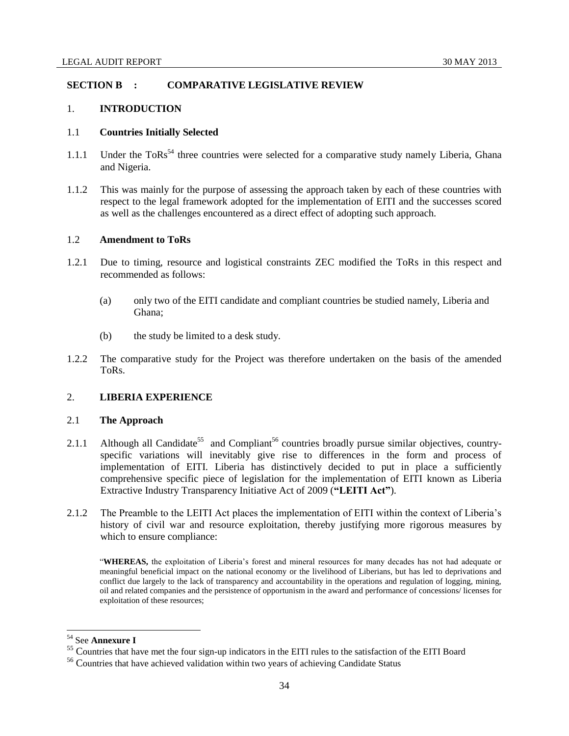## SECTION B : COMPARATIVE LEGISLATIVE REVIEW

### 1. INTRODUCTION

#### 1.1 Countries Initially Selected

1.1.1 Under the ToRs[54] three countries were selected for a comparative study namely Liberia, Ghana and Nigeria.

1.1.2 This was mainly for the purpose of assessing the approach taken by each of these countries with respect to the legal framework adopted for the implementation of EITI and the successes scored as well as the challenges encountered as a direct effect of adopting such approach.

#### 1.2 Amendment to ToRs

1.2.1 Due to timing, resource and logistical constraints ZEC modified the ToRs in this respect and recommended as follows:

(a) only two of the EITI candidate and compliant countries be studied namely, Liberia and Ghana;

(b) the study be limited to a desk study.

1.2.2 The comparative study for the Project was therefore undertaken on the basis of the amended ToRs.

### 2. LIBERIA EXPERIENCE

#### 2.1 The Approach

2.1.1 Although all Candidate[55] and Compliant[56] countries broadly pursue similar objectives, country-specific variations will inevitably give rise to differences in the form and process of implementation of EITI. Liberia has distinctively decided to put in place a sufficiently comprehensive specific piece of legislation for the implementation of EITI known as Liberia Extractive Industry Transparency Initiative Act of 2009 (**"LEITI Act"**).

2.1.2 The Preamble to the LEITI Act places the implementation of EITI within the context of Liberia's history of civil war and resource exploitation, thereby justifying more rigorous measures by which to ensure compliance:

> "**WHEREAS,** the exploitation of Liberia's forest and mineral resources for many decades has not had adequate or meaningful beneficial impact on the national economy or the livelihood of Liberians, but has led to deprivations and conflict due largely to the lack of transparency and accountability in the operations and regulation of logging, mining, oil and related companies and the persistence of opportunism in the award and performance of concessions/ licenses for exploitation of these resources;

---

[54] See **Annexure I**

[55] Countries that have met the four sign-up indicators in the EITI rules to the satisfaction of the EITI Board

[56] Countries that have achieved validation within two years of achieving Candidate Status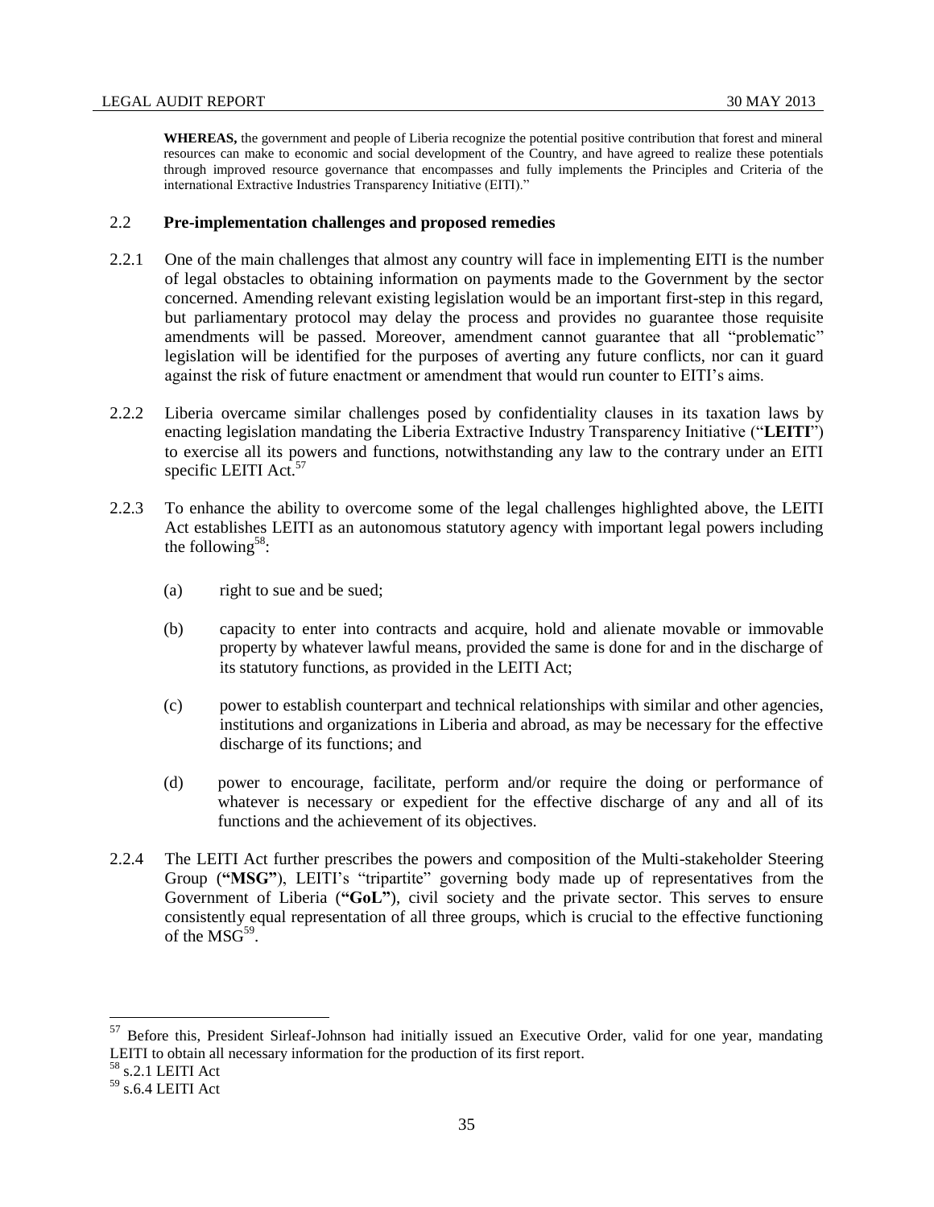**WHEREAS,** the government and people of Liberia recognize the potential positive contribution that forest and mineral resources can make to economic and social development of the Country, and have agreed to realize these potentials through improved resource governance that encompasses and fully implements the Principles and Criteria of the international Extractive Industries Transparency Initiative (EITI)."

## 2.2 **Pre-implementation challenges and proposed remedies**

2.2.1 One of the main challenges that almost any country will face in implementing EITI is the number of legal obstacles to obtaining information on payments made to the Government by the sector concerned. Amending relevant existing legislation would be an important first-step in this regard, but parliamentary protocol may delay the process and provides no guarantee those requisite amendments will be passed. Moreover, amendment cannot guarantee that all "problematic" legislation will be identified for the purposes of averting any future conflicts, nor can it guard against the risk of future enactment or amendment that would run counter to EITI's aims.

2.2.2 Liberia overcame similar challenges posed by confidentiality clauses in its taxation laws by enacting legislation mandating the Liberia Extractive Industry Transparency Initiative ("**LEITI**") to exercise all its powers and functions, notwithstanding any law to the contrary under an EITI specific LEITI Act.[57]

2.2.3 To enhance the ability to overcome some of the legal challenges highlighted above, the LEITI Act establishes LEITI as an autonomous statutory agency with important legal powers including the following[58]:

(a) right to sue and be sued;

(b) capacity to enter into contracts and acquire, hold and alienate movable or immovable property by whatever lawful means, provided the same is done for and in the discharge of its statutory functions, as provided in the LEITI Act;

(c) power to establish counterpart and technical relationships with similar and other agencies, institutions and organizations in Liberia and abroad, as may be necessary for the effective discharge of its functions; and

(d) power to encourage, facilitate, perform and/or require the doing or performance of whatever is necessary or expedient for the effective discharge of any and all of its functions and the achievement of its objectives.

2.2.4 The LEITI Act further prescribes the powers and composition of the Multi-stakeholder Steering Group (**"MSG"**), LEITI's "tripartite" governing body made up of representatives from the Government of Liberia (**"GoL"**), civil society and the private sector. This serves to ensure consistently equal representation of all three groups, which is crucial to the effective functioning of the MSG[59].

---

[57] Before this, President Sirleaf-Johnson had initially issued an Executive Order, valid for one year, mandating LEITI to obtain all necessary information for the production of its first report.

[58] s.2.1 LEITI Act

[59] s.6.4 LEITI Act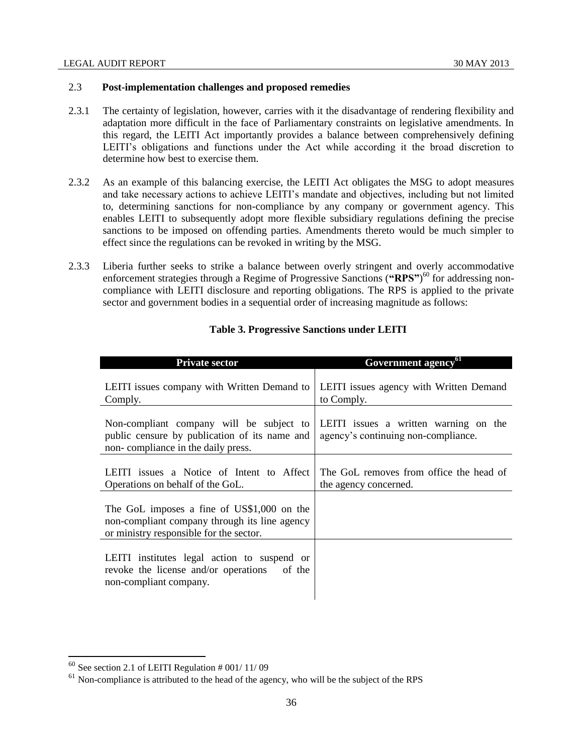### 2.3 Post-implementation challenges and proposed remedies

2.3.1 The certainty of legislation, however, carries with it the disadvantage of rendering flexibility and adaptation more difficult in the face of Parliamentary constraints on legislative amendments. In this regard, the LEITI Act importantly provides a balance between comprehensively defining LEITI's obligations and functions under the Act while according it the broad discretion to determine how best to exercise them.

2.3.2 As an example of this balancing exercise, the LEITI Act obligates the MSG to adopt measures and take necessary actions to achieve LEITI's mandate and objectives, including but not limited to, determining sanctions for non-compliance by any company or government agency. This enables LEITI to subsequently adopt more flexible subsidiary regulations defining the precise sanctions to be imposed on offending parties. Amendments thereto would be much simpler to effect since the regulations can be revoked in writing by the MSG.

2.3.3 Liberia further seeks to strike a balance between overly stringent and overly accommodative enforcement strategies through a Regime of Progressive Sanctions (**"RPS"**)[60] for addressing non-compliance with LEITI disclosure and reporting obligations. The RPS is applied to the private sector and government bodies in a sequential order of increasing magnitude as follows:

**Table 3. Progressive Sanctions under LEITI**

| Private sector | Government agency[61] |
|---|---|
| LEITI issues company with Written Demand to Comply. | LEITI issues agency with Written Demand to Comply. |
| Non-compliant company will be subject to public censure by publication of its name and non- compliance in the daily press. | LEITI issues a written warning on the agency's continuing non-compliance. |
| LEITI issues a Notice of Intent to Affect Operations on behalf of the GoL. | The GoL removes from office the head of the agency concerned. |
| The GoL imposes a fine of US$1,000 on the non-compliant company through its line agency or ministry responsible for the sector. | |
| LEITI institutes legal action to suspend or revoke the license and/or operations of the non-compliant company. | |

[60] See section 2.1 of LEITI Regulation # 001/ 11/ 09

[61] Non-compliance is attributed to the head of the agency, who will be the subject of the RPS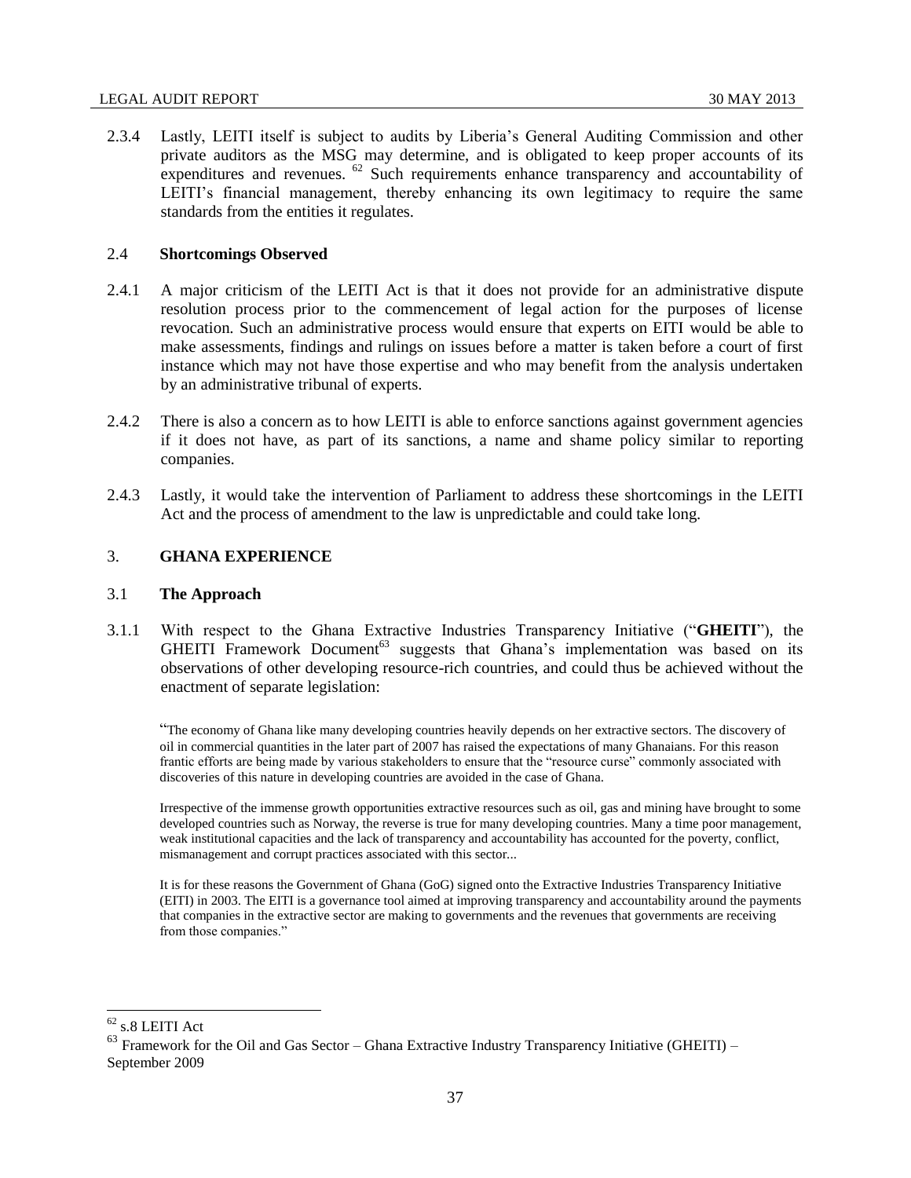2.3.4 Lastly, LEITI itself is subject to audits by Liberia's General Auditing Commission and other private auditors as the MSG may determine, and is obligated to keep proper accounts of its expenditures and revenues. [62] Such requirements enhance transparency and accountability of LEITI's financial management, thereby enhancing its own legitimacy to require the same standards from the entities it regulates.

### 2.4 Shortcomings Observed

2.4.1 A major criticism of the LEITI Act is that it does not provide for an administrative dispute resolution process prior to the commencement of legal action for the purposes of license revocation. Such an administrative process would ensure that experts on EITI would be able to make assessments, findings and rulings on issues before a matter is taken before a court of first instance which may not have those expertise and who may benefit from the analysis undertaken by an administrative tribunal of experts.

2.4.2 There is also a concern as to how LEITI is able to enforce sanctions against government agencies if it does not have, as part of its sanctions, a name and shame policy similar to reporting companies.

2.4.3 Lastly, it would take the intervention of Parliament to address these shortcomings in the LEITI Act and the process of amendment to the law is unpredictable and could take long.

## 3. GHANA EXPERIENCE

### 3.1 The Approach

3.1.1 With respect to the Ghana Extractive Industries Transparency Initiative ("**GHEITI**"), the GHEITI Framework Document[63] suggests that Ghana's implementation was based on its observations of other developing resource-rich countries, and could thus be achieved without the enactment of separate legislation:

> "The economy of Ghana like many developing countries heavily depends on her extractive sectors. The discovery of oil in commercial quantities in the later part of 2007 has raised the expectations of many Ghanaians. For this reason frantic efforts are being made by various stakeholders to ensure that the "resource curse" commonly associated with discoveries of this nature in developing countries are avoided in the case of Ghana.
>
> Irrespective of the immense growth opportunities extractive resources such as oil, gas and mining have brought to some developed countries such as Norway, the reverse is true for many developing countries. Many a time poor management, weak institutional capacities and the lack of transparency and accountability has accounted for the poverty, conflict, mismanagement and corrupt practices associated with this sector...
>
> It is for these reasons the Government of Ghana (GoG) signed onto the Extractive Industries Transparency Initiative (EITI) in 2003. The EITI is a governance tool aimed at improving transparency and accountability around the payments that companies in the extractive sector are making to governments and the revenues that governments are receiving from those companies."

---

[62] s.8 LEITI Act

[63] Framework for the Oil and Gas Sector – Ghana Extractive Industry Transparency Initiative (GHEITI) – September 2009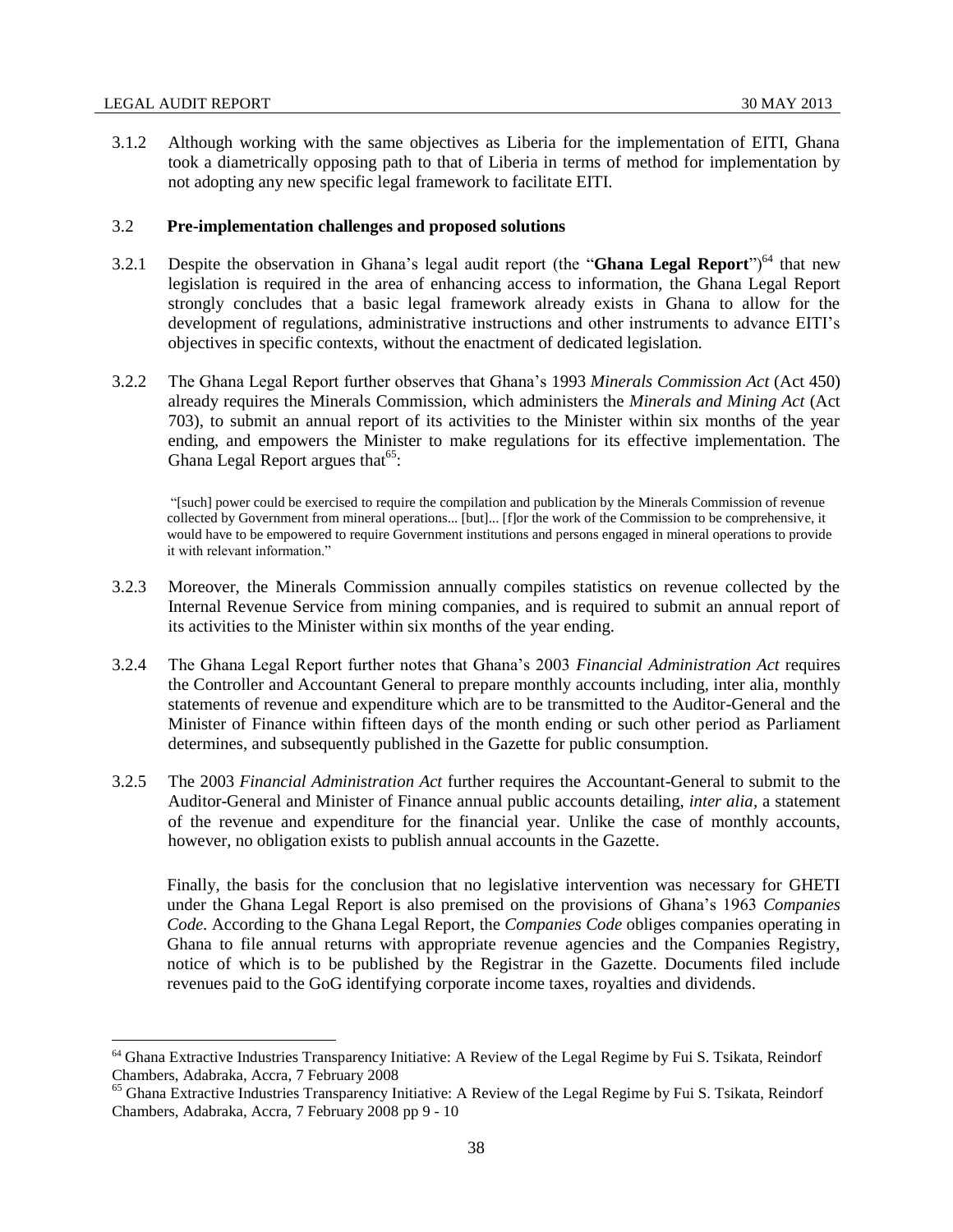3.1.2 Although working with the same objectives as Liberia for the implementation of EITI, Ghana took a diametrically opposing path to that of Liberia in terms of method for implementation by not adopting any new specific legal framework to facilitate EITI.

### 3.2 Pre-implementation challenges and proposed solutions

3.2.1 Despite the observation in Ghana's legal audit report (the "**Ghana Legal Report**")[64] that new legislation is required in the area of enhancing access to information, the Ghana Legal Report strongly concludes that a basic legal framework already exists in Ghana to allow for the development of regulations, administrative instructions and other instruments to advance EITI's objectives in specific contexts, without the enactment of dedicated legislation.

3.2.2 The Ghana Legal Report further observes that Ghana's 1993 *Minerals Commission Act* (Act 450) already requires the Minerals Commission, which administers the *Minerals and Mining Act* (Act 703), to submit an annual report of its activities to the Minister within six months of the year ending, and empowers the Minister to make regulations for its effective implementation. The Ghana Legal Report argues that[65]:

> "[such] power could be exercised to require the compilation and publication by the Minerals Commission of revenue collected by Government from mineral operations... [but]... [f]or the work of the Commission to be comprehensive, it would have to be empowered to require Government institutions and persons engaged in mineral operations to provide it with relevant information."

3.2.3 Moreover, the Minerals Commission annually compiles statistics on revenue collected by the Internal Revenue Service from mining companies, and is required to submit an annual report of its activities to the Minister within six months of the year ending.

3.2.4 The Ghana Legal Report further notes that Ghana's 2003 *Financial Administration Act* requires the Controller and Accountant General to prepare monthly accounts including, inter alia, monthly statements of revenue and expenditure which are to be transmitted to the Auditor-General and the Minister of Finance within fifteen days of the month ending or such other period as Parliament determines, and subsequently published in the Gazette for public consumption.

3.2.5 The 2003 *Financial Administration Act* further requires the Accountant-General to submit to the Auditor-General and Minister of Finance annual public accounts detailing, *inter alia*, a statement of the revenue and expenditure for the financial year. Unlike the case of monthly accounts, however, no obligation exists to publish annual accounts in the Gazette.

Finally, the basis for the conclusion that no legislative intervention was necessary for GHETI under the Ghana Legal Report is also premised on the provisions of Ghana's 1963 *Companies Code*. According to the Ghana Legal Report, the *Companies Code* obliges companies operating in Ghana to file annual returns with appropriate revenue agencies and the Companies Registry, notice of which is to be published by the Registrar in the Gazette. Documents filed include revenues paid to the GoG identifying corporate income taxes, royalties and dividends.

---

[64] Ghana Extractive Industries Transparency Initiative: A Review of the Legal Regime by Fui S. Tsikata, Reindorf Chambers, Adabraka, Accra, 7 February 2008

[65] Ghana Extractive Industries Transparency Initiative: A Review of the Legal Regime by Fui S. Tsikata, Reindorf Chambers, Adabraka, Accra, 7 February 2008 pp 9 - 10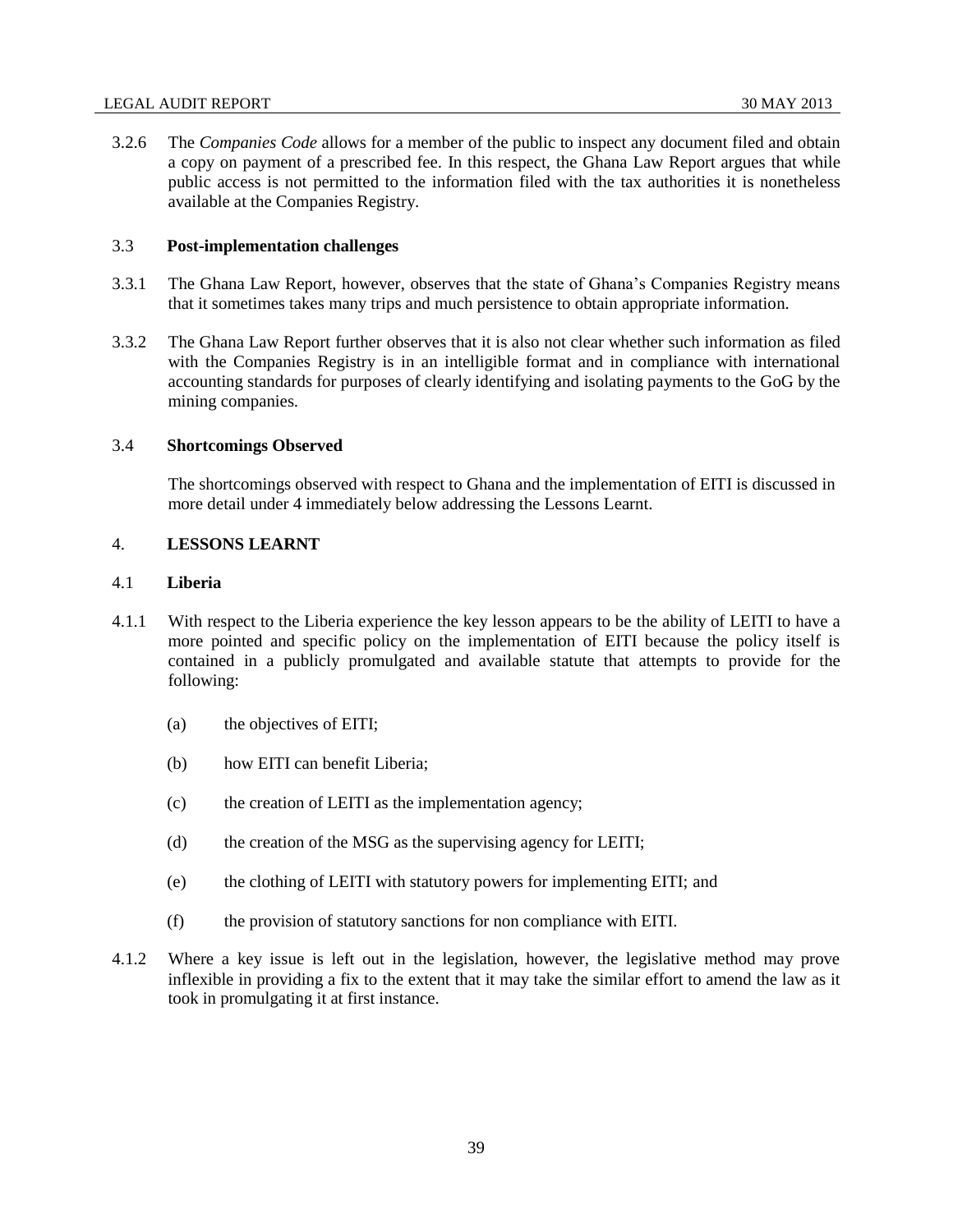3.2.6 The *Companies Code* allows for a member of the public to inspect any document filed and obtain a copy on payment of a prescribed fee. In this respect, the Ghana Law Report argues that while public access is not permitted to the information filed with the tax authorities it is nonetheless available at the Companies Registry.

### 3.3 Post-implementation challenges

3.3.1 The Ghana Law Report, however, observes that the state of Ghana's Companies Registry means that it sometimes takes many trips and much persistence to obtain appropriate information.

3.3.2 The Ghana Law Report further observes that it is also not clear whether such information as filed with the Companies Registry is in an intelligible format and in compliance with international accounting standards for purposes of clearly identifying and isolating payments to the GoG by the mining companies.

### 3.4 Shortcomings Observed

The shortcomings observed with respect to Ghana and the implementation of EITI is discussed in more detail under 4 immediately below addressing the Lessons Learnt.

## 4. LESSONS LEARNT

### 4.1 Liberia

4.1.1 With respect to the Liberia experience the key lesson appears to be the ability of LEITI to have a more pointed and specific policy on the implementation of EITI because the policy itself is contained in a publicly promulgated and available statute that attempts to provide for the following:

(a) the objectives of EITI;

(b) how EITI can benefit Liberia;

(c) the creation of LEITI as the implementation agency;

(d) the creation of the MSG as the supervising agency for LEITI;

(e) the clothing of LEITI with statutory powers for implementing EITI; and

(f) the provision of statutory sanctions for non compliance with EITI.

4.1.2 Where a key issue is left out in the legislation, however, the legislative method may prove inflexible in providing a fix to the extent that it may take the similar effort to amend the law as it took in promulgating it at first instance.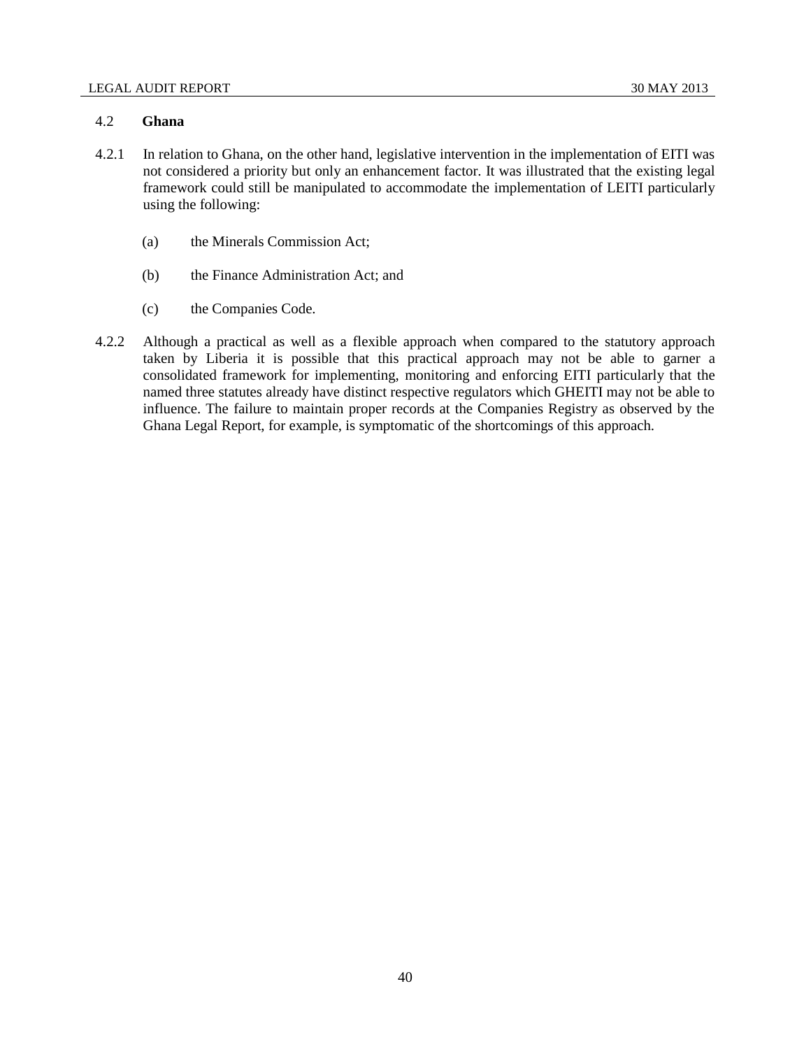## 4.2 **Ghana**

4.2.1 In relation to Ghana, on the other hand, legislative intervention in the implementation of EITI was not considered a priority but only an enhancement factor. It was illustrated that the existing legal framework could still be manipulated to accommodate the implementation of LEITI particularly using the following:

(a) the Minerals Commission Act;

(b) the Finance Administration Act; and

(c) the Companies Code.

4.2.2 Although a practical as well as a flexible approach when compared to the statutory approach taken by Liberia it is possible that this practical approach may not be able to garner a consolidated framework for implementing, monitoring and enforcing EITI particularly that the named three statutes already have distinct respective regulators which GHEITI may not be able to influence. The failure to maintain proper records at the Companies Registry as observed by the Ghana Legal Report, for example, is symptomatic of the shortcomings of this approach.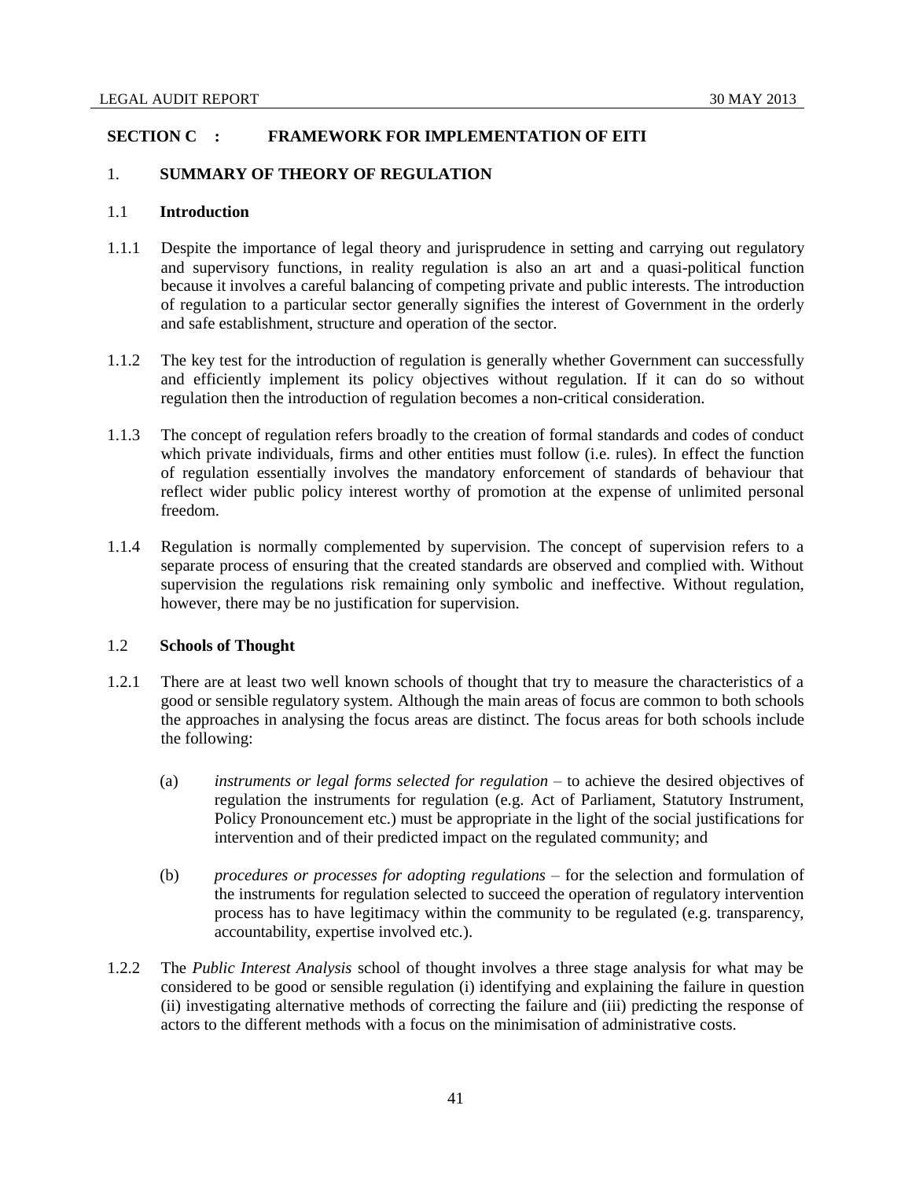## SECTION C : FRAMEWORK FOR IMPLEMENTATION OF EITI

### 1. SUMMARY OF THEORY OF REGULATION

#### 1.1 Introduction

1.1.1 Despite the importance of legal theory and jurisprudence in setting and carrying out regulatory and supervisory functions, in reality regulation is also an art and a quasi-political function because it involves a careful balancing of competing private and public interests. The introduction of regulation to a particular sector generally signifies the interest of Government in the orderly and safe establishment, structure and operation of the sector.

1.1.2 The key test for the introduction of regulation is generally whether Government can successfully and efficiently implement its policy objectives without regulation. If it can do so without regulation then the introduction of regulation becomes a non-critical consideration.

1.1.3 The concept of regulation refers broadly to the creation of formal standards and codes of conduct which private individuals, firms and other entities must follow (i.e. rules). In effect the function of regulation essentially involves the mandatory enforcement of standards of behaviour that reflect wider public policy interest worthy of promotion at the expense of unlimited personal freedom.

1.1.4 Regulation is normally complemented by supervision. The concept of supervision refers to a separate process of ensuring that the created standards are observed and complied with. Without supervision the regulations risk remaining only symbolic and ineffective. Without regulation, however, there may be no justification for supervision.

#### 1.2 Schools of Thought

1.2.1 There are at least two well known schools of thought that try to measure the characteristics of a good or sensible regulatory system. Although the main areas of focus are common to both schools the approaches in analysing the focus areas are distinct. The focus areas for both schools include the following:

(a) *instruments or legal forms selected for regulation* – to achieve the desired objectives of regulation the instruments for regulation (e.g. Act of Parliament, Statutory Instrument, Policy Pronouncement etc.) must be appropriate in the light of the social justifications for intervention and of their predicted impact on the regulated community; and

(b) *procedures or processes for adopting regulations* – for the selection and formulation of the instruments for regulation selected to succeed the operation of regulatory intervention process has to have legitimacy within the community to be regulated (e.g. transparency, accountability, expertise involved etc.).

1.2.2 The *Public Interest Analysis* school of thought involves a three stage analysis for what may be considered to be good or sensible regulation (i) identifying and explaining the failure in question (ii) investigating alternative methods of correcting the failure and (iii) predicting the response of actors to the different methods with a focus on the minimisation of administrative costs.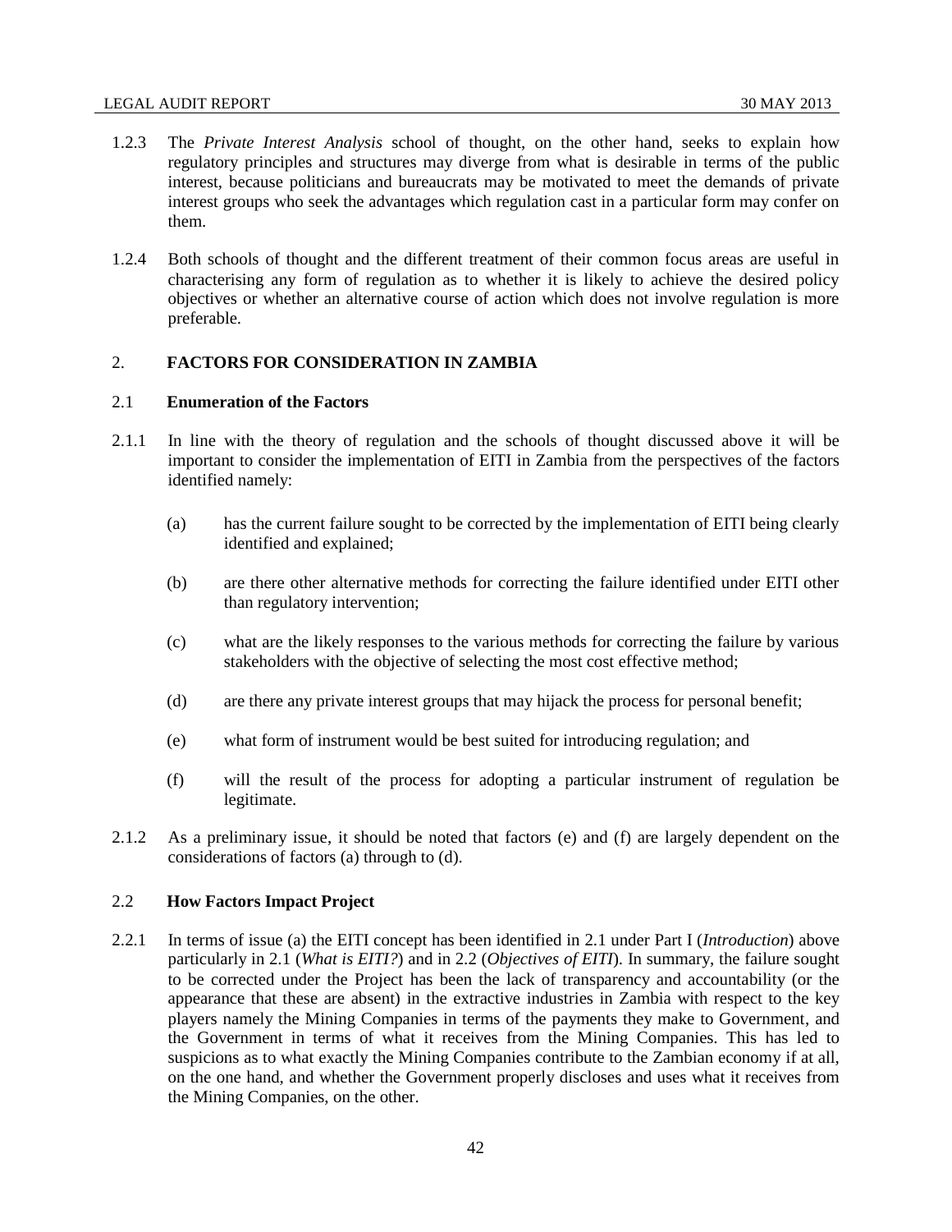1.2.3 The *Private Interest Analysis* school of thought, on the other hand, seeks to explain how regulatory principles and structures may diverge from what is desirable in terms of the public interest, because politicians and bureaucrats may be motivated to meet the demands of private interest groups who seek the advantages which regulation cast in a particular form may confer on them.

1.2.4 Both schools of thought and the different treatment of their common focus areas are useful in characterising any form of regulation as to whether it is likely to achieve the desired policy objectives or whether an alternative course of action which does not involve regulation is more preferable.

## 2. FACTORS FOR CONSIDERATION IN ZAMBIA

### 2.1 Enumeration of the Factors

2.1.1 In line with the theory of regulation and the schools of thought discussed above it will be important to consider the implementation of EITI in Zambia from the perspectives of the factors identified namely:

(a) has the current failure sought to be corrected by the implementation of EITI being clearly identified and explained;

(b) are there other alternative methods for correcting the failure identified under EITI other than regulatory intervention;

(c) what are the likely responses to the various methods for correcting the failure by various stakeholders with the objective of selecting the most cost effective method;

(d) are there any private interest groups that may hijack the process for personal benefit;

(e) what form of instrument would be best suited for introducing regulation; and

(f) will the result of the process for adopting a particular instrument of regulation be legitimate.

2.1.2 As a preliminary issue, it should be noted that factors (e) and (f) are largely dependent on the considerations of factors (a) through to (d).

### 2.2 How Factors Impact Project

2.2.1 In terms of issue (a) the EITI concept has been identified in 2.1 under Part I (*Introduction*) above particularly in 2.1 (*What is EITI?*) and in 2.2 (*Objectives of EITI*). In summary, the failure sought to be corrected under the Project has been the lack of transparency and accountability (or the appearance that these are absent) in the extractive industries in Zambia with respect to the key players namely the Mining Companies in terms of the payments they make to Government, and the Government in terms of what it receives from the Mining Companies. This has led to suspicions as to what exactly the Mining Companies contribute to the Zambian economy if at all, on the one hand, and whether the Government properly discloses and uses what it receives from the Mining Companies, on the other.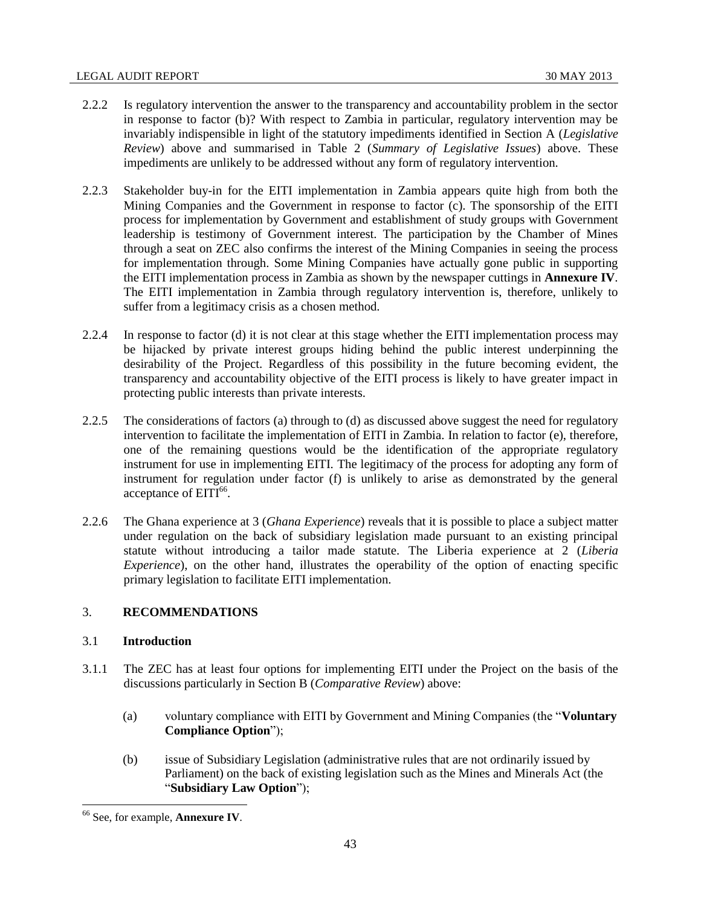2.2.2 Is regulatory intervention the answer to the transparency and accountability problem in the sector in response to factor (b)? With respect to Zambia in particular, regulatory intervention may be invariably indispensible in light of the statutory impediments identified in Section A (*Legislative Review*) above and summarised in Table 2 (*Summary of Legislative Issues*) above. These impediments are unlikely to be addressed without any form of regulatory intervention.

2.2.3 Stakeholder buy-in for the EITI implementation in Zambia appears quite high from both the Mining Companies and the Government in response to factor (c). The sponsorship of the EITI process for implementation by Government and establishment of study groups with Government leadership is testimony of Government interest. The participation by the Chamber of Mines through a seat on ZEC also confirms the interest of the Mining Companies in seeing the process for implementation through. Some Mining Companies have actually gone public in supporting the EITI implementation process in Zambia as shown by the newspaper cuttings in **Annexure IV**. The EITI implementation in Zambia through regulatory intervention is, therefore, unlikely to suffer from a legitimacy crisis as a chosen method.

2.2.4 In response to factor (d) it is not clear at this stage whether the EITI implementation process may be hijacked by private interest groups hiding behind the public interest underpinning the desirability of the Project. Regardless of this possibility in the future becoming evident, the transparency and accountability objective of the EITI process is likely to have greater impact in protecting public interests than private interests.

2.2.5 The considerations of factors (a) through to (d) as discussed above suggest the need for regulatory intervention to facilitate the implementation of EITI in Zambia. In relation to factor (e), therefore, one of the remaining questions would be the identification of the appropriate regulatory instrument for use in implementing EITI. The legitimacy of the process for adopting any form of instrument for regulation under factor (f) is unlikely to arise as demonstrated by the general acceptance of EITI[66].

2.2.6 The Ghana experience at 3 (*Ghana Experience*) reveals that it is possible to place a subject matter under regulation on the back of subsidiary legislation made pursuant to an existing principal statute without introducing a tailor made statute. The Liberia experience at 2 (*Liberia Experience*), on the other hand, illustrates the operability of the option of enacting specific primary legislation to facilitate EITI implementation.

## 3. RECOMMENDATIONS

### 3.1 Introduction

3.1.1 The ZEC has at least four options for implementing EITI under the Project on the basis of the discussions particularly in Section B (*Comparative Review*) above:

(a) voluntary compliance with EITI by Government and Mining Companies (the "**Voluntary Compliance Option**");

(b) issue of Subsidiary Legislation (administrative rules that are not ordinarily issued by Parliament) on the back of existing legislation such as the Mines and Minerals Act (the "**Subsidiary Law Option**");

---

[66] See, for example, **Annexure IV**.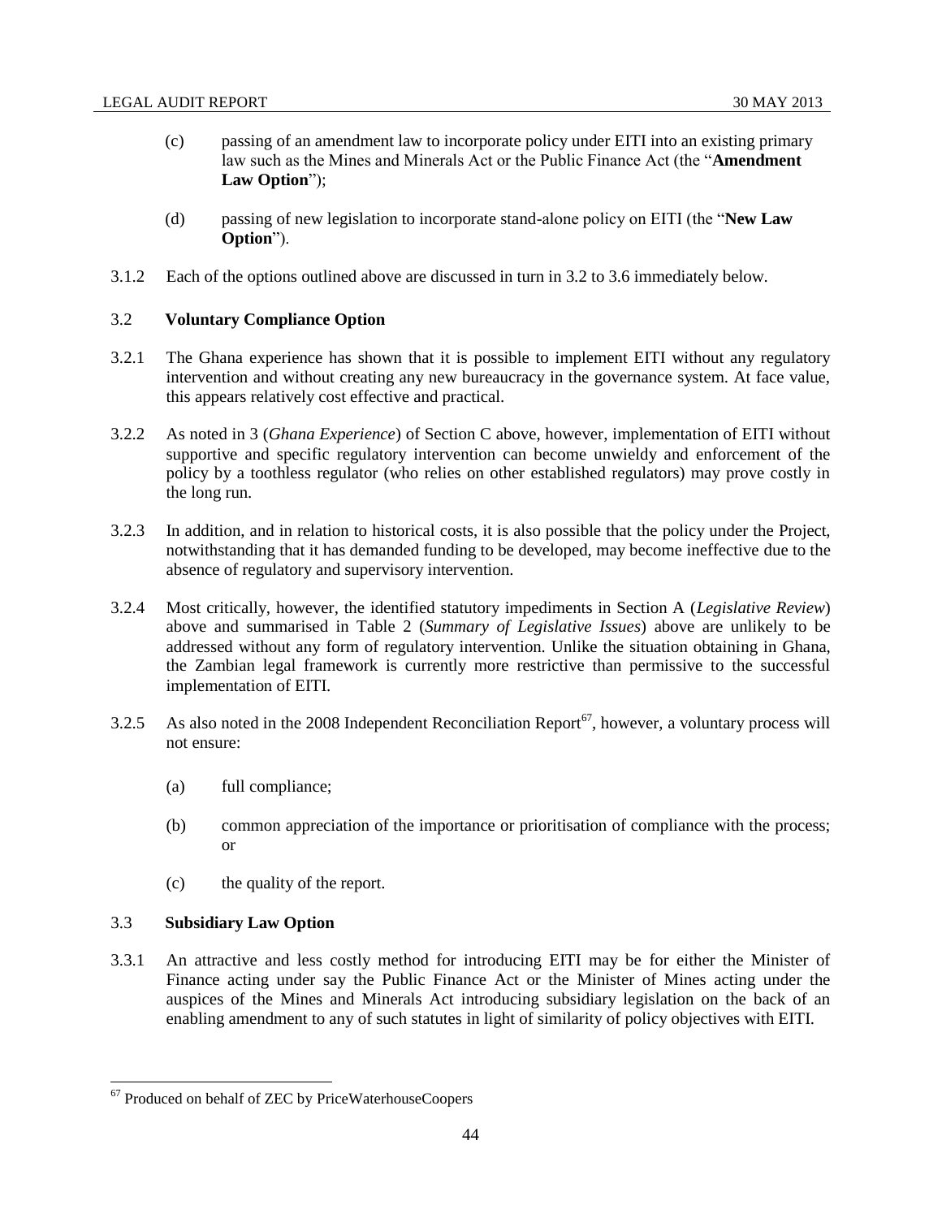(c) passing of an amendment law to incorporate policy under EITI into an existing primary law such as the Mines and Minerals Act or the Public Finance Act (the "**Amendment Law Option**");

(d) passing of new legislation to incorporate stand-alone policy on EITI (the "**New Law Option**").

3.1.2 Each of the options outlined above are discussed in turn in 3.2 to 3.6 immediately below.

### 3.2 Voluntary Compliance Option

3.2.1 The Ghana experience has shown that it is possible to implement EITI without any regulatory intervention and without creating any new bureaucracy in the governance system. At face value, this appears relatively cost effective and practical.

3.2.2 As noted in 3 (*Ghana Experience*) of Section C above, however, implementation of EITI without supportive and specific regulatory intervention can become unwieldy and enforcement of the policy by a toothless regulator (who relies on other established regulators) may prove costly in the long run.

3.2.3 In addition, and in relation to historical costs, it is also possible that the policy under the Project, notwithstanding that it has demanded funding to be developed, may become ineffective due to the absence of regulatory and supervisory intervention.

3.2.4 Most critically, however, the identified statutory impediments in Section A (*Legislative Review*) above and summarised in Table 2 (*Summary of Legislative Issues*) above are unlikely to be addressed without any form of regulatory intervention. Unlike the situation obtaining in Ghana, the Zambian legal framework is currently more restrictive than permissive to the successful implementation of EITI.

3.2.5 As also noted in the 2008 Independent Reconciliation Report[67], however, a voluntary process will not ensure:

(a) full compliance;

(b) common appreciation of the importance or prioritisation of compliance with the process; or

(c) the quality of the report.

### 3.3 Subsidiary Law Option

3.3.1 An attractive and less costly method for introducing EITI may be for either the Minister of Finance acting under say the Public Finance Act or the Minister of Mines acting under the auspices of the Mines and Minerals Act introducing subsidiary legislation on the back of an enabling amendment to any of such statutes in light of similarity of policy objectives with EITI.

---

[67] Produced on behalf of ZEC by PriceWaterhouseCoopers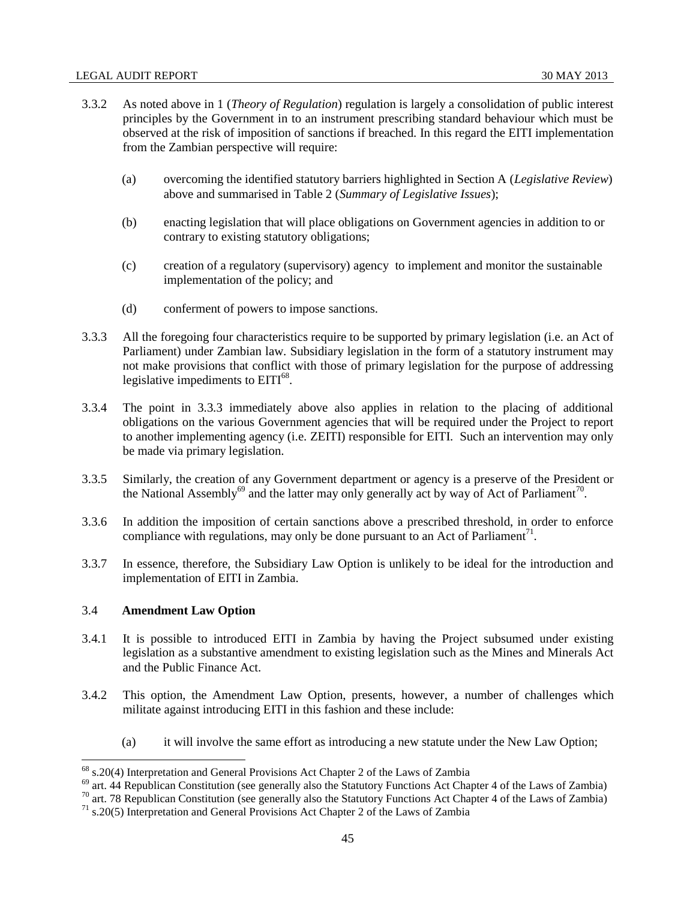3.3.2 As noted above in 1 (*Theory of Regulation*) regulation is largely a consolidation of public interest principles by the Government in to an instrument prescribing standard behaviour which must be observed at the risk of imposition of sanctions if breached. In this regard the EITI implementation from the Zambian perspective will require:

(a) overcoming the identified statutory barriers highlighted in Section A (*Legislative Review*) above and summarised in Table 2 (*Summary of Legislative Issues*);

(b) enacting legislation that will place obligations on Government agencies in addition to or contrary to existing statutory obligations;

(c) creation of a regulatory (supervisory) agency to implement and monitor the sustainable implementation of the policy; and

(d) conferment of powers to impose sanctions.

3.3.3 All the foregoing four characteristics require to be supported by primary legislation (i.e. an Act of Parliament) under Zambian law. Subsidiary legislation in the form of a statutory instrument may not make provisions that conflict with those of primary legislation for the purpose of addressing legislative impediments to EITI[68].

3.3.4 The point in 3.3.3 immediately above also applies in relation to the placing of additional obligations on the various Government agencies that will be required under the Project to report to another implementing agency (i.e. ZEITI) responsible for EITI. Such an intervention may only be made via primary legislation.

3.3.5 Similarly, the creation of any Government department or agency is a preserve of the President or the National Assembly[69] and the latter may only generally act by way of Act of Parliament[70].

3.3.6 In addition the imposition of certain sanctions above a prescribed threshold, in order to enforce compliance with regulations, may only be done pursuant to an Act of Parliament[71].

3.3.7 In essence, therefore, the Subsidiary Law Option is unlikely to be ideal for the introduction and implementation of EITI in Zambia.

### 3.4 Amendment Law Option

3.4.1 It is possible to introduced EITI in Zambia by having the Project subsumed under existing legislation as a substantive amendment to existing legislation such as the Mines and Minerals Act and the Public Finance Act.

3.4.2 This option, the Amendment Law Option, presents, however, a number of challenges which militate against introducing EITI in this fashion and these include:

(a) it will involve the same effort as introducing a new statute under the New Law Option;

---

[68] s.20(4) Interpretation and General Provisions Act Chapter 2 of the Laws of Zambia

[69] art. 44 Republican Constitution (see generally also the Statutory Functions Act Chapter 4 of the Laws of Zambia)

[70] art. 78 Republican Constitution (see generally also the Statutory Functions Act Chapter 4 of the Laws of Zambia)

[71] s.20(5) Interpretation and General Provisions Act Chapter 2 of the Laws of Zambia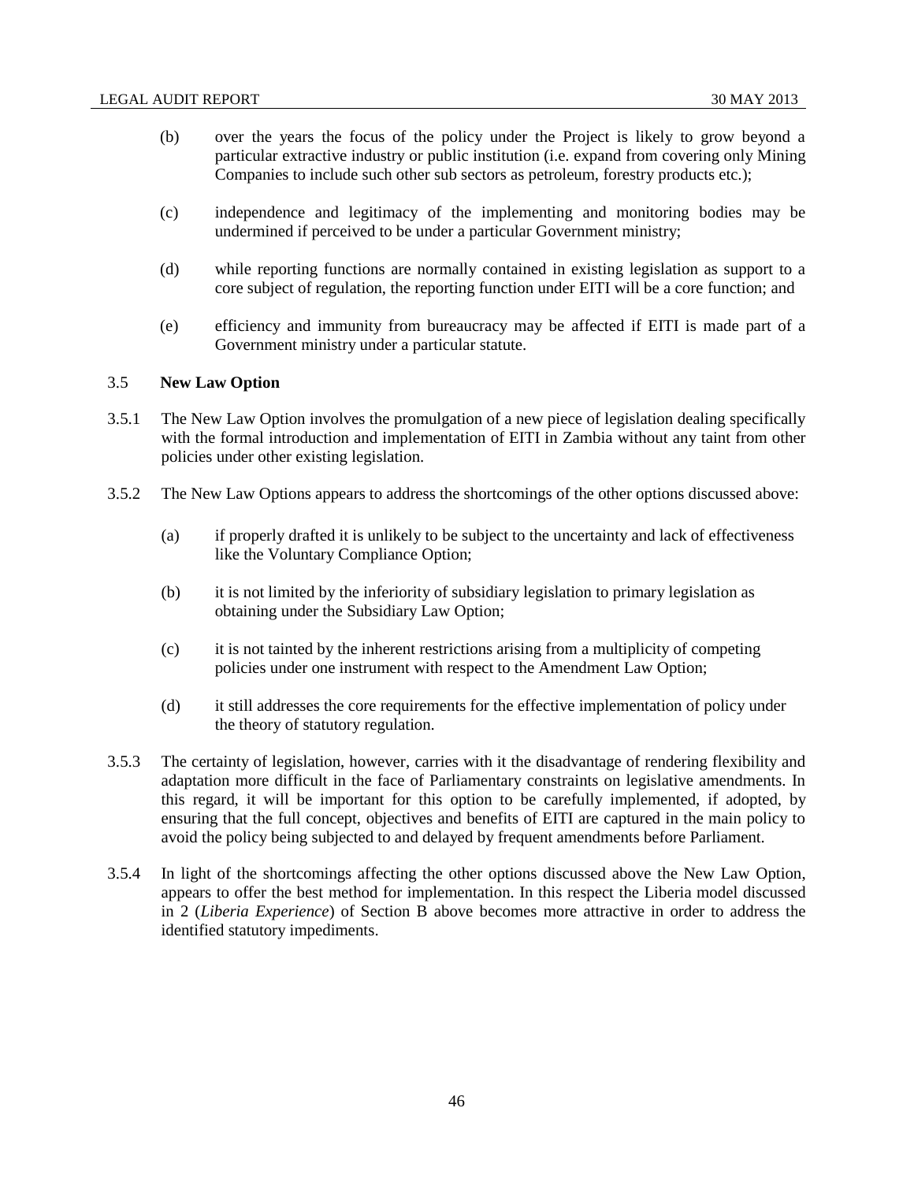(b) over the years the focus of the policy under the Project is likely to grow beyond a particular extractive industry or public institution (i.e. expand from covering only Mining Companies to include such other sub sectors as petroleum, forestry products etc.);

(c) independence and legitimacy of the implementing and monitoring bodies may be undermined if perceived to be under a particular Government ministry;

(d) while reporting functions are normally contained in existing legislation as support to a core subject of regulation, the reporting function under EITI will be a core function; and

(e) efficiency and immunity from bureaucracy may be affected if EITI is made part of a Government ministry under a particular statute.

### 3.5 New Law Option

3.5.1 The New Law Option involves the promulgation of a new piece of legislation dealing specifically with the formal introduction and implementation of EITI in Zambia without any taint from other policies under other existing legislation.

3.5.2 The New Law Options appears to address the shortcomings of the other options discussed above:

(a) if properly drafted it is unlikely to be subject to the uncertainty and lack of effectiveness like the Voluntary Compliance Option;

(b) it is not limited by the inferiority of subsidiary legislation to primary legislation as obtaining under the Subsidiary Law Option;

(c) it is not tainted by the inherent restrictions arising from a multiplicity of competing policies under one instrument with respect to the Amendment Law Option;

(d) it still addresses the core requirements for the effective implementation of policy under the theory of statutory regulation.

3.5.3 The certainty of legislation, however, carries with it the disadvantage of rendering flexibility and adaptation more difficult in the face of Parliamentary constraints on legislative amendments. In this regard, it will be important for this option to be carefully implemented, if adopted, by ensuring that the full concept, objectives and benefits of EITI are captured in the main policy to avoid the policy being subjected to and delayed by frequent amendments before Parliament.

3.5.4 In light of the shortcomings affecting the other options discussed above the New Law Option, appears to offer the best method for implementation. In this respect the Liberia model discussed in 2 (*Liberia Experience*) of Section B above becomes more attractive in order to address the identified statutory impediments.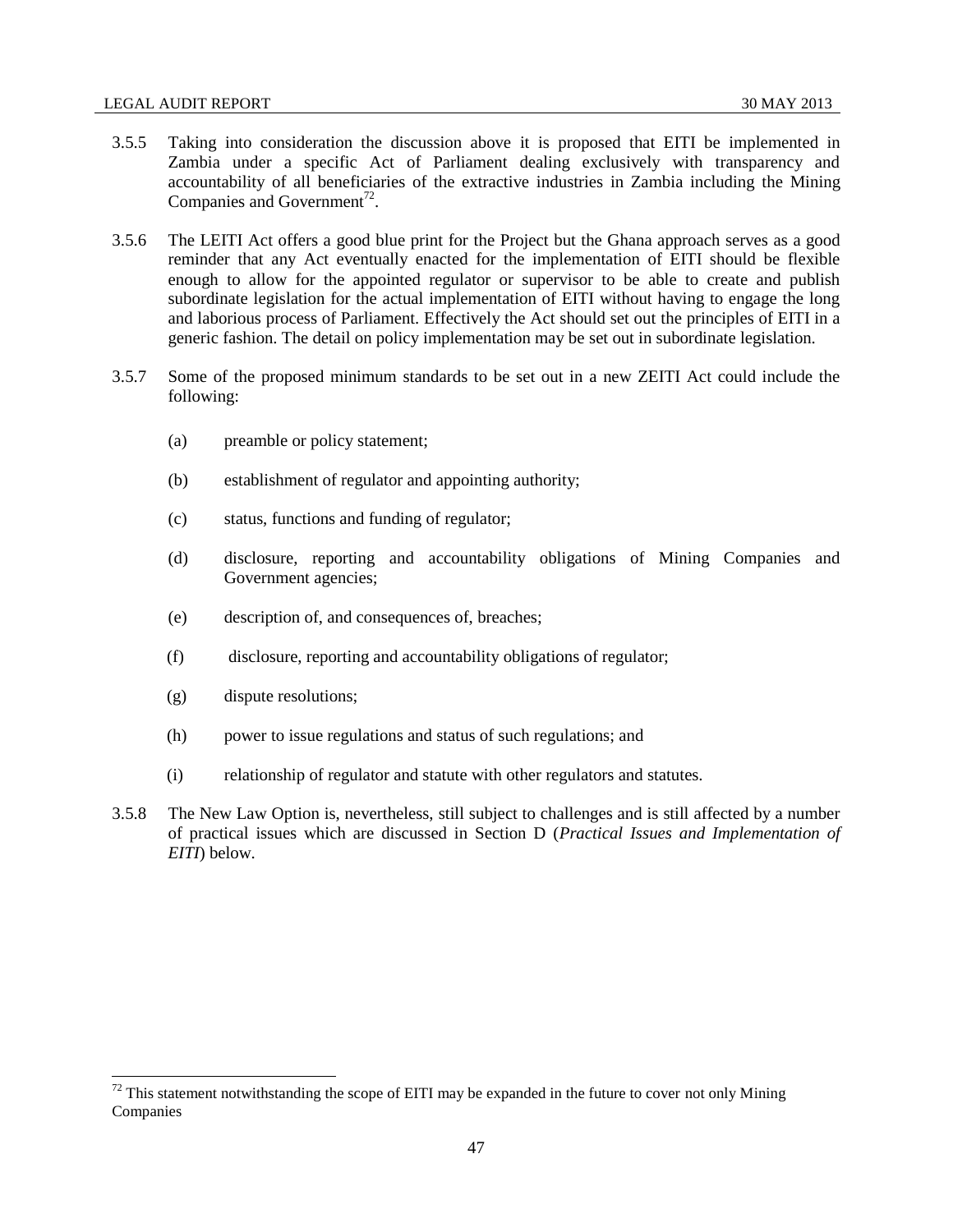3.5.5 Taking into consideration the discussion above it is proposed that EITI be implemented in Zambia under a specific Act of Parliament dealing exclusively with transparency and accountability of all beneficiaries of the extractive industries in Zambia including the Mining Companies and Government[72].

3.5.6 The LEITI Act offers a good blue print for the Project but the Ghana approach serves as a good reminder that any Act eventually enacted for the implementation of EITI should be flexible enough to allow for the appointed regulator or supervisor to be able to create and publish subordinate legislation for the actual implementation of EITI without having to engage the long and laborious process of Parliament. Effectively the Act should set out the principles of EITI in a generic fashion. The detail on policy implementation may be set out in subordinate legislation.

3.5.7 Some of the proposed minimum standards to be set out in a new ZEITI Act could include the following:

(a) preamble or policy statement;

(b) establishment of regulator and appointing authority;

(c) status, functions and funding of regulator;

(d) disclosure, reporting and accountability obligations of Mining Companies and Government agencies;

(e) description of, and consequences of, breaches;

(f) disclosure, reporting and accountability obligations of regulator;

(g) dispute resolutions;

(h) power to issue regulations and status of such regulations; and

(i) relationship of regulator and statute with other regulators and statutes.

3.5.8 The New Law Option is, nevertheless, still subject to challenges and is still affected by a number of practical issues which are discussed in Section D (*Practical Issues and Implementation of EITI*) below.

---

[72] This statement notwithstanding the scope of EITI may be expanded in the future to cover not only Mining Companies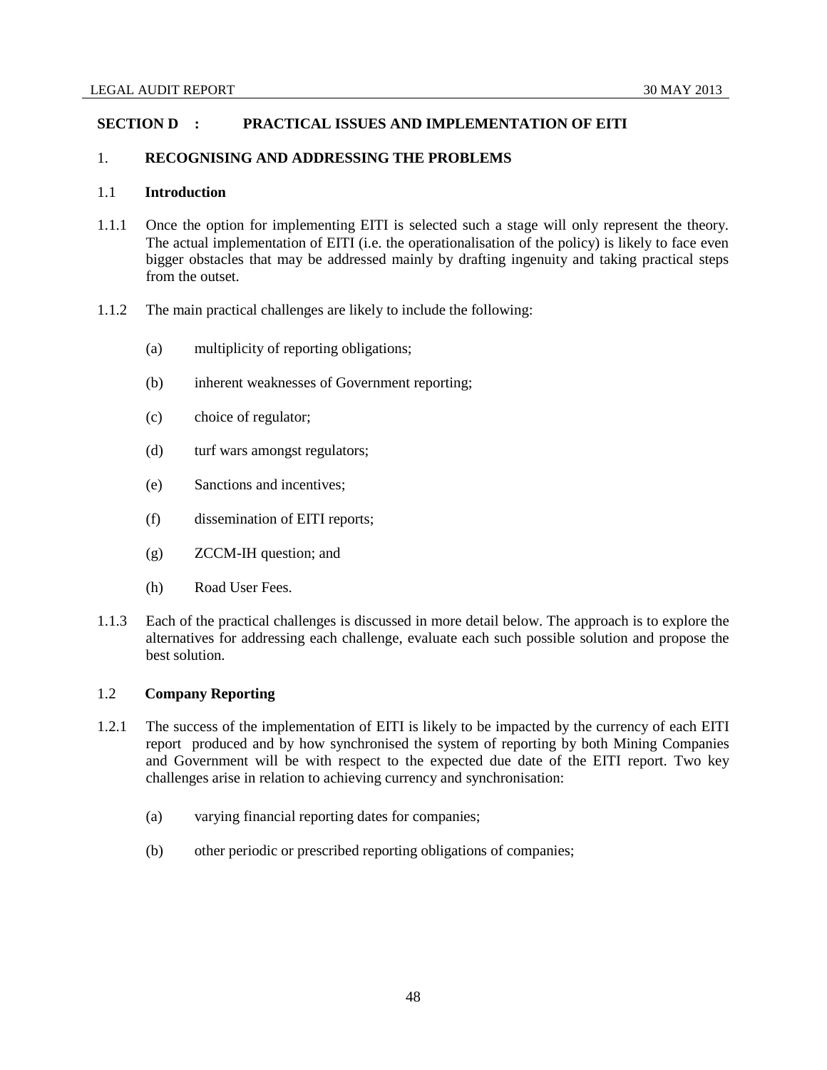## SECTION D : PRACTICAL ISSUES AND IMPLEMENTATION OF EITI

### 1. RECOGNISING AND ADDRESSING THE PROBLEMS

#### 1.1 Introduction

1.1.1 Once the option for implementing EITI is selected such a stage will only represent the theory. The actual implementation of EITI (i.e. the operationalisation of the policy) is likely to face even bigger obstacles that may be addressed mainly by drafting ingenuity and taking practical steps from the outset.

1.1.2 The main practical challenges are likely to include the following:

(a) multiplicity of reporting obligations;

(b) inherent weaknesses of Government reporting;

(c) choice of regulator;

(d) turf wars amongst regulators;

(e) Sanctions and incentives;

(f) dissemination of EITI reports;

(g) ZCCM-IH question; and

(h) Road User Fees.

1.1.3 Each of the practical challenges is discussed in more detail below. The approach is to explore the alternatives for addressing each challenge, evaluate each such possible solution and propose the best solution.

#### 1.2 Company Reporting

1.2.1 The success of the implementation of EITI is likely to be impacted by the currency of each EITI report produced and by how synchronised the system of reporting by both Mining Companies and Government will be with respect to the expected due date of the EITI report. Two key challenges arise in relation to achieving currency and synchronisation:

(a) varying financial reporting dates for companies;

(b) other periodic or prescribed reporting obligations of companies;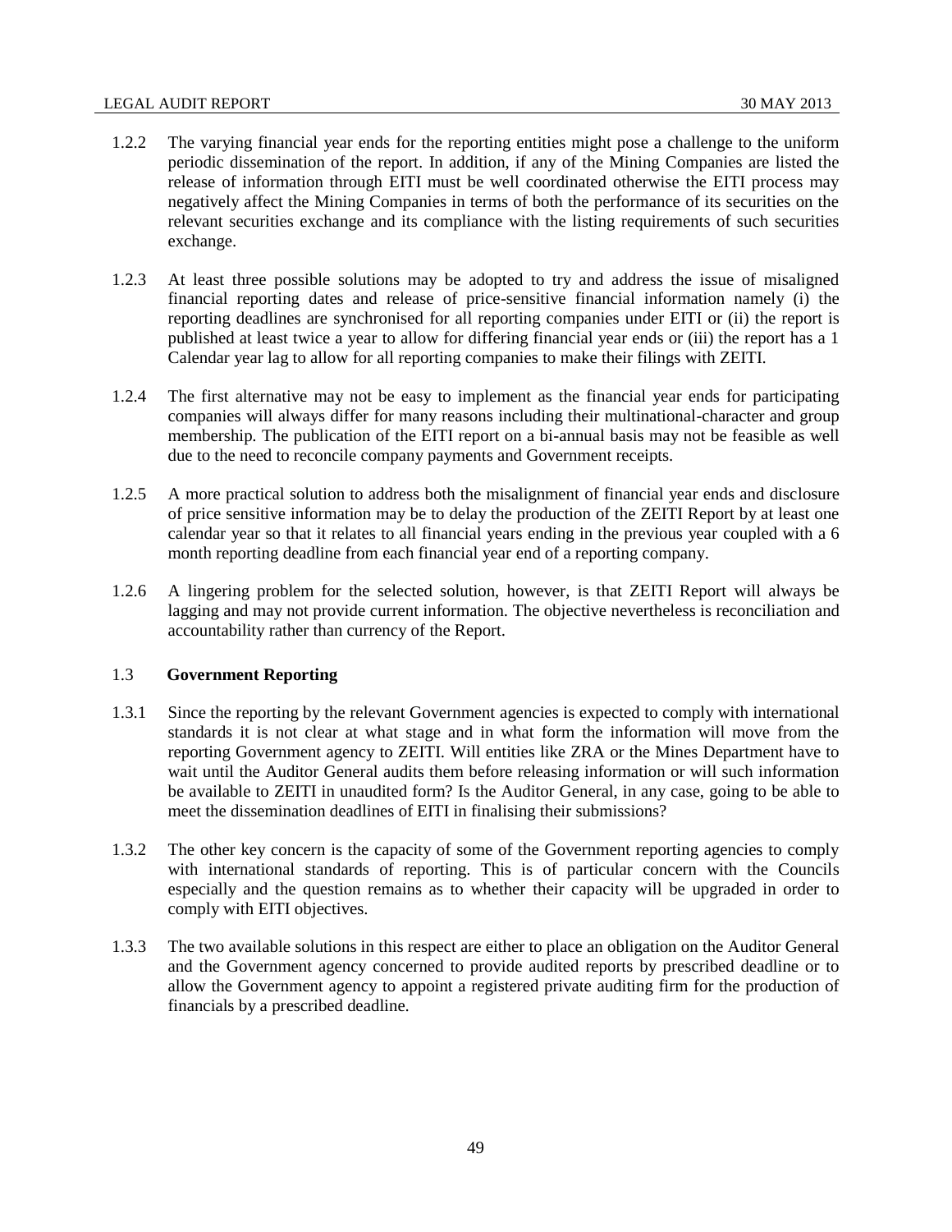1.2.2 The varying financial year ends for the reporting entities might pose a challenge to the uniform periodic dissemination of the report. In addition, if any of the Mining Companies are listed the release of information through EITI must be well coordinated otherwise the EITI process may negatively affect the Mining Companies in terms of both the performance of its securities on the relevant securities exchange and its compliance with the listing requirements of such securities exchange.

1.2.3 At least three possible solutions may be adopted to try and address the issue of misaligned financial reporting dates and release of price-sensitive financial information namely (i) the reporting deadlines are synchronised for all reporting companies under EITI or (ii) the report is published at least twice a year to allow for differing financial year ends or (iii) the report has a 1 Calendar year lag to allow for all reporting companies to make their filings with ZEITI.

1.2.4 The first alternative may not be easy to implement as the financial year ends for participating companies will always differ for many reasons including their multinational-character and group membership. The publication of the EITI report on a bi-annual basis may not be feasible as well due to the need to reconcile company payments and Government receipts.

1.2.5 A more practical solution to address both the misalignment of financial year ends and disclosure of price sensitive information may be to delay the production of the ZEITI Report by at least one calendar year so that it relates to all financial years ending in the previous year coupled with a 6 month reporting deadline from each financial year end of a reporting company.

1.2.6 A lingering problem for the selected solution, however, is that ZEITI Report will always be lagging and may not provide current information. The objective nevertheless is reconciliation and accountability rather than currency of the Report.

### 1.3 Government Reporting

1.3.1 Since the reporting by the relevant Government agencies is expected to comply with international standards it is not clear at what stage and in what form the information will move from the reporting Government agency to ZEITI. Will entities like ZRA or the Mines Department have to wait until the Auditor General audits them before releasing information or will such information be available to ZEITI in unaudited form? Is the Auditor General, in any case, going to be able to meet the dissemination deadlines of EITI in finalising their submissions?

1.3.2 The other key concern is the capacity of some of the Government reporting agencies to comply with international standards of reporting. This is of particular concern with the Councils especially and the question remains as to whether their capacity will be upgraded in order to comply with EITI objectives.

1.3.3 The two available solutions in this respect are either to place an obligation on the Auditor General and the Government agency concerned to provide audited reports by prescribed deadline or to allow the Government agency to appoint a registered private auditing firm for the production of financials by a prescribed deadline.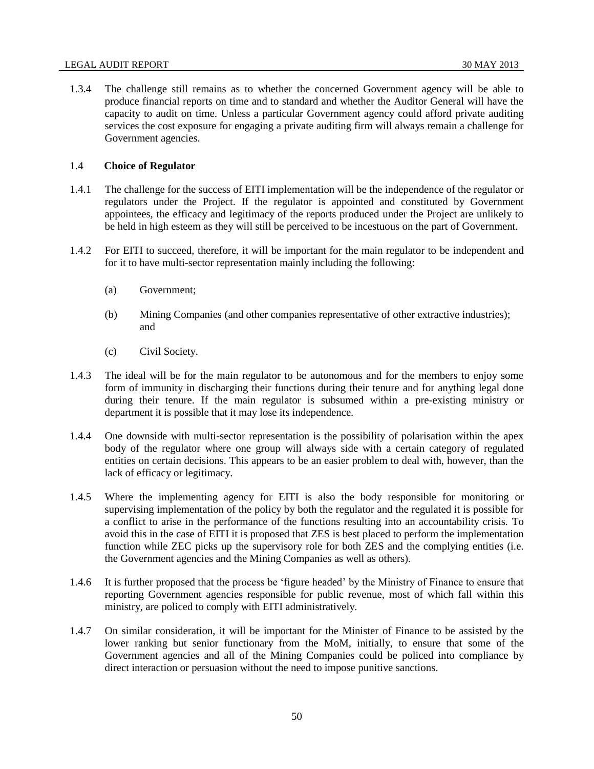1.3.4 The challenge still remains as to whether the concerned Government agency will be able to produce financial reports on time and to standard and whether the Auditor General will have the capacity to audit on time. Unless a particular Government agency could afford private auditing services the cost exposure for engaging a private auditing firm will always remain a challenge for Government agencies.

### 1.4 Choice of Regulator

1.4.1 The challenge for the success of EITI implementation will be the independence of the regulator or regulators under the Project. If the regulator is appointed and constituted by Government appointees, the efficacy and legitimacy of the reports produced under the Project are unlikely to be held in high esteem as they will still be perceived to be incestuous on the part of Government.

1.4.2 For EITI to succeed, therefore, it will be important for the main regulator to be independent and for it to have multi-sector representation mainly including the following:

(a) Government;

(b) Mining Companies (and other companies representative of other extractive industries); and

(c) Civil Society.

1.4.3 The ideal will be for the main regulator to be autonomous and for the members to enjoy some form of immunity in discharging their functions during their tenure and for anything legal done during their tenure. If the main regulator is subsumed within a pre-existing ministry or department it is possible that it may lose its independence.

1.4.4 One downside with multi-sector representation is the possibility of polarisation within the apex body of the regulator where one group will always side with a certain category of regulated entities on certain decisions. This appears to be an easier problem to deal with, however, than the lack of efficacy or legitimacy.

1.4.5 Where the implementing agency for EITI is also the body responsible for monitoring or supervising implementation of the policy by both the regulator and the regulated it is possible for a conflict to arise in the performance of the functions resulting into an accountability crisis. To avoid this in the case of EITI it is proposed that ZES is best placed to perform the implementation function while ZEC picks up the supervisory role for both ZES and the complying entities (i.e. the Government agencies and the Mining Companies as well as others).

1.4.6 It is further proposed that the process be 'figure headed' by the Ministry of Finance to ensure that reporting Government agencies responsible for public revenue, most of which fall within this ministry, are policed to comply with EITI administratively.

1.4.7 On similar consideration, it will be important for the Minister of Finance to be assisted by the lower ranking but senior functionary from the MoM, initially, to ensure that some of the Government agencies and all of the Mining Companies could be policed into compliance by direct interaction or persuasion without the need to impose punitive sanctions.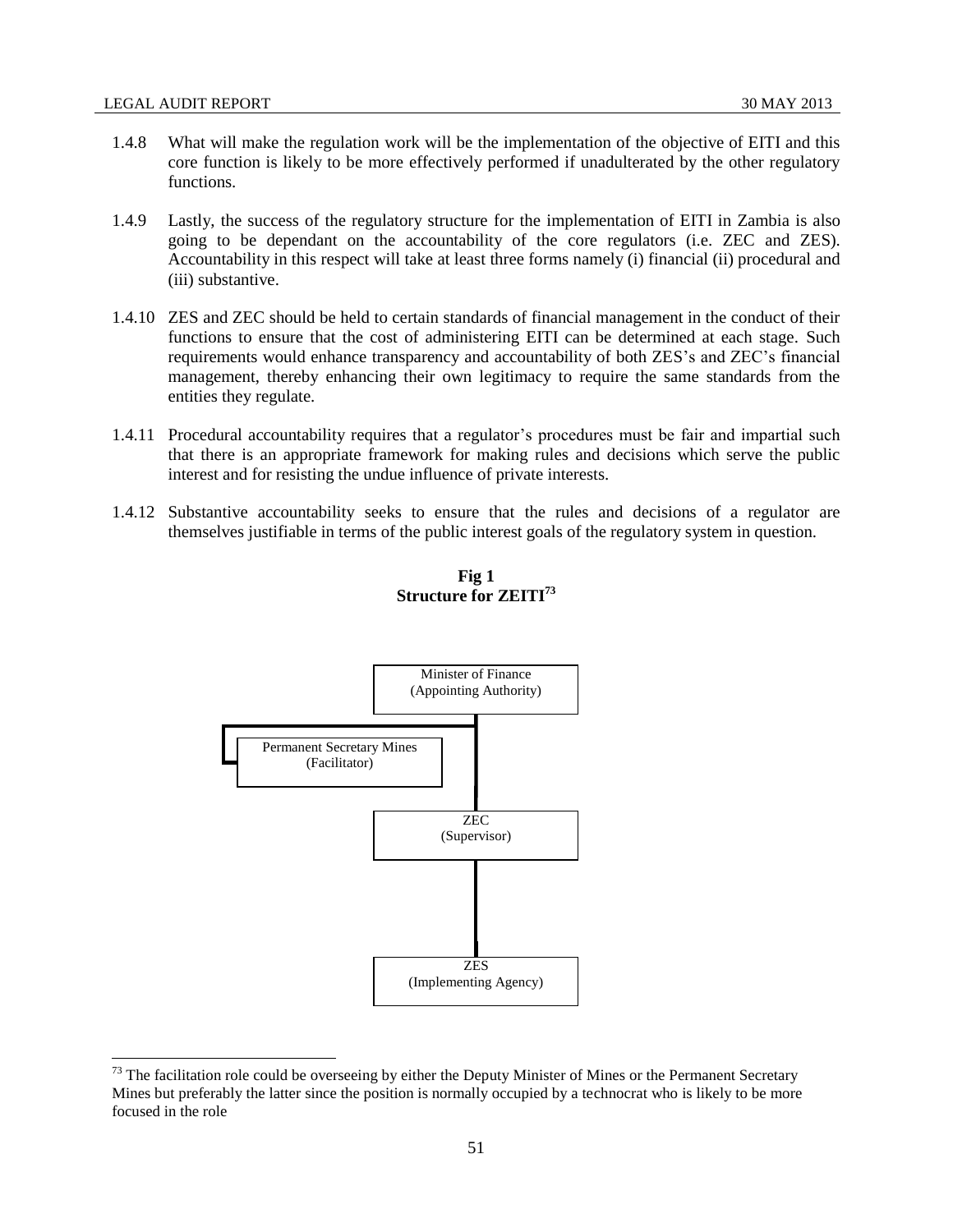1.4.8 What will make the regulation work will be the implementation of the objective of EITI and this core function is likely to be more effectively performed if unadulterated by the other regulatory functions.

1.4.9 Lastly, the success of the regulatory structure for the implementation of EITI in Zambia is also going to be dependant on the accountability of the core regulators (i.e. ZEC and ZES). Accountability in this respect will take at least three forms namely (i) financial (ii) procedural and (iii) substantive.

1.4.10 ZES and ZEC should be held to certain standards of financial management in the conduct of their functions to ensure that the cost of administering EITI can be determined at each stage. Such requirements would enhance transparency and accountability of both ZES's and ZEC's financial management, thereby enhancing their own legitimacy to require the same standards from the entities they regulate.

1.4.11 Procedural accountability requires that a regulator's procedures must be fair and impartial such that there is an appropriate framework for making rules and decisions which serve the public interest and for resisting the undue influence of private interests.

1.4.12 Substantive accountability seeks to ensure that the rules and decisions of a regulator are themselves justifiable in terms of the public interest goals of the regulatory system in question.

**Fig 1**
**Structure for ZEITI[73]**

Minister of Finance (Appointing Authority)

Permanent Secretary Mines (Facilitator)

ZEC (Supervisor)

ZES (Implementing Agency)

[73] The facilitation role could be overseeing by either the Deputy Minister of Mines or the Permanent Secretary Mines but preferably the latter since the position is normally occupied by a technocrat who is likely to be more focused in the role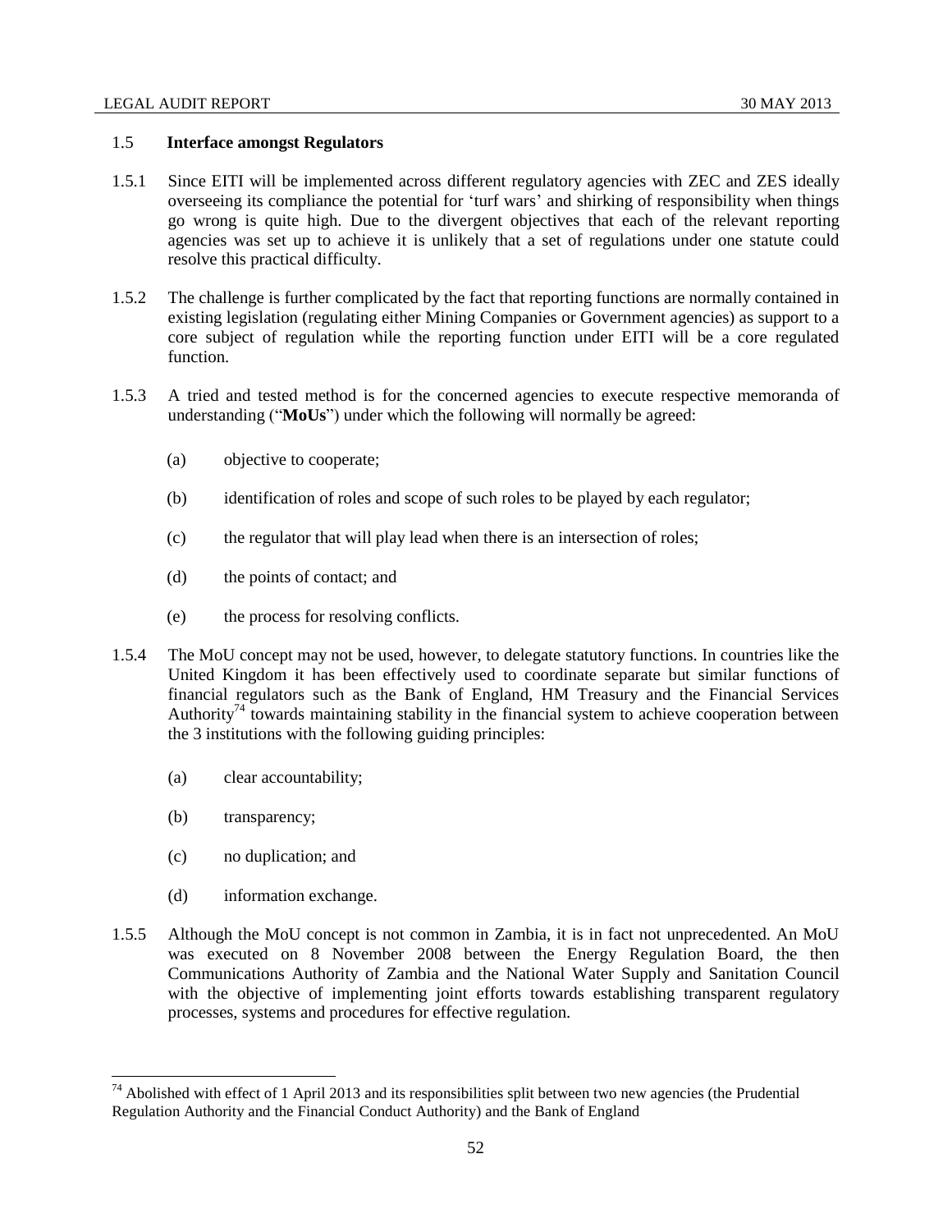## 1.5 Interface amongst Regulators

1.5.1 Since EITI will be implemented across different regulatory agencies with ZEC and ZES ideally overseeing its compliance the potential for 'turf wars' and shirking of responsibility when things go wrong is quite high. Due to the divergent objectives that each of the relevant reporting agencies was set up to achieve it is unlikely that a set of regulations under one statute could resolve this practical difficulty.

1.5.2 The challenge is further complicated by the fact that reporting functions are normally contained in existing legislation (regulating either Mining Companies or Government agencies) as support to a core subject of regulation while the reporting function under EITI will be a core regulated function.

1.5.3 A tried and tested method is for the concerned agencies to execute respective memoranda of understanding ("**MoUs**") under which the following will normally be agreed:

(a) objective to cooperate;

(b) identification of roles and scope of such roles to be played by each regulator;

(c) the regulator that will play lead when there is an intersection of roles;

(d) the points of contact; and

(e) the process for resolving conflicts.

1.5.4 The MoU concept may not be used, however, to delegate statutory functions. In countries like the United Kingdom it has been effectively used to coordinate separate but similar functions of financial regulators such as the Bank of England, HM Treasury and the Financial Services Authority[74] towards maintaining stability in the financial system to achieve cooperation between the 3 institutions with the following guiding principles:

(a) clear accountability;

(b) transparency;

(c) no duplication; and

(d) information exchange.

1.5.5 Although the MoU concept is not common in Zambia, it is in fact not unprecedented. An MoU was executed on 8 November 2008 between the Energy Regulation Board, the then Communications Authority of Zambia and the National Water Supply and Sanitation Council with the objective of implementing joint efforts towards establishing transparent regulatory processes, systems and procedures for effective regulation.

---

[74] Abolished with effect of 1 April 2013 and its responsibilities split between two new agencies (the Prudential Regulation Authority and the Financial Conduct Authority) and the Bank of England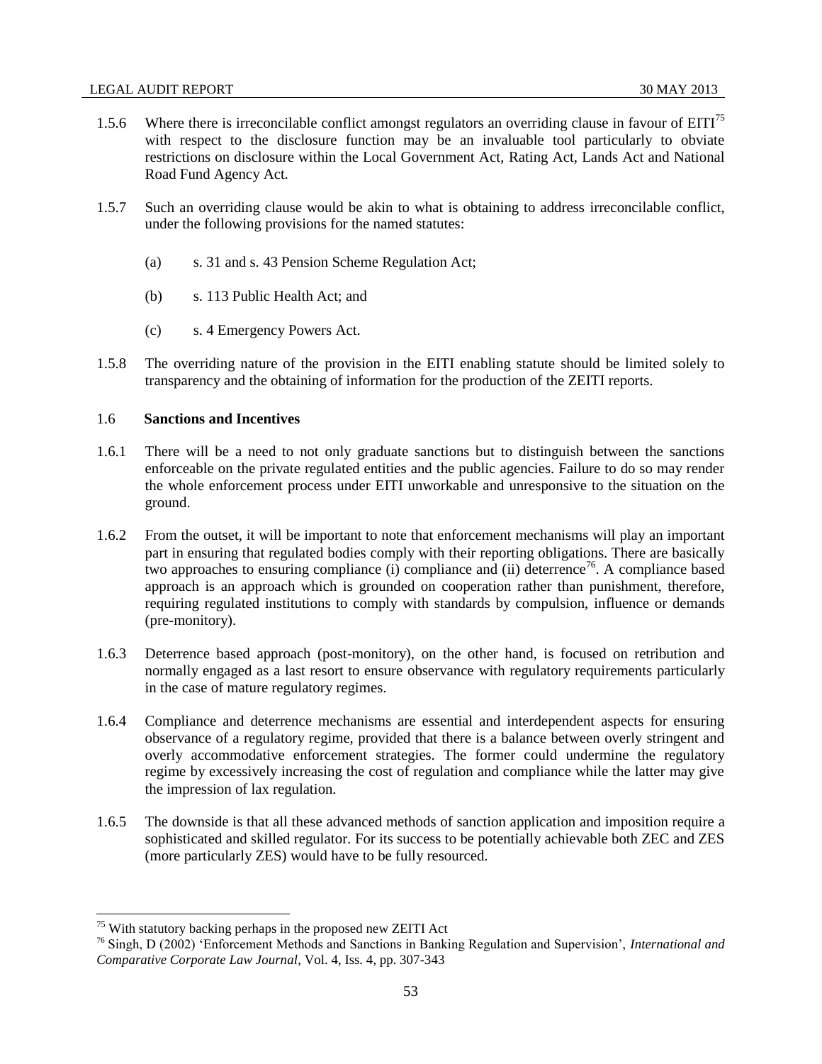1.5.6 Where there is irreconcilable conflict amongst regulators an overriding clause in favour of EITI[75] with respect to the disclosure function may be an invaluable tool particularly to obviate restrictions on disclosure within the Local Government Act, Rating Act, Lands Act and National Road Fund Agency Act.

1.5.7 Such an overriding clause would be akin to what is obtaining to address irreconcilable conflict, under the following provisions for the named statutes:

(a) s. 31 and s. 43 Pension Scheme Regulation Act;

(b) s. 113 Public Health Act; and

(c) s. 4 Emergency Powers Act.

1.5.8 The overriding nature of the provision in the EITI enabling statute should be limited solely to transparency and the obtaining of information for the production of the ZEITI reports.

### 1.6 Sanctions and Incentives

1.6.1 There will be a need to not only graduate sanctions but to distinguish between the sanctions enforceable on the private regulated entities and the public agencies. Failure to do so may render the whole enforcement process under EITI unworkable and unresponsive to the situation on the ground.

1.6.2 From the outset, it will be important to note that enforcement mechanisms will play an important part in ensuring that regulated bodies comply with their reporting obligations. There are basically two approaches to ensuring compliance (i) compliance and (ii) deterrence[76]. A compliance based approach is an approach which is grounded on cooperation rather than punishment, therefore, requiring regulated institutions to comply with standards by compulsion, influence or demands (pre-monitory).

1.6.3 Deterrence based approach (post-monitory), on the other hand, is focused on retribution and normally engaged as a last resort to ensure observance with regulatory requirements particularly in the case of mature regulatory regimes.

1.6.4 Compliance and deterrence mechanisms are essential and interdependent aspects for ensuring observance of a regulatory regime, provided that there is a balance between overly stringent and overly accommodative enforcement strategies. The former could undermine the regulatory regime by excessively increasing the cost of regulation and compliance while the latter may give the impression of lax regulation.

1.6.5 The downside is that all these advanced methods of sanction application and imposition require a sophisticated and skilled regulator. For its success to be potentially achievable both ZEC and ZES (more particularly ZES) would have to be fully resourced.

---

[75] With statutory backing perhaps in the proposed new ZEITI Act

[76] Singh, D (2002) 'Enforcement Methods and Sanctions in Banking Regulation and Supervision', *International and Comparative Corporate Law Journal*, Vol. 4, Iss. 4, pp. 307-343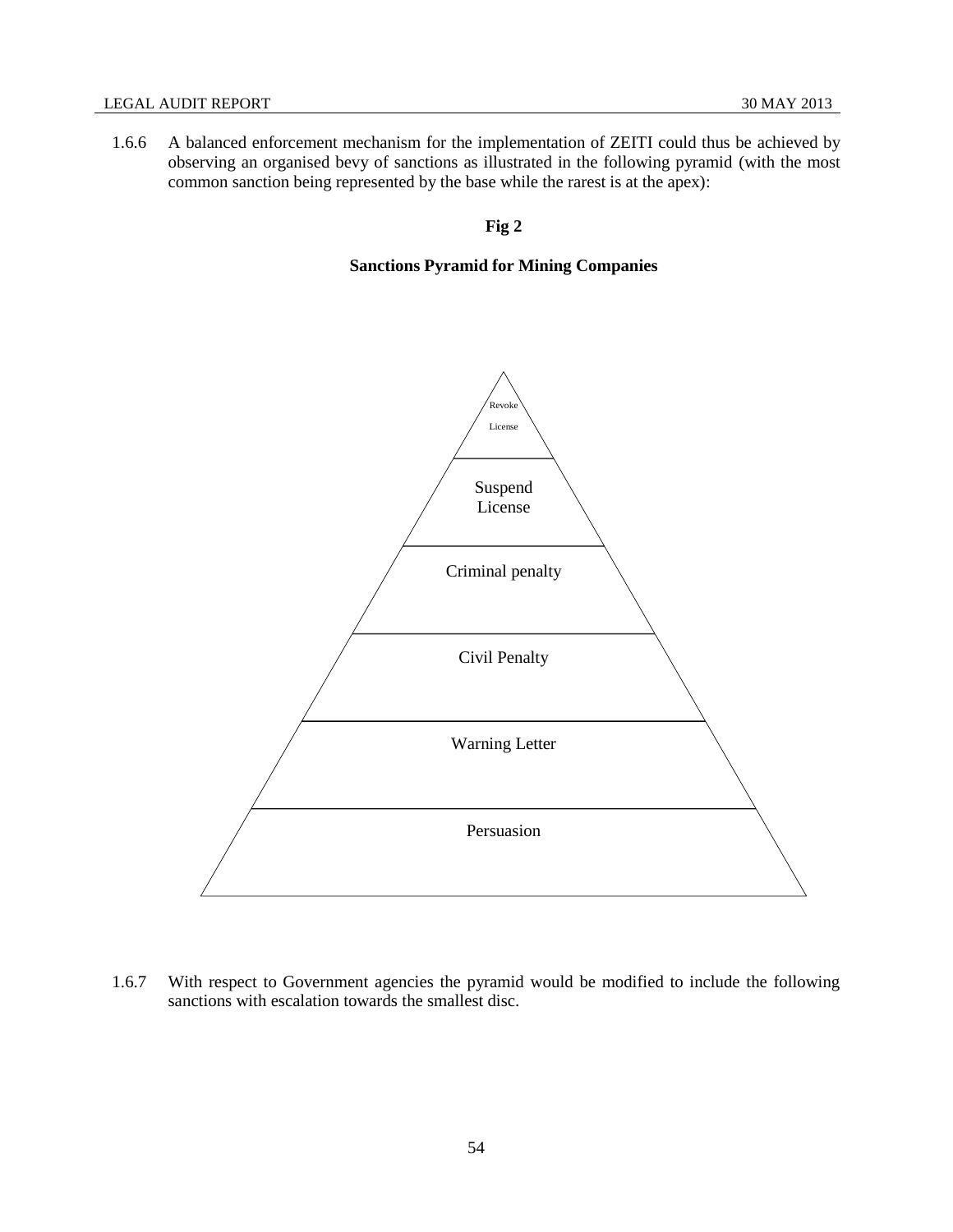1.6.6 A balanced enforcement mechanism for the implementation of ZEITI could thus be achieved by observing an organised bevy of sanctions as illustrated in the following pyramid (with the most common sanction being represented by the base while the rarest is at the apex):

**Fig 2**

**Sanctions Pyramid for Mining Companies**

Revoke License

Suspend License

Criminal penalty

Civil Penalty

Warning Letter

Persuasion

1.6.7 With respect to Government agencies the pyramid would be modified to include the following sanctions with escalation towards the smallest disc.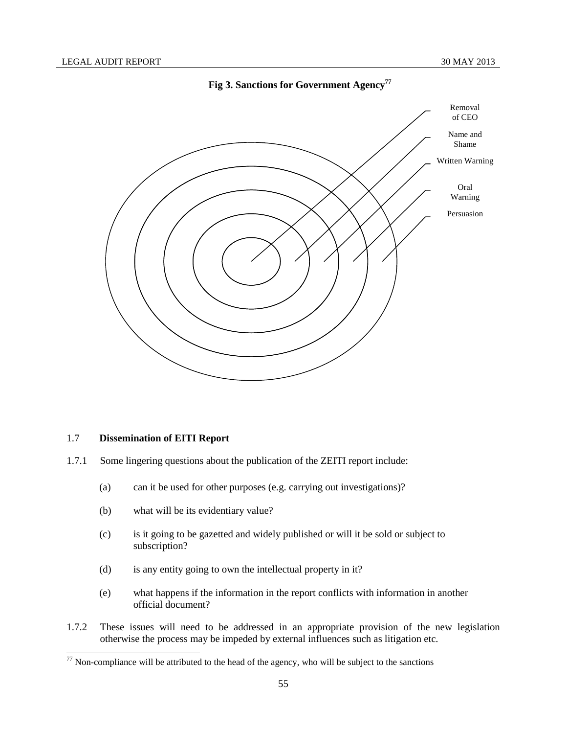**Fig 3. Sanctions for Government Agency**[77]

Removal of CEO

Name and Shame

Written Warning

Oral Warning

Persuasion

## 1.7 Dissemination of EITI Report

1.7.1 Some lingering questions about the publication of the ZEITI report include:

(a) can it be used for other purposes (e.g. carrying out investigations)?

(b) what will be its evidentiary value?

(c) is it going to be gazetted and widely published or will it be sold or subject to subscription?

(d) is any entity going to own the intellectual property in it?

(e) what happens if the information in the report conflicts with information in another official document?

1.7.2 These issues will need to be addressed in an appropriate provision of the new legislation otherwise the process may be impeded by external influences such as litigation etc.

[77] Non-compliance will be attributed to the head of the agency, who will be subject to the sanctions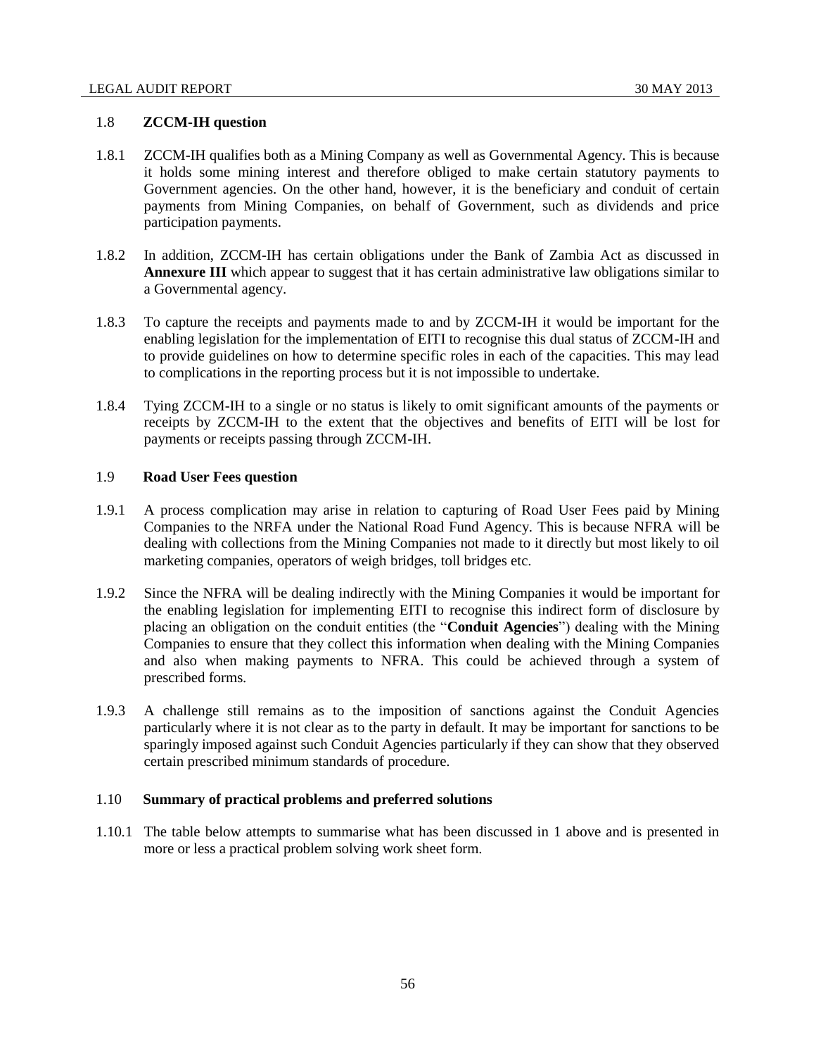### 1.8 **ZCCM-IH question**

1.8.1 ZCCM-IH qualifies both as a Mining Company as well as Governmental Agency. This is because it holds some mining interest and therefore obliged to make certain statutory payments to Government agencies. On the other hand, however, it is the beneficiary and conduit of certain payments from Mining Companies, on behalf of Government, such as dividends and price participation payments.

1.8.2 In addition, ZCCM-IH has certain obligations under the Bank of Zambia Act as discussed in **Annexure III** which appear to suggest that it has certain administrative law obligations similar to a Governmental agency.

1.8.3 To capture the receipts and payments made to and by ZCCM-IH it would be important for the enabling legislation for the implementation of EITI to recognise this dual status of ZCCM-IH and to provide guidelines on how to determine specific roles in each of the capacities. This may lead to complications in the reporting process but it is not impossible to undertake.

1.8.4 Tying ZCCM-IH to a single or no status is likely to omit significant amounts of the payments or receipts by ZCCM-IH to the extent that the objectives and benefits of EITI will be lost for payments or receipts passing through ZCCM-IH.

### 1.9 **Road User Fees question**

1.9.1 A process complication may arise in relation to capturing of Road User Fees paid by Mining Companies to the NRFA under the National Road Fund Agency. This is because NFRA will be dealing with collections from the Mining Companies not made to it directly but most likely to oil marketing companies, operators of weigh bridges, toll bridges etc.

1.9.2 Since the NFRA will be dealing indirectly with the Mining Companies it would be important for the enabling legislation for implementing EITI to recognise this indirect form of disclosure by placing an obligation on the conduit entities (the "**Conduit Agencies**") dealing with the Mining Companies to ensure that they collect this information when dealing with the Mining Companies and also when making payments to NFRA. This could be achieved through a system of prescribed forms.

1.9.3 A challenge still remains as to the imposition of sanctions against the Conduit Agencies particularly where it is not clear as to the party in default. It may be important for sanctions to be sparingly imposed against such Conduit Agencies particularly if they can show that they observed certain prescribed minimum standards of procedure.

### 1.10 **Summary of practical problems and preferred solutions**

1.10.1 The table below attempts to summarise what has been discussed in 1 above and is presented in more or less a practical problem solving work sheet form.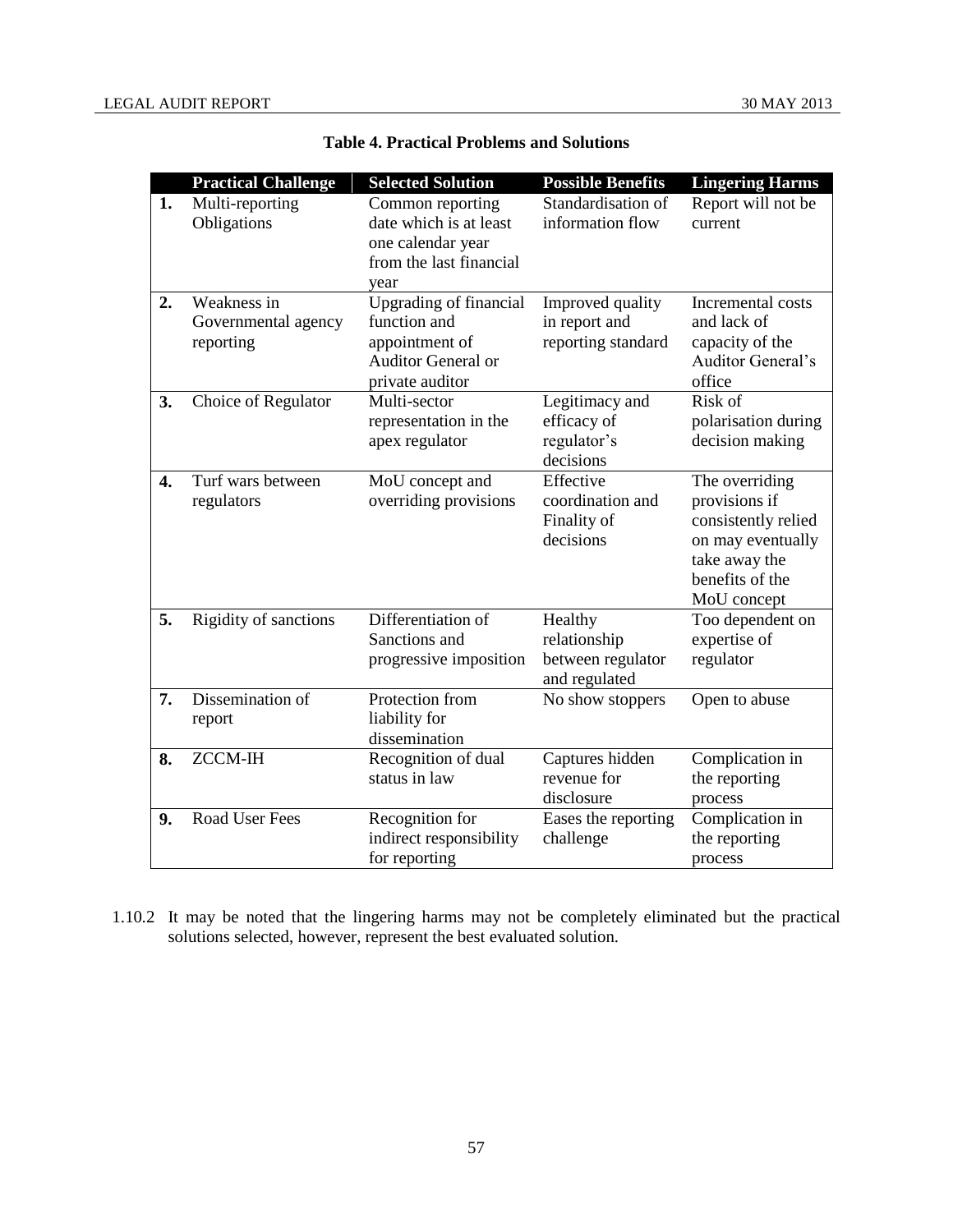**Table 4. Practical Problems and Solutions**

| | Practical Challenge | Selected Solution | Possible Benefits | Lingering Harms |
|---|---|---|---|---|
| **1.** | Multi-reporting Obligations | Common reporting date which is at least one calendar year from the last financial year | Standardisation of information flow | Report will not be current |
| **2.** | Weakness in Governmental agency reporting | Upgrading of financial function and appointment of Auditor General or private auditor | Improved quality in report and reporting standard | Incremental costs and lack of capacity of the Auditor General's office |
| **3.** | Choice of Regulator | Multi-sector representation in the apex regulator | Legitimacy and efficacy of regulator's decisions | Risk of polarisation during decision making |
| **4.** | Turf wars between regulators | MoU concept and overriding provisions | Effective coordination and Finality of decisions | The overriding provisions if consistently relied on may eventually take away the benefits of the MoU concept |
| **5.** | Rigidity of sanctions | Differentiation of Sanctions and progressive imposition | Healthy relationship between regulator and regulated | Too dependent on expertise of regulator |
| **7.** | Dissemination of report | Protection from liability for dissemination | No show stoppers | Open to abuse |
| **8.** | ZCCM-IH | Recognition of dual status in law | Captures hidden revenue for disclosure | Complication in the reporting process |
| **9.** | Road User Fees | Recognition for indirect responsibility for reporting | Eases the reporting challenge | Complication in the reporting process |

1.10.2 It may be noted that the lingering harms may not be completely eliminated but the practical solutions selected, however, represent the best evaluated solution.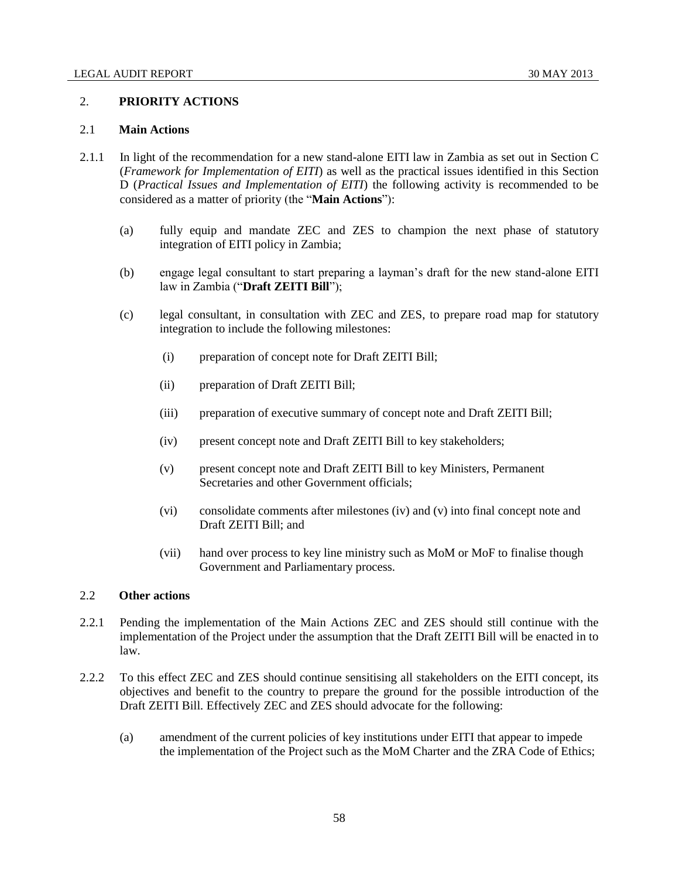## 2. PRIORITY ACTIONS

### 2.1 Main Actions

2.1.1 In light of the recommendation for a new stand-alone EITI law in Zambia as set out in Section C (*Framework for Implementation of EITI*) as well as the practical issues identified in this Section D (*Practical Issues and Implementation of EITI*) the following activity is recommended to be considered as a matter of priority (the "**Main Actions**"):

(a) fully equip and mandate ZEC and ZES to champion the next phase of statutory integration of EITI policy in Zambia;

(b) engage legal consultant to start preparing a layman's draft for the new stand-alone EITI law in Zambia ("**Draft ZEITI Bill**");

(c) legal consultant, in consultation with ZEC and ZES, to prepare road map for statutory integration to include the following milestones:

(i) preparation of concept note for Draft ZEITI Bill;

(ii) preparation of Draft ZEITI Bill;

(iii) preparation of executive summary of concept note and Draft ZEITI Bill;

(iv) present concept note and Draft ZEITI Bill to key stakeholders;

(v) present concept note and Draft ZEITI Bill to key Ministers, Permanent Secretaries and other Government officials;

(vi) consolidate comments after milestones (iv) and (v) into final concept note and Draft ZEITI Bill; and

(vii) hand over process to key line ministry such as MoM or MoF to finalise though Government and Parliamentary process.

### 2.2 Other actions

2.2.1 Pending the implementation of the Main Actions ZEC and ZES should still continue with the implementation of the Project under the assumption that the Draft ZEITI Bill will be enacted in to law.

2.2.2 To this effect ZEC and ZES should continue sensitising all stakeholders on the EITI concept, its objectives and benefit to the country to prepare the ground for the possible introduction of the Draft ZEITI Bill. Effectively ZEC and ZES should advocate for the following:

(a) amendment of the current policies of key institutions under EITI that appear to impede the implementation of the Project such as the MoM Charter and the ZRA Code of Ethics;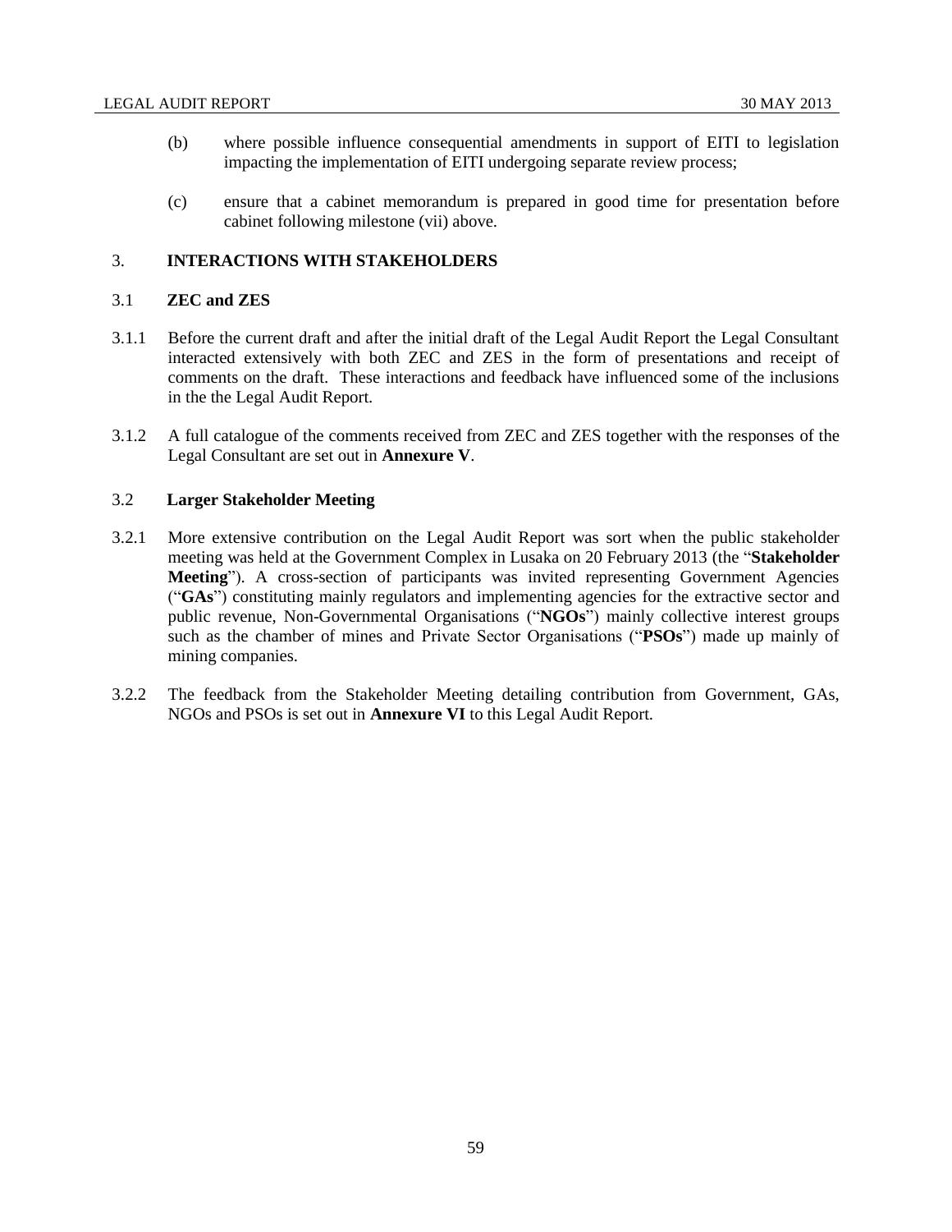(b) where possible influence consequential amendments in support of EITI to legislation impacting the implementation of EITI undergoing separate review process;

(c) ensure that a cabinet memorandum is prepared in good time for presentation before cabinet following milestone (vii) above.

## 3. INTERACTIONS WITH STAKEHOLDERS

### 3.1 ZEC and ZES

3.1.1 Before the current draft and after the initial draft of the Legal Audit Report the Legal Consultant interacted extensively with both ZEC and ZES in the form of presentations and receipt of comments on the draft. These interactions and feedback have influenced some of the inclusions in the the Legal Audit Report.

3.1.2 A full catalogue of the comments received from ZEC and ZES together with the responses of the Legal Consultant are set out in **Annexure V**.

### 3.2 Larger Stakeholder Meeting

3.2.1 More extensive contribution on the Legal Audit Report was sort when the public stakeholder meeting was held at the Government Complex in Lusaka on 20 February 2013 (the "**Stakeholder Meeting**"). A cross-section of participants was invited representing Government Agencies ("**GAs**") constituting mainly regulators and implementing agencies for the extractive sector and public revenue, Non-Governmental Organisations ("**NGOs**") mainly collective interest groups such as the chamber of mines and Private Sector Organisations ("**PSOs**") made up mainly of mining companies.

3.2.2 The feedback from the Stakeholder Meeting detailing contribution from Government, GAs, NGOs and PSOs is set out in **Annexure VI** to this Legal Audit Report.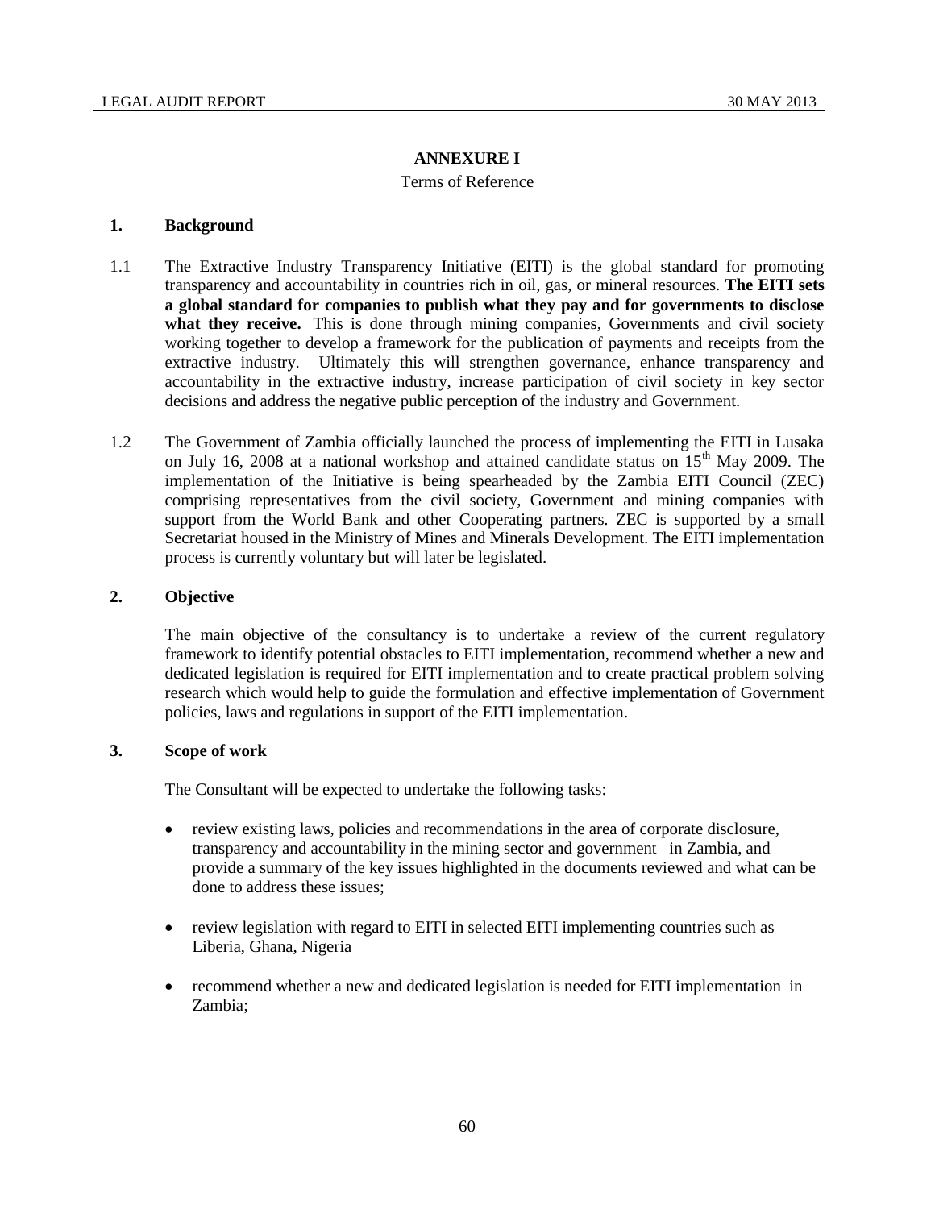## ANNEXURE I

Terms of Reference

### 1. Background

1.1 The Extractive Industry Transparency Initiative (EITI) is the global standard for promoting transparency and accountability in countries rich in oil, gas, or mineral resources. **The EITI sets a global standard for companies to publish what they pay and for governments to disclose what they receive.** This is done through mining companies, Governments and civil society working together to develop a framework for the publication of payments and receipts from the extractive industry. Ultimately this will strengthen governance, enhance transparency and accountability in the extractive industry, increase participation of civil society in key sector decisions and address the negative public perception of the industry and Government.

1.2 The Government of Zambia officially launched the process of implementing the EITI in Lusaka on July 16, 2008 at a national workshop and attained candidate status on 15th May 2009. The implementation of the Initiative is being spearheaded by the Zambia EITI Council (ZEC) comprising representatives from the civil society, Government and mining companies with support from the World Bank and other Cooperating partners. ZEC is supported by a small Secretariat housed in the Ministry of Mines and Minerals Development. The EITI implementation process is currently voluntary but will later be legislated.

### 2. Objective

The main objective of the consultancy is to undertake a review of the current regulatory framework to identify potential obstacles to EITI implementation, recommend whether a new and dedicated legislation is required for EITI implementation and to create practical problem solving research which would help to guide the formulation and effective implementation of Government policies, laws and regulations in support of the EITI implementation.

### 3. Scope of work

The Consultant will be expected to undertake the following tasks:

- review existing laws, policies and recommendations in the area of corporate disclosure, transparency and accountability in the mining sector and government in Zambia, and provide a summary of the key issues highlighted in the documents reviewed and what can be done to address these issues;

- review legislation with regard to EITI in selected EITI implementing countries such as Liberia, Ghana, Nigeria

- recommend whether a new and dedicated legislation is needed for EITI implementation in Zambia;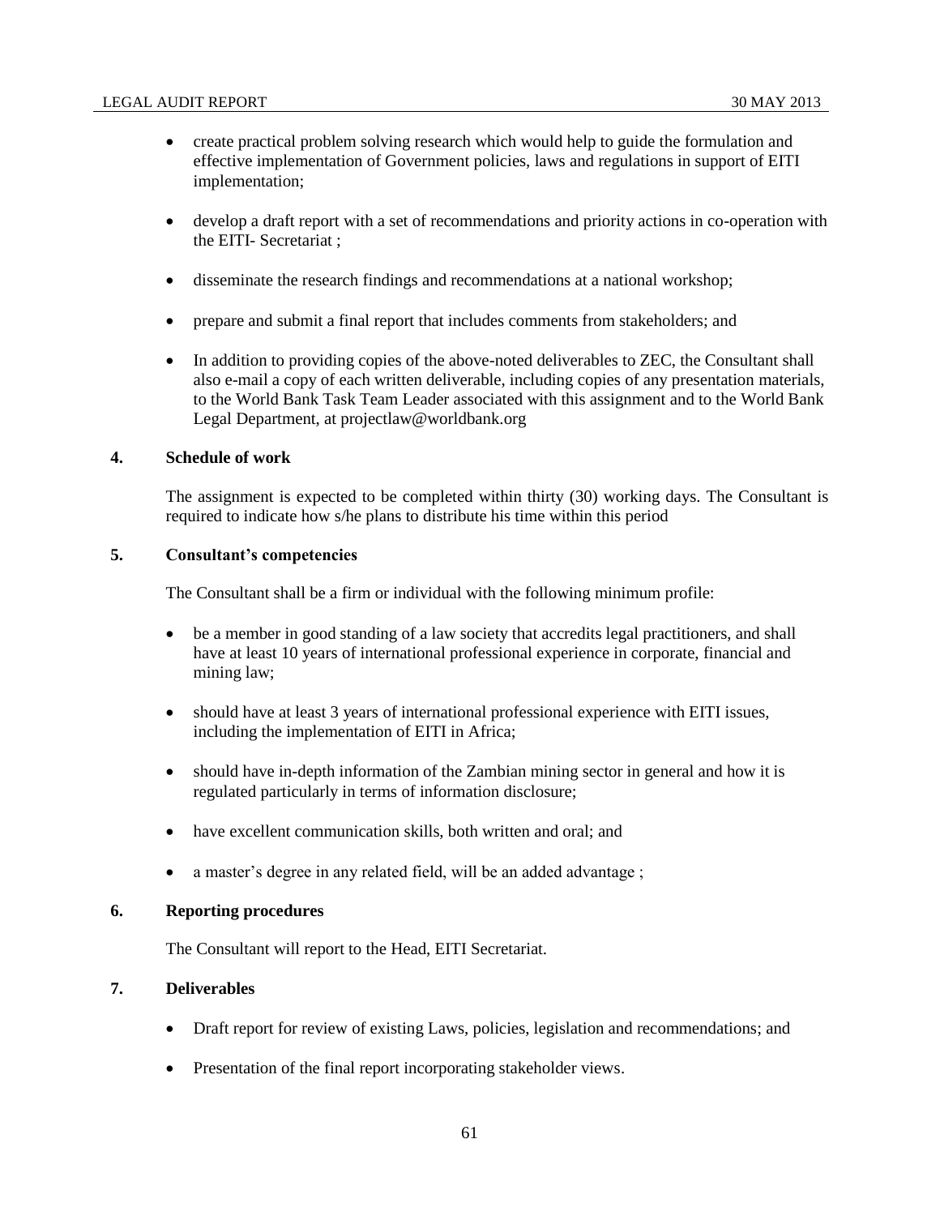- create practical problem solving research which would help to guide the formulation and effective implementation of Government policies, laws and regulations in support of EITI implementation;

- develop a draft report with a set of recommendations and priority actions in co-operation with the EITI- Secretariat ;

- disseminate the research findings and recommendations at a national workshop;

- prepare and submit a final report that includes comments from stakeholders; and

- In addition to providing copies of the above-noted deliverables to ZEC, the Consultant shall also e-mail a copy of each written deliverable, including copies of any presentation materials, to the World Bank Task Team Leader associated with this assignment and to the World Bank Legal Department, at projectlaw@worldbank.org

### 4. Schedule of work

The assignment is expected to be completed within thirty (30) working days. The Consultant is required to indicate how s/he plans to distribute his time within this period

### 5. Consultant's competencies

The Consultant shall be a firm or individual with the following minimum profile:

- be a member in good standing of a law society that accredits legal practitioners, and shall have at least 10 years of international professional experience in corporate, financial and mining law;

- should have at least 3 years of international professional experience with EITI issues, including the implementation of EITI in Africa;

- should have in-depth information of the Zambian mining sector in general and how it is regulated particularly in terms of information disclosure;

- have excellent communication skills, both written and oral; and

- a master's degree in any related field, will be an added advantage ;

### 6. Reporting procedures

The Consultant will report to the Head, EITI Secretariat.

### 7. Deliverables

- Draft report for review of existing Laws, policies, legislation and recommendations; and

- Presentation of the final report incorporating stakeholder views.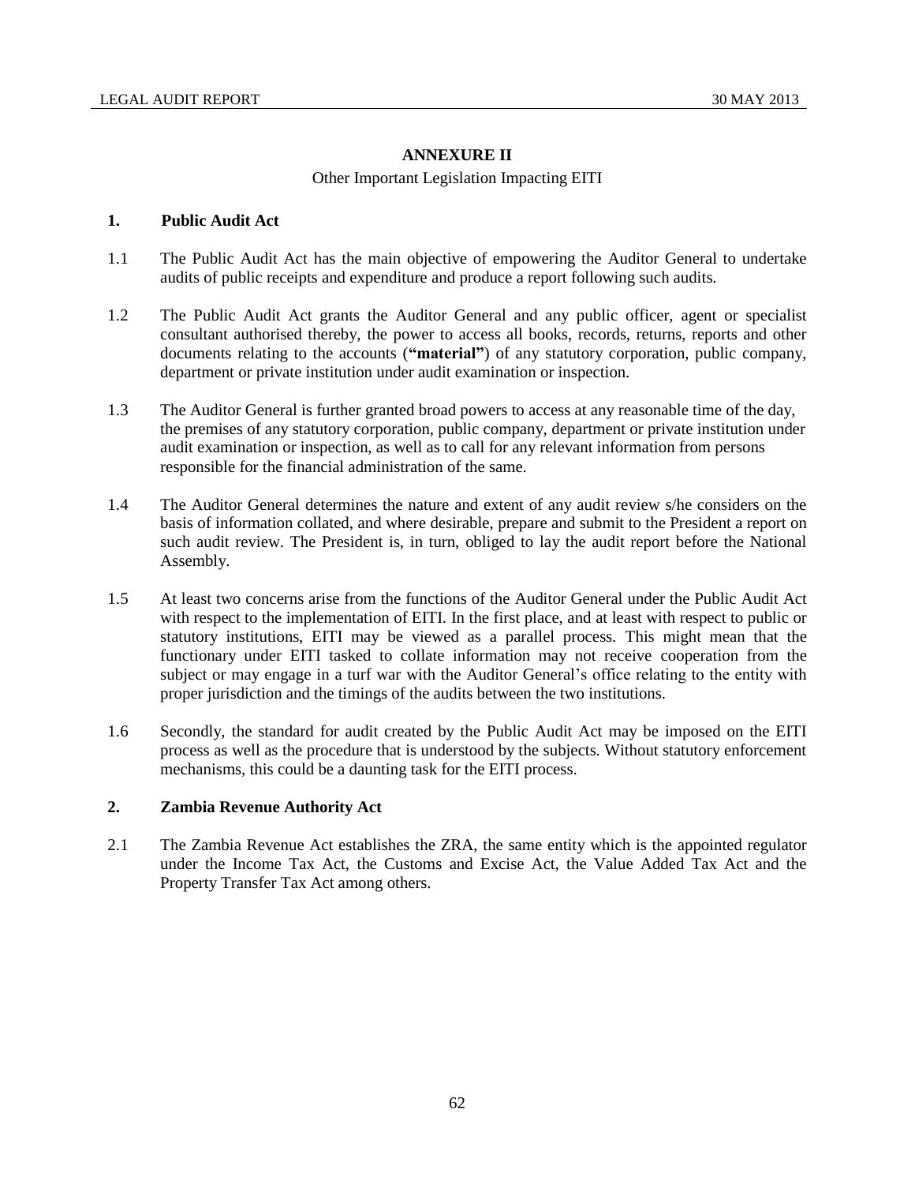## ANNEXURE II

Other Important Legislation Impacting EITI

### 1. Public Audit Act

1.1 The Public Audit Act has the main objective of empowering the Auditor General to undertake audits of public receipts and expenditure and produce a report following such audits.

1.2 The Public Audit Act grants the Auditor General and any public officer, agent or specialist consultant authorised thereby, the power to access all books, records, returns, reports and other documents relating to the accounts (**"material"**) of any statutory corporation, public company, department or private institution under audit examination or inspection.

1.3 The Auditor General is further granted broad powers to access at any reasonable time of the day, the premises of any statutory corporation, public company, department or private institution under audit examination or inspection, as well as to call for any relevant information from persons responsible for the financial administration of the same.

1.4 The Auditor General determines the nature and extent of any audit review s/he considers on the basis of information collated, and where desirable, prepare and submit to the President a report on such audit review. The President is, in turn, obliged to lay the audit report before the National Assembly.

1.5 At least two concerns arise from the functions of the Auditor General under the Public Audit Act with respect to the implementation of EITI. In the first place, and at least with respect to public or statutory institutions, EITI may be viewed as a parallel process. This might mean that the functionary under EITI tasked to collate information may not receive cooperation from the subject or may engage in a turf war with the Auditor General's office relating to the entity with proper jurisdiction and the timings of the audits between the two institutions.

1.6 Secondly, the standard for audit created by the Public Audit Act may be imposed on the EITI process as well as the procedure that is understood by the subjects. Without statutory enforcement mechanisms, this could be a daunting task for the EITI process.

### 2. Zambia Revenue Authority Act

2.1 The Zambia Revenue Act establishes the ZRA, the same entity which is the appointed regulator under the Income Tax Act, the Customs and Excise Act, the Value Added Tax Act and the Property Transfer Tax Act among others.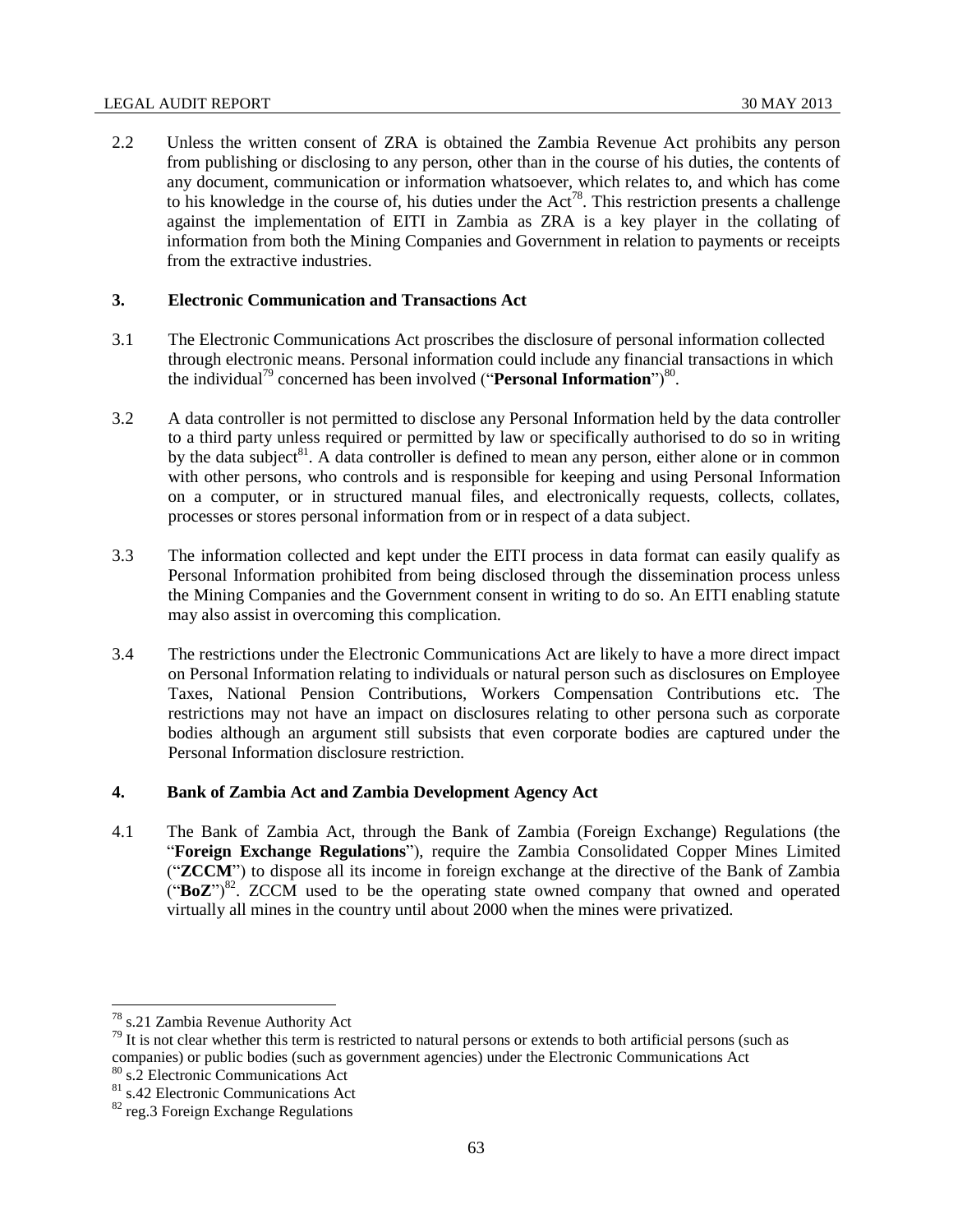2.2 Unless the written consent of ZRA is obtained the Zambia Revenue Act prohibits any person from publishing or disclosing to any person, other than in the course of his duties, the contents of any document, communication or information whatsoever, which relates to, and which has come to his knowledge in the course of, his duties under the Act[78]. This restriction presents a challenge against the implementation of EITI in Zambia as ZRA is a key player in the collating of information from both the Mining Companies and Government in relation to payments or receipts from the extractive industries.

### 3. Electronic Communication and Transactions Act

3.1 The Electronic Communications Act proscribes the disclosure of personal information collected through electronic means. Personal information could include any financial transactions in which the individual[79] concerned has been involved ("**Personal Information**")[80].

3.2 A data controller is not permitted to disclose any Personal Information held by the data controller to a third party unless required or permitted by law or specifically authorised to do so in writing by the data subject[81]. A data controller is defined to mean any person, either alone or in common with other persons, who controls and is responsible for keeping and using Personal Information on a computer, or in structured manual files, and electronically requests, collects, collates, processes or stores personal information from or in respect of a data subject.

3.3 The information collected and kept under the EITI process in data format can easily qualify as Personal Information prohibited from being disclosed through the dissemination process unless the Mining Companies and the Government consent in writing to do so. An EITI enabling statute may also assist in overcoming this complication.

3.4 The restrictions under the Electronic Communications Act are likely to have a more direct impact on Personal Information relating to individuals or natural person such as disclosures on Employee Taxes, National Pension Contributions, Workers Compensation Contributions etc. The restrictions may not have an impact on disclosures relating to other persona such as corporate bodies although an argument still subsists that even corporate bodies are captured under the Personal Information disclosure restriction.

### 4. Bank of Zambia Act and Zambia Development Agency Act

4.1 The Bank of Zambia Act, through the Bank of Zambia (Foreign Exchange) Regulations (the "**Foreign Exchange Regulations**"), require the Zambia Consolidated Copper Mines Limited ("**ZCCM**") to dispose all its income in foreign exchange at the directive of the Bank of Zambia ("**BoZ**")[82]. ZCCM used to be the operating state owned company that owned and operated virtually all mines in the country until about 2000 when the mines were privatized.

---

[78] s.21 Zambia Revenue Authority Act

[79] It is not clear whether this term is restricted to natural persons or extends to both artificial persons (such as companies) or public bodies (such as government agencies) under the Electronic Communications Act

[80] s.2 Electronic Communications Act

[81] s.42 Electronic Communications Act

[82] reg.3 Foreign Exchange Regulations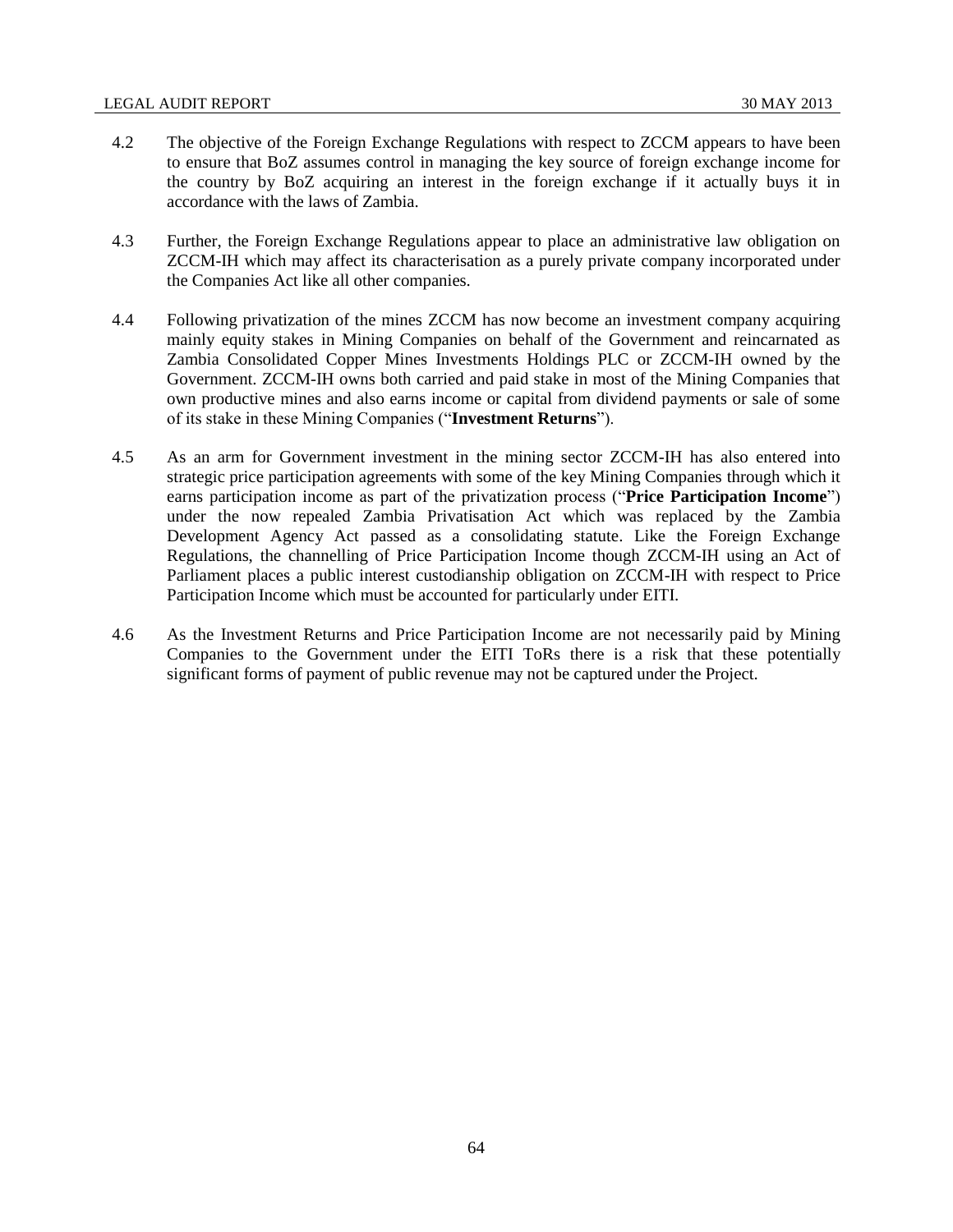4.2 The objective of the Foreign Exchange Regulations with respect to ZCCM appears to have been to ensure that BoZ assumes control in managing the key source of foreign exchange income for the country by BoZ acquiring an interest in the foreign exchange if it actually buys it in accordance with the laws of Zambia.

4.3 Further, the Foreign Exchange Regulations appear to place an administrative law obligation on ZCCM-IH which may affect its characterisation as a purely private company incorporated under the Companies Act like all other companies.

4.4 Following privatization of the mines ZCCM has now become an investment company acquiring mainly equity stakes in Mining Companies on behalf of the Government and reincarnated as Zambia Consolidated Copper Mines Investments Holdings PLC or ZCCM-IH owned by the Government. ZCCM-IH owns both carried and paid stake in most of the Mining Companies that own productive mines and also earns income or capital from dividend payments or sale of some of its stake in these Mining Companies ("**Investment Returns**").

4.5 As an arm for Government investment in the mining sector ZCCM-IH has also entered into strategic price participation agreements with some of the key Mining Companies through which it earns participation income as part of the privatization process ("**Price Participation Income**") under the now repealed Zambia Privatisation Act which was replaced by the Zambia Development Agency Act passed as a consolidating statute. Like the Foreign Exchange Regulations, the channelling of Price Participation Income though ZCCM-IH using an Act of Parliament places a public interest custodianship obligation on ZCCM-IH with respect to Price Participation Income which must be accounted for particularly under EITI.

4.6 As the Investment Returns and Price Participation Income are not necessarily paid by Mining Companies to the Government under the EITI ToRs there is a risk that these potentially significant forms of payment of public revenue may not be captured under the Project.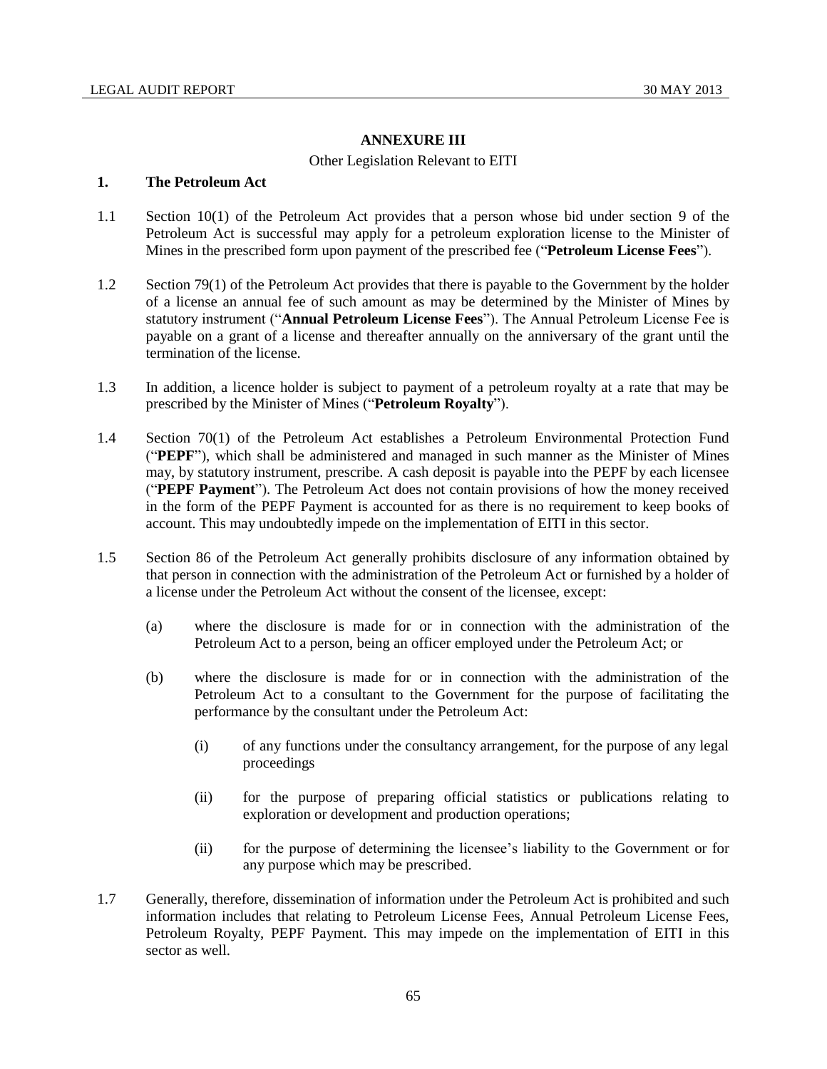## ANNEXURE III

Other Legislation Relevant to EITI

### 1. The Petroleum Act

1.1 Section 10(1) of the Petroleum Act provides that a person whose bid under section 9 of the Petroleum Act is successful may apply for a petroleum exploration license to the Minister of Mines in the prescribed form upon payment of the prescribed fee ("**Petroleum License Fees**").

1.2 Section 79(1) of the Petroleum Act provides that there is payable to the Government by the holder of a license an annual fee of such amount as may be determined by the Minister of Mines by statutory instrument ("**Annual Petroleum License Fees**"). The Annual Petroleum License Fee is payable on a grant of a license and thereafter annually on the anniversary of the grant until the termination of the license.

1.3 In addition, a licence holder is subject to payment of a petroleum royalty at a rate that may be prescribed by the Minister of Mines ("**Petroleum Royalty**").

1.4 Section 70(1) of the Petroleum Act establishes a Petroleum Environmental Protection Fund ("**PEPF**"), which shall be administered and managed in such manner as the Minister of Mines may, by statutory instrument, prescribe. A cash deposit is payable into the PEPF by each licensee ("**PEPF Payment**"). The Petroleum Act does not contain provisions of how the money received in the form of the PEPF Payment is accounted for as there is no requirement to keep books of account. This may undoubtedly impede on the implementation of EITI in this sector.

1.5 Section 86 of the Petroleum Act generally prohibits disclosure of any information obtained by that person in connection with the administration of the Petroleum Act or furnished by a holder of a license under the Petroleum Act without the consent of the licensee, except:

(a) where the disclosure is made for or in connection with the administration of the Petroleum Act to a person, being an officer employed under the Petroleum Act; or

(b) where the disclosure is made for or in connection with the administration of the Petroleum Act to a consultant to the Government for the purpose of facilitating the performance by the consultant under the Petroleum Act:

(i) of any functions under the consultancy arrangement, for the purpose of any legal proceedings

(ii) for the purpose of preparing official statistics or publications relating to exploration or development and production operations;

(ii) for the purpose of determining the licensee's liability to the Government or for any purpose which may be prescribed.

1.7 Generally, therefore, dissemination of information under the Petroleum Act is prohibited and such information includes that relating to Petroleum License Fees, Annual Petroleum License Fees, Petroleum Royalty, PEPF Payment. This may impede on the implementation of EITI in this sector as well.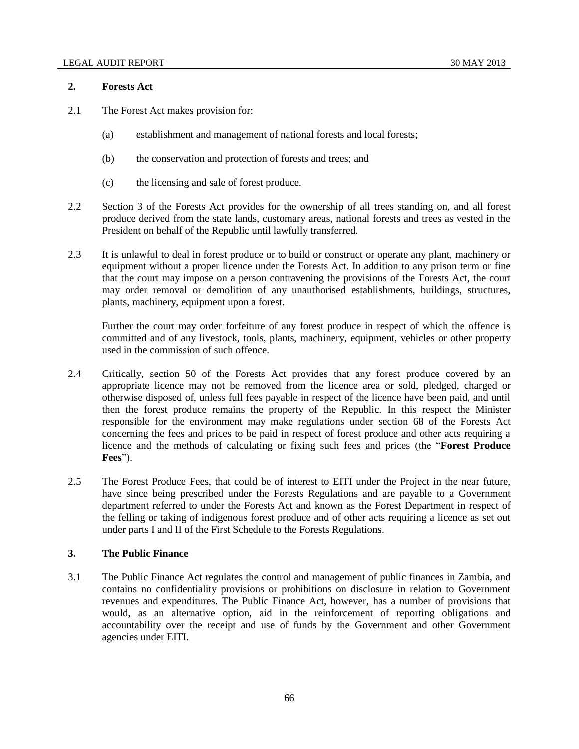## 2. Forests Act

2.1 The Forest Act makes provision for:

(a) establishment and management of national forests and local forests;

(b) the conservation and protection of forests and trees; and

(c) the licensing and sale of forest produce.

2.2 Section 3 of the Forests Act provides for the ownership of all trees standing on, and all forest produce derived from the state lands, customary areas, national forests and trees as vested in the President on behalf of the Republic until lawfully transferred.

2.3 It is unlawful to deal in forest produce or to build or construct or operate any plant, machinery or equipment without a proper licence under the Forests Act. In addition to any prison term or fine that the court may impose on a person contravening the provisions of the Forests Act, the court may order removal or demolition of any unauthorised establishments, buildings, structures, plants, machinery, equipment upon a forest.

Further the court may order forfeiture of any forest produce in respect of which the offence is committed and of any livestock, tools, plants, machinery, equipment, vehicles or other property used in the commission of such offence.

2.4 Critically, section 50 of the Forests Act provides that any forest produce covered by an appropriate licence may not be removed from the licence area or sold, pledged, charged or otherwise disposed of, unless full fees payable in respect of the licence have been paid, and until then the forest produce remains the property of the Republic. In this respect the Minister responsible for the environment may make regulations under section 68 of the Forests Act concerning the fees and prices to be paid in respect of forest produce and other acts requiring a licence and the methods of calculating or fixing such fees and prices (the "**Forest Produce Fees**").

2.5 The Forest Produce Fees, that could be of interest to EITI under the Project in the near future, have since being prescribed under the Forests Regulations and are payable to a Government department referred to under the Forests Act and known as the Forest Department in respect of the felling or taking of indigenous forest produce and of other acts requiring a licence as set out under parts I and II of the First Schedule to the Forests Regulations.

## 3. The Public Finance

3.1 The Public Finance Act regulates the control and management of public finances in Zambia, and contains no confidentiality provisions or prohibitions on disclosure in relation to Government revenues and expenditures. The Public Finance Act, however, has a number of provisions that would, as an alternative option, aid in the reinforcement of reporting obligations and accountability over the receipt and use of funds by the Government and other Government agencies under EITI.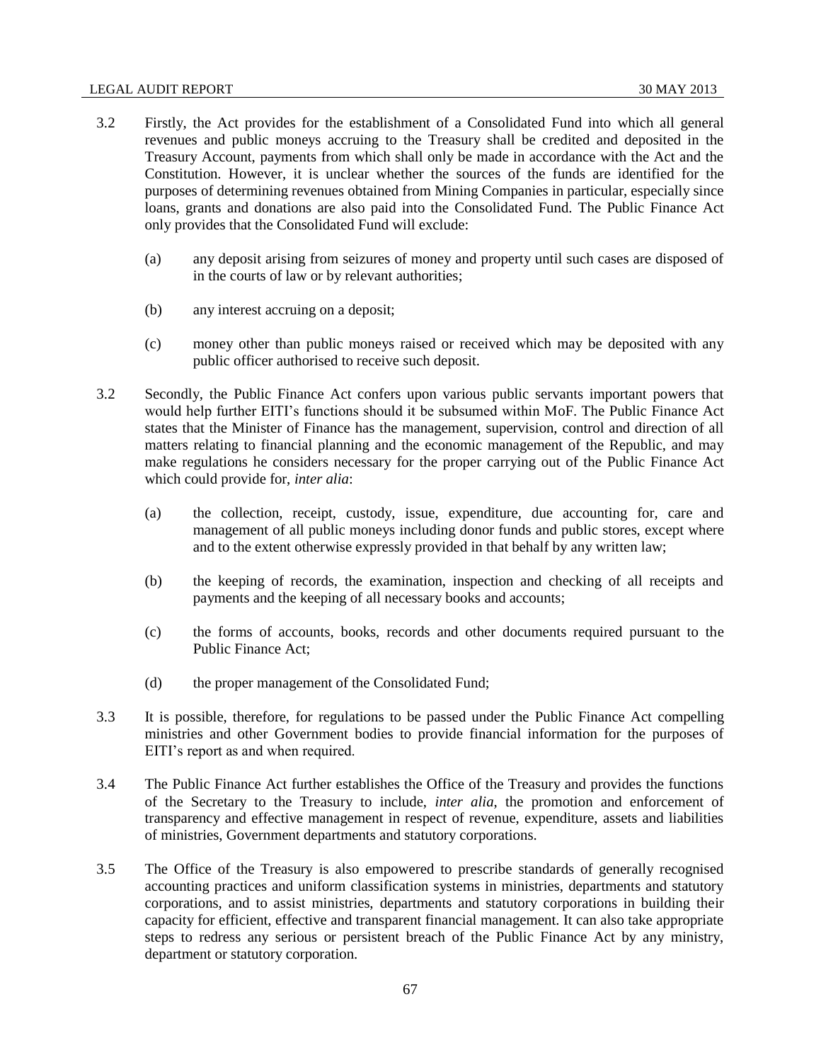3.2 Firstly, the Act provides for the establishment of a Consolidated Fund into which all general revenues and public moneys accruing to the Treasury shall be credited and deposited in the Treasury Account, payments from which shall only be made in accordance with the Act and the Constitution. However, it is unclear whether the sources of the funds are identified for the purposes of determining revenues obtained from Mining Companies in particular, especially since loans, grants and donations are also paid into the Consolidated Fund. The Public Finance Act only provides that the Consolidated Fund will exclude:

   (a) any deposit arising from seizures of money and property until such cases are disposed of in the courts of law or by relevant authorities;

   (b) any interest accruing on a deposit;

   (c) money other than public moneys raised or received which may be deposited with any public officer authorised to receive such deposit.

3.2 Secondly, the Public Finance Act confers upon various public servants important powers that would help further EITI's functions should it be subsumed within MoF. The Public Finance Act states that the Minister of Finance has the management, supervision, control and direction of all matters relating to financial planning and the economic management of the Republic, and may make regulations he considers necessary for the proper carrying out of the Public Finance Act which could provide for, *inter alia*:

   (a) the collection, receipt, custody, issue, expenditure, due accounting for, care and management of all public moneys including donor funds and public stores, except where and to the extent otherwise expressly provided in that behalf by any written law;

   (b) the keeping of records, the examination, inspection and checking of all receipts and payments and the keeping of all necessary books and accounts;

   (c) the forms of accounts, books, records and other documents required pursuant to the Public Finance Act;

   (d) the proper management of the Consolidated Fund;

3.3 It is possible, therefore, for regulations to be passed under the Public Finance Act compelling ministries and other Government bodies to provide financial information for the purposes of EITI's report as and when required.

3.4 The Public Finance Act further establishes the Office of the Treasury and provides the functions of the Secretary to the Treasury to include, *inter alia*, the promotion and enforcement of transparency and effective management in respect of revenue, expenditure, assets and liabilities of ministries, Government departments and statutory corporations.

3.5 The Office of the Treasury is also empowered to prescribe standards of generally recognised accounting practices and uniform classification systems in ministries, departments and statutory corporations, and to assist ministries, departments and statutory corporations in building their capacity for efficient, effective and transparent financial management. It can also take appropriate steps to redress any serious or persistent breach of the Public Finance Act by any ministry, department or statutory corporation.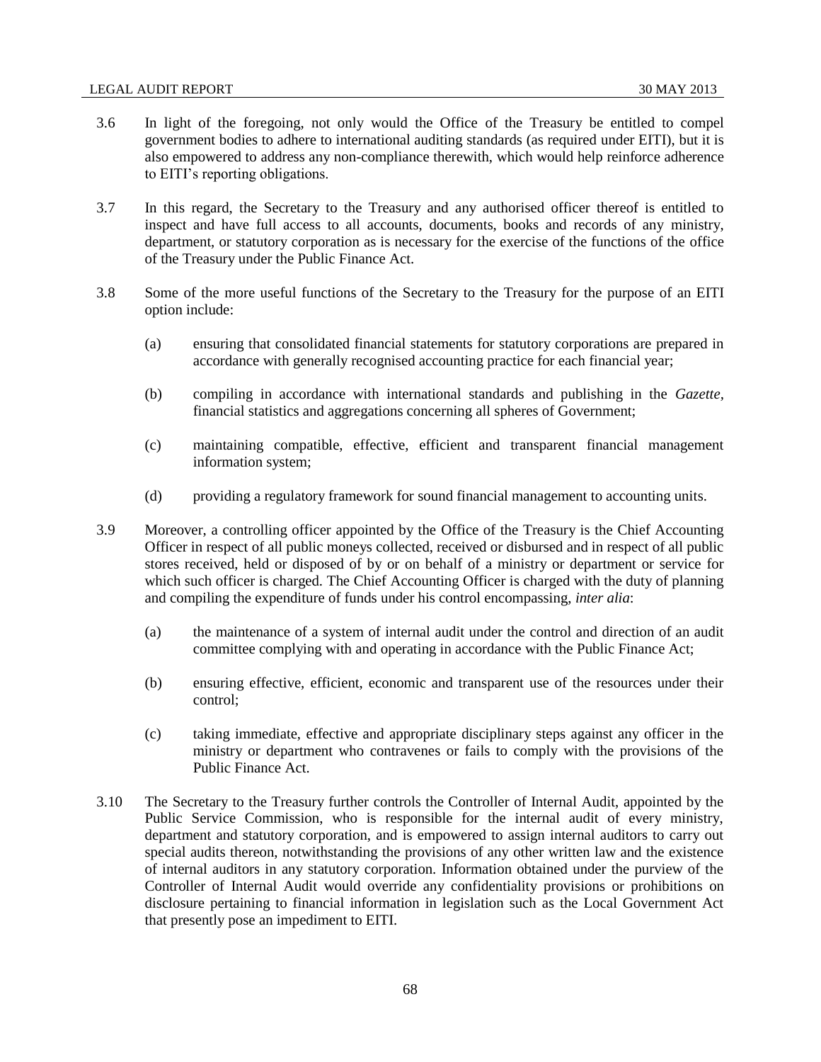3.6 In light of the foregoing, not only would the Office of the Treasury be entitled to compel government bodies to adhere to international auditing standards (as required under EITI), but it is also empowered to address any non-compliance therewith, which would help reinforce adherence to EITI's reporting obligations.

3.7 In this regard, the Secretary to the Treasury and any authorised officer thereof is entitled to inspect and have full access to all accounts, documents, books and records of any ministry, department, or statutory corporation as is necessary for the exercise of the functions of the office of the Treasury under the Public Finance Act.

3.8 Some of the more useful functions of the Secretary to the Treasury for the purpose of an EITI option include:

(a) ensuring that consolidated financial statements for statutory corporations are prepared in accordance with generally recognised accounting practice for each financial year;

(b) compiling in accordance with international standards and publishing in the *Gazette*, financial statistics and aggregations concerning all spheres of Government;

(c) maintaining compatible, effective, efficient and transparent financial management information system;

(d) providing a regulatory framework for sound financial management to accounting units.

3.9 Moreover, a controlling officer appointed by the Office of the Treasury is the Chief Accounting Officer in respect of all public moneys collected, received or disbursed and in respect of all public stores received, held or disposed of by or on behalf of a ministry or department or service for which such officer is charged. The Chief Accounting Officer is charged with the duty of planning and compiling the expenditure of funds under his control encompassing, *inter alia*:

(a) the maintenance of a system of internal audit under the control and direction of an audit committee complying with and operating in accordance with the Public Finance Act;

(b) ensuring effective, efficient, economic and transparent use of the resources under their control;

(c) taking immediate, effective and appropriate disciplinary steps against any officer in the ministry or department who contravenes or fails to comply with the provisions of the Public Finance Act.

3.10 The Secretary to the Treasury further controls the Controller of Internal Audit, appointed by the Public Service Commission, who is responsible for the internal audit of every ministry, department and statutory corporation, and is empowered to assign internal auditors to carry out special audits thereon, notwithstanding the provisions of any other written law and the existence of internal auditors in any statutory corporation. Information obtained under the purview of the Controller of Internal Audit would override any confidentiality provisions or prohibitions on disclosure pertaining to financial information in legislation such as the Local Government Act that presently pose an impediment to EITI.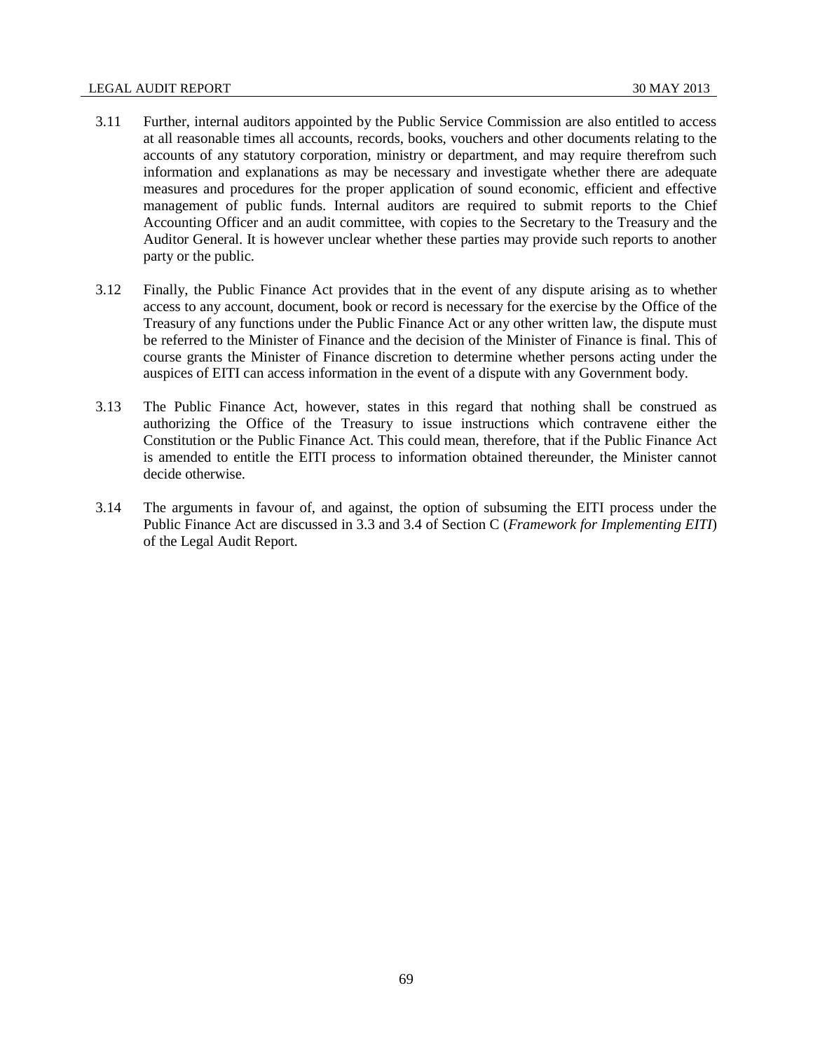3.11 Further, internal auditors appointed by the Public Service Commission are also entitled to access at all reasonable times all accounts, records, books, vouchers and other documents relating to the accounts of any statutory corporation, ministry or department, and may require therefrom such information and explanations as may be necessary and investigate whether there are adequate measures and procedures for the proper application of sound economic, efficient and effective management of public funds. Internal auditors are required to submit reports to the Chief Accounting Officer and an audit committee, with copies to the Secretary to the Treasury and the Auditor General. It is however unclear whether these parties may provide such reports to another party or the public.

3.12 Finally, the Public Finance Act provides that in the event of any dispute arising as to whether access to any account, document, book or record is necessary for the exercise by the Office of the Treasury of any functions under the Public Finance Act or any other written law, the dispute must be referred to the Minister of Finance and the decision of the Minister of Finance is final. This of course grants the Minister of Finance discretion to determine whether persons acting under the auspices of EITI can access information in the event of a dispute with any Government body.

3.13 The Public Finance Act, however, states in this regard that nothing shall be construed as authorizing the Office of the Treasury to issue instructions which contravene either the Constitution or the Public Finance Act. This could mean, therefore, that if the Public Finance Act is amended to entitle the EITI process to information obtained thereunder, the Minister cannot decide otherwise.

3.14 The arguments in favour of, and against, the option of subsuming the EITI process under the Public Finance Act are discussed in 3.3 and 3.4 of Section C (*Framework for Implementing EITI*) of the Legal Audit Report.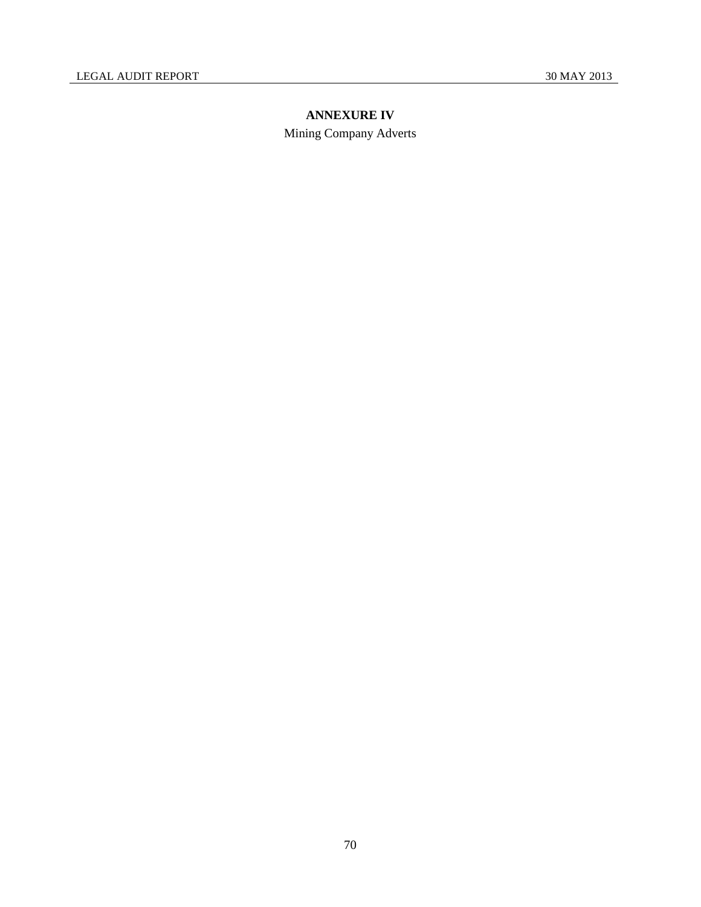## ANNEXURE IV

Mining Company Adverts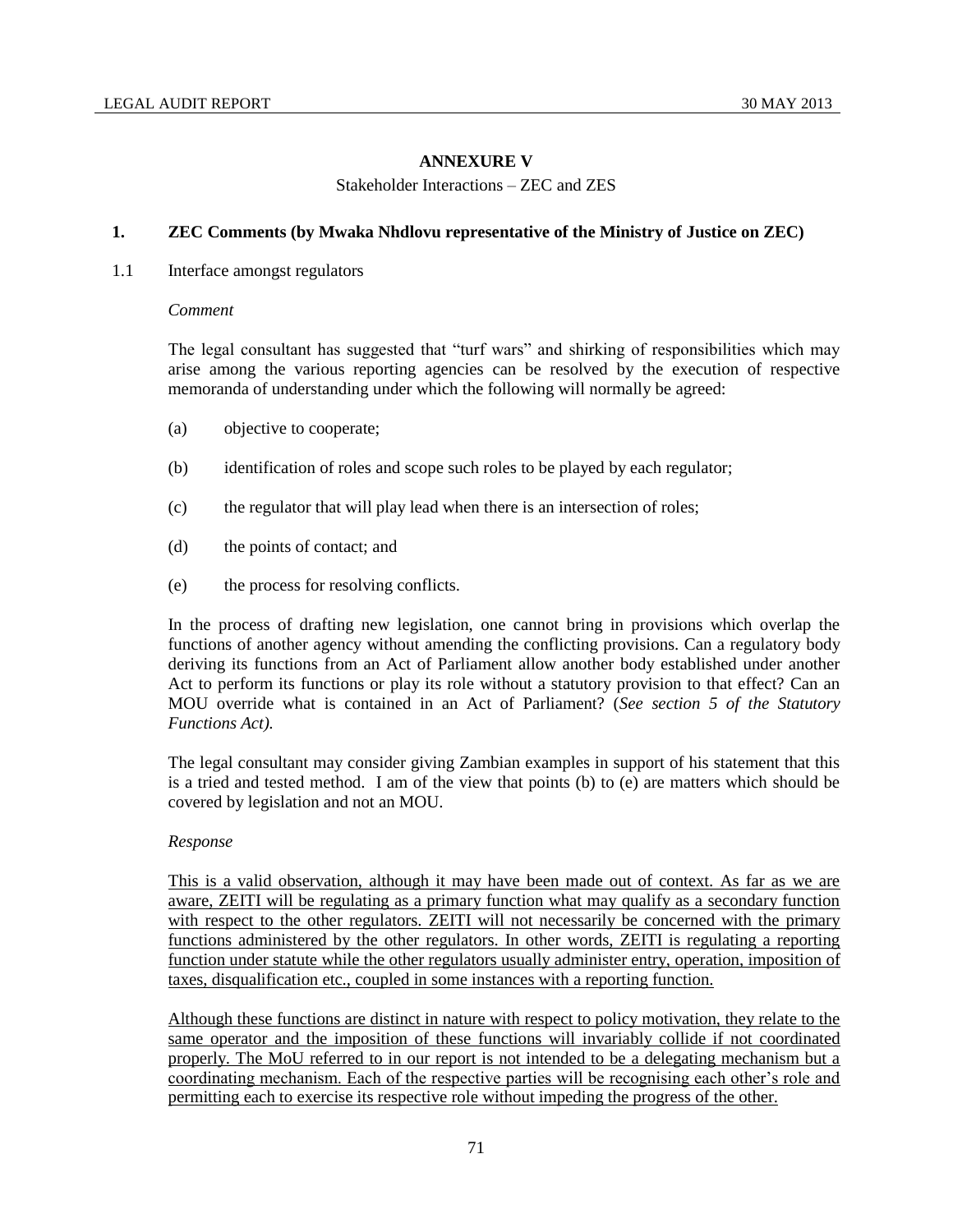## ANNEXURE V

Stakeholder Interactions – ZEC and ZES

### 1. ZEC Comments (by Mwaka Nhdlovu representative of the Ministry of Justice on ZEC)

1.1 Interface amongst regulators

*Comment*

The legal consultant has suggested that "turf wars" and shirking of responsibilities which may arise among the various reporting agencies can be resolved by the execution of respective memoranda of understanding under which the following will normally be agreed:

(a) objective to cooperate;

(b) identification of roles and scope such roles to be played by each regulator;

(c) the regulator that will play lead when there is an intersection of roles;

(d) the points of contact; and

(e) the process for resolving conflicts.

In the process of drafting new legislation, one cannot bring in provisions which overlap the functions of another agency without amending the conflicting provisions. Can a regulatory body deriving its functions from an Act of Parliament allow another body established under another Act to perform its functions or play its role without a statutory provision to that effect? Can an MOU override what is contained in an Act of Parliament? (*See section 5 of the Statutory Functions Act).*

The legal consultant may consider giving Zambian examples in support of his statement that this is a tried and tested method. I am of the view that points (b) to (e) are matters which should be covered by legislation and not an MOU.

*Response*

<u>This is a valid observation, although it may have been made out of context. As far as we are aware, ZEITI will be regulating as a primary function what may qualify as a secondary function with respect to the other regulators. ZEITI will not necessarily be concerned with the primary functions administered by the other regulators. In other words, ZEITI is regulating a reporting function under statute while the other regulators usually administer entry, operation, imposition of taxes, disqualification etc., coupled in some instances with a reporting function.</u>

<u>Although these functions are distinct in nature with respect to policy motivation, they relate to the same operator and the imposition of these functions will invariably collide if not coordinated properly. The MoU referred to in our report is not intended to be a delegating mechanism but a coordinating mechanism. Each of the respective parties will be recognising each other's role and permitting each to exercise its respective role without impeding the progress of the other.</u>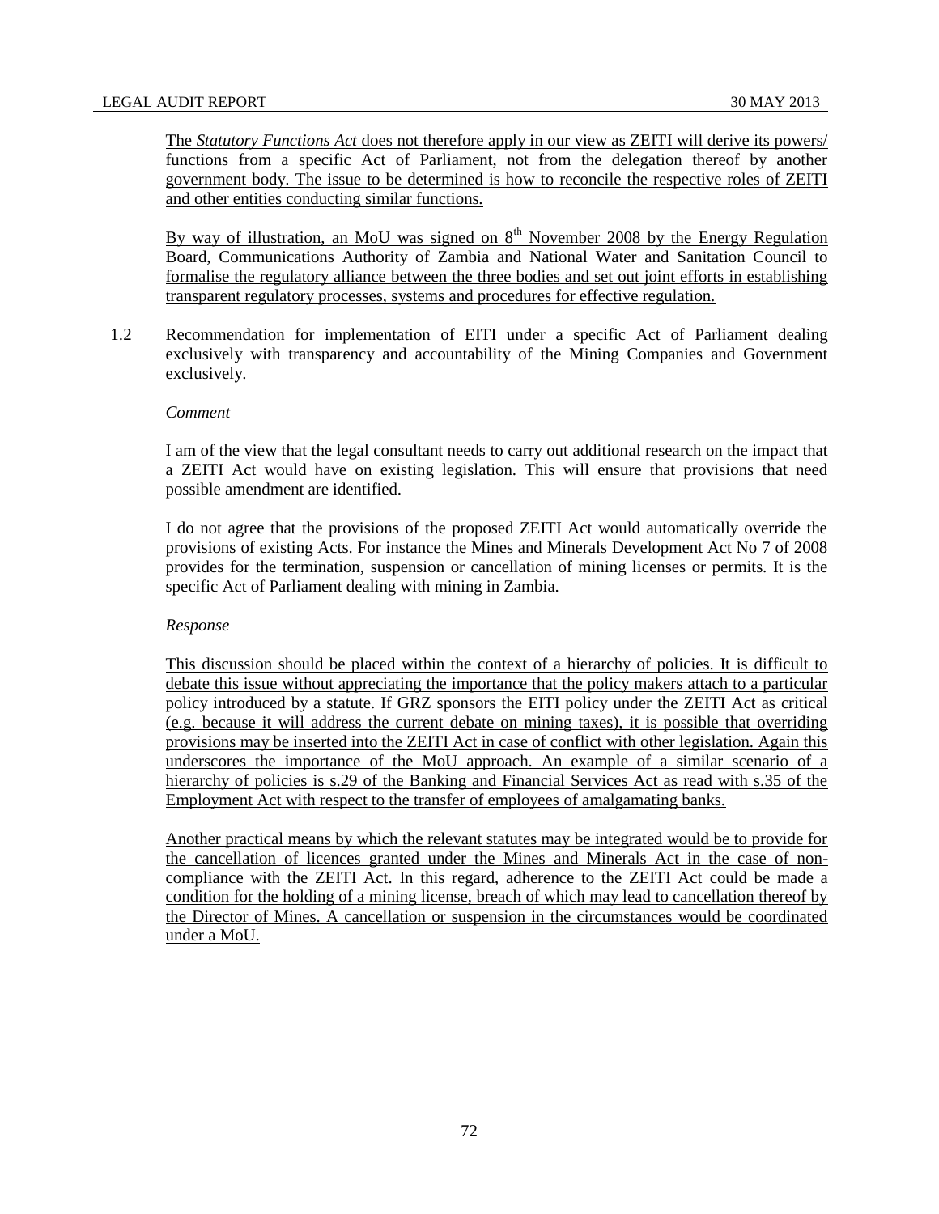The *Statutory Functions Act* does not therefore apply in our view as ZEITI will derive its powers/ functions from a specific Act of Parliament, not from the delegation thereof by another government body. The issue to be determined is how to reconcile the respective roles of ZEITI and other entities conducting similar functions.

By way of illustration, an MoU was signed on 8th November 2008 by the Energy Regulation Board, Communications Authority of Zambia and National Water and Sanitation Council to formalise the regulatory alliance between the three bodies and set out joint efforts in establishing transparent regulatory processes, systems and procedures for effective regulation.

1.2 Recommendation for implementation of EITI under a specific Act of Parliament dealing exclusively with transparency and accountability of the Mining Companies and Government exclusively.

*Comment*

I am of the view that the legal consultant needs to carry out additional research on the impact that a ZEITI Act would have on existing legislation. This will ensure that provisions that need possible amendment are identified.

I do not agree that the provisions of the proposed ZEITI Act would automatically override the provisions of existing Acts. For instance the Mines and Minerals Development Act No 7 of 2008 provides for the termination, suspension or cancellation of mining licenses or permits. It is the specific Act of Parliament dealing with mining in Zambia.

*Response*

This discussion should be placed within the context of a hierarchy of policies. It is difficult to debate this issue without appreciating the importance that the policy makers attach to a particular policy introduced by a statute. If GRZ sponsors the EITI policy under the ZEITI Act as critical (e.g. because it will address the current debate on mining taxes), it is possible that overriding provisions may be inserted into the ZEITI Act in case of conflict with other legislation. Again this underscores the importance of the MoU approach. An example of a similar scenario of a hierarchy of policies is s.29 of the Banking and Financial Services Act as read with s.35 of the Employment Act with respect to the transfer of employees of amalgamating banks.

Another practical means by which the relevant statutes may be integrated would be to provide for the cancellation of licences granted under the Mines and Minerals Act in the case of non-compliance with the ZEITI Act. In this regard, adherence to the ZEITI Act could be made a condition for the holding of a mining license, breach of which may lead to cancellation thereof by the Director of Mines. A cancellation or suspension in the circumstances would be coordinated under a MoU.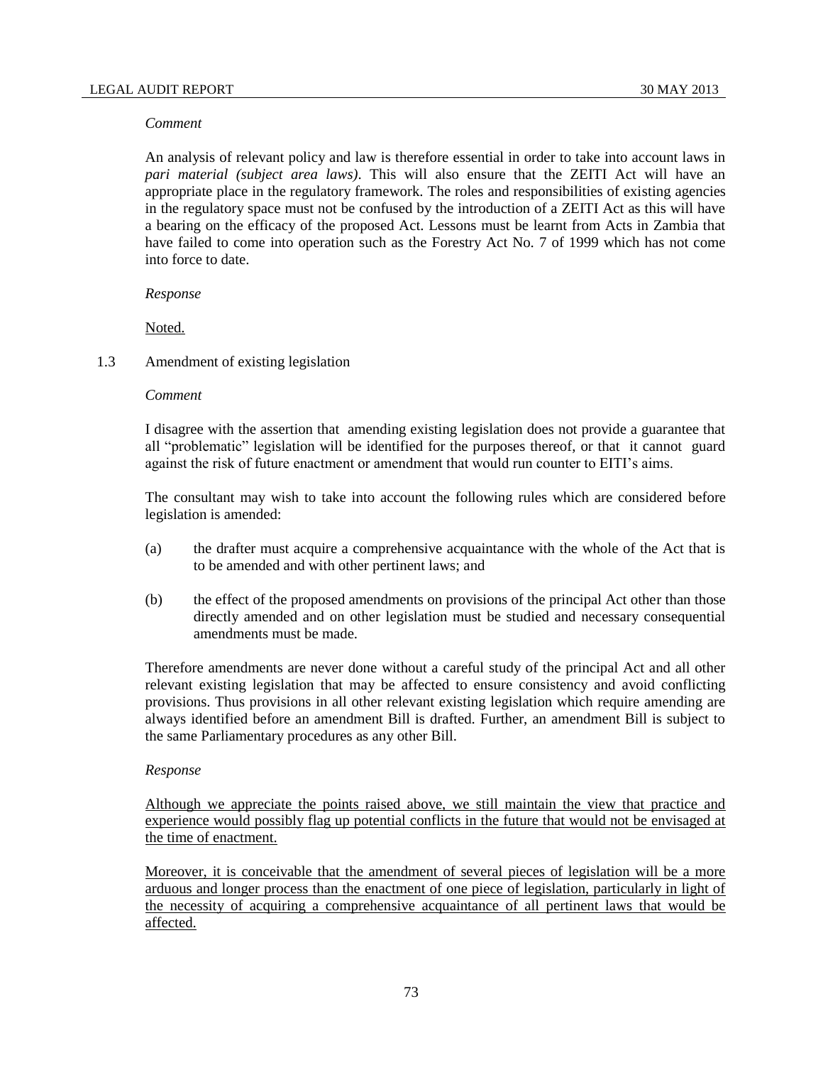*Comment*

An analysis of relevant policy and law is therefore essential in order to take into account laws in *pari material (subject area laws)*. This will also ensure that the ZEITI Act will have an appropriate place in the regulatory framework. The roles and responsibilities of existing agencies in the regulatory space must not be confused by the introduction of a ZEITI Act as this will have a bearing on the efficacy of the proposed Act. Lessons must be learnt from Acts in Zambia that have failed to come into operation such as the Forestry Act No. 7 of 1999 which has not come into force to date.

*Response*

<u>Noted.</u>

1.3 Amendment of existing legislation

*Comment*

I disagree with the assertion that amending existing legislation does not provide a guarantee that all "problematic" legislation will be identified for the purposes thereof, or that it cannot guard against the risk of future enactment or amendment that would run counter to EITI's aims.

The consultant may wish to take into account the following rules which are considered before legislation is amended:

(a) the drafter must acquire a comprehensive acquaintance with the whole of the Act that is to be amended and with other pertinent laws; and

(b) the effect of the proposed amendments on provisions of the principal Act other than those directly amended and on other legislation must be studied and necessary consequential amendments must be made.

Therefore amendments are never done without a careful study of the principal Act and all other relevant existing legislation that may be affected to ensure consistency and avoid conflicting provisions. Thus provisions in all other relevant existing legislation which require amending are always identified before an amendment Bill is drafted. Further, an amendment Bill is subject to the same Parliamentary procedures as any other Bill.

*Response*

<u>Although we appreciate the points raised above, we still maintain the view that practice and experience would possibly flag up potential conflicts in the future that would not be envisaged at the time of enactment.</u>

<u>Moreover, it is conceivable that the amendment of several pieces of legislation will be a more arduous and longer process than the enactment of one piece of legislation, particularly in light of the necessity of acquiring a comprehensive acquaintance of all pertinent laws that would be affected.</u>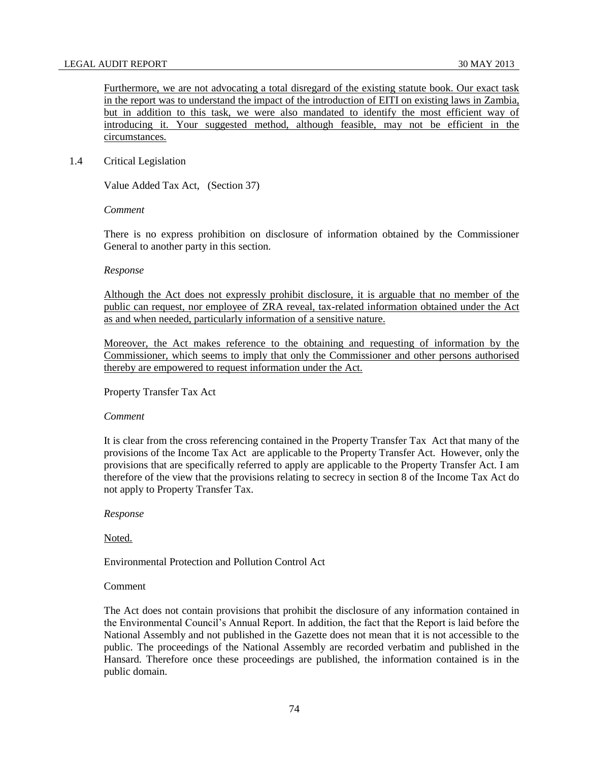<u>Furthermore, we are not advocating a total disregard of the existing statute book. Our exact task in the report was to understand the impact of the introduction of EITI on existing laws in Zambia, but in addition to this task, we were also mandated to identify the most efficient way of introducing it. Your suggested method, although feasible, may not be efficient in the circumstances.</u>

1.4 Critical Legislation

Value Added Tax Act, (Section 37)

*Comment*

There is no express prohibition on disclosure of information obtained by the Commissioner General to another party in this section.

*Response*

<u>Although the Act does not expressly prohibit disclosure, it is arguable that no member of the public can request, nor employee of ZRA reveal, tax-related information obtained under the Act as and when needed, particularly information of a sensitive nature.</u>

<u>Moreover, the Act makes reference to the obtaining and requesting of information by the Commissioner, which seems to imply that only the Commissioner and other persons authorised thereby are empowered to request information under the Act.</u>

Property Transfer Tax Act

*Comment*

It is clear from the cross referencing contained in the Property Transfer Tax Act that many of the provisions of the Income Tax Act are applicable to the Property Transfer Act. However, only the provisions that are specifically referred to apply are applicable to the Property Transfer Act. I am therefore of the view that the provisions relating to secrecy in section 8 of the Income Tax Act do not apply to Property Transfer Tax.

*Response*

<u>Noted.</u>

Environmental Protection and Pollution Control Act

Comment

The Act does not contain provisions that prohibit the disclosure of any information contained in the Environmental Council's Annual Report. In addition, the fact that the Report is laid before the National Assembly and not published in the Gazette does not mean that it is not accessible to the public. The proceedings of the National Assembly are recorded verbatim and published in the Hansard. Therefore once these proceedings are published, the information contained is in the public domain.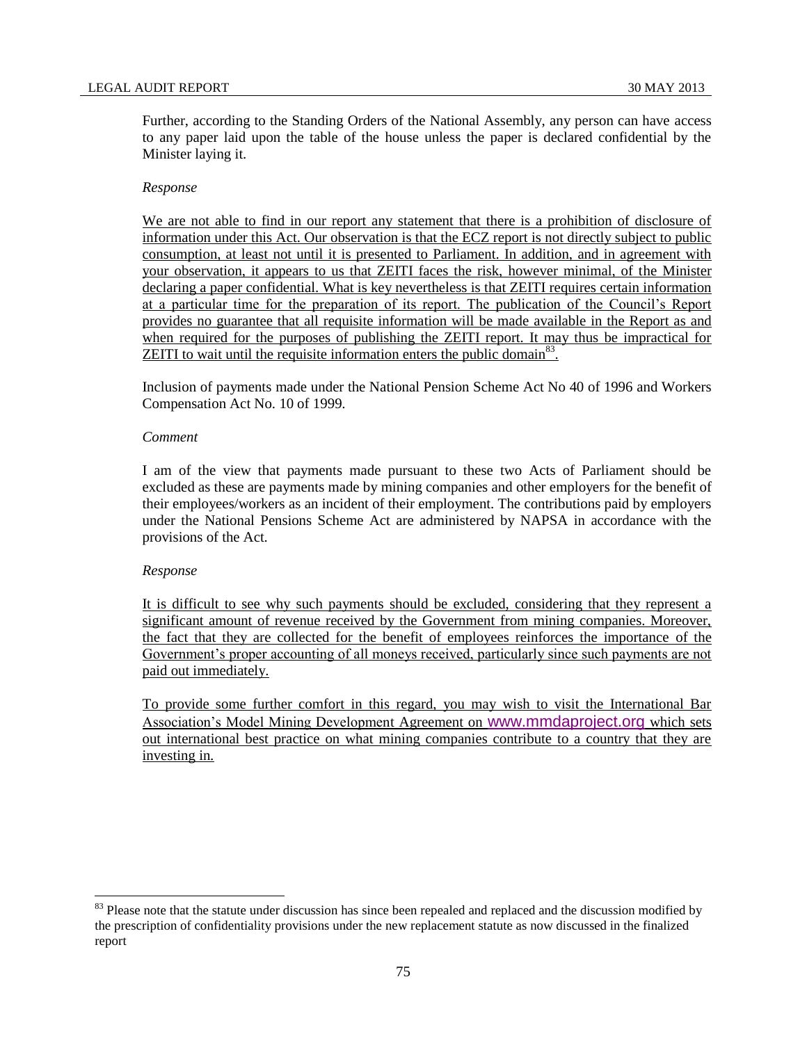Further, according to the Standing Orders of the National Assembly, any person can have access to any paper laid upon the table of the house unless the paper is declared confidential by the Minister laying it.

*Response*

<u>We are not able to find in our report any statement that there is a prohibition of disclosure of information under this Act. Our observation is that the ECZ report is not directly subject to public consumption, at least not until it is presented to Parliament. In addition, and in agreement with your observation, it appears to us that ZEITI faces the risk, however minimal, of the Minister declaring a paper confidential. What is key nevertheless is that ZEITI requires certain information at a particular time for the preparation of its report. The publication of the Council's Report provides no guarantee that all requisite information will be made available in the Report as and when required for the purposes of publishing the ZEITI report. It may thus be impractical for ZEITI to wait until the requisite information enters the public domain[83].</u>

Inclusion of payments made under the National Pension Scheme Act No 40 of 1996 and Workers Compensation Act No. 10 of 1999.

*Comment*

I am of the view that payments made pursuant to these two Acts of Parliament should be excluded as these are payments made by mining companies and other employers for the benefit of their employees/workers as an incident of their employment. The contributions paid by employers under the National Pensions Scheme Act are administered by NAPSA in accordance with the provisions of the Act.

*Response*

<u>It is difficult to see why such payments should be excluded, considering that they represent a significant amount of revenue received by the Government from mining companies. Moreover, the fact that they are collected for the benefit of employees reinforces the importance of the Government's proper accounting of all moneys received, particularly since such payments are not paid out immediately.</u>

<u>To provide some further comfort in this regard, you may wish to visit the International Bar Association's Model Mining Development Agreement on www.mmdaproject.org which sets out international best practice on what mining companies contribute to a country that they are investing in.</u>

---

[83] Please note that the statute under discussion has since been repealed and replaced and the discussion modified by the prescription of confidentiality provisions under the new replacement statute as now discussed in the finalized report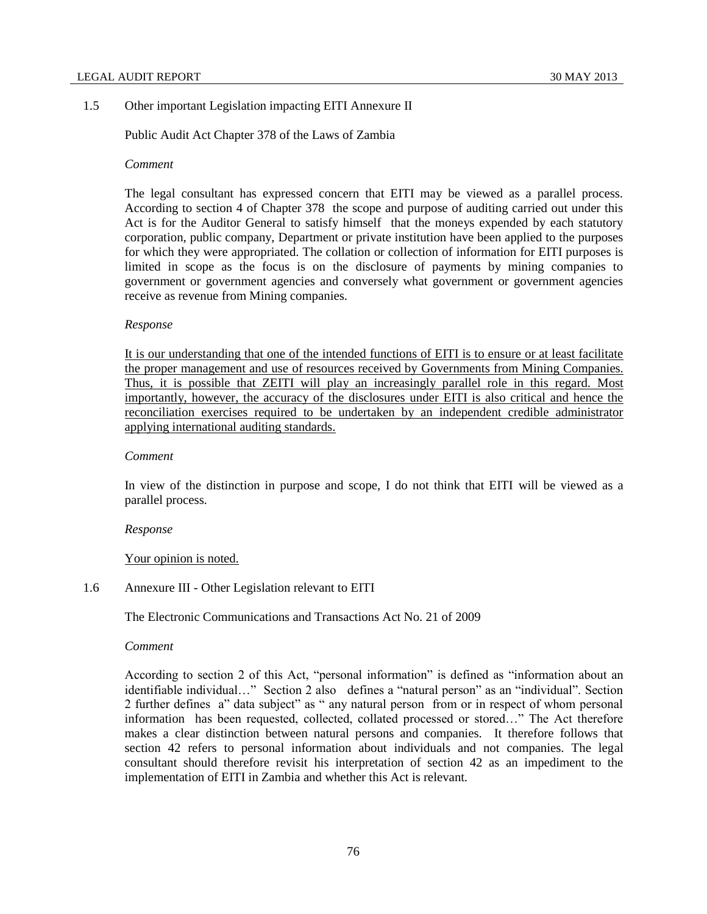## 1.5 Other important Legislation impacting EITI Annexure II

Public Audit Act Chapter 378 of the Laws of Zambia

*Comment*

The legal consultant has expressed concern that EITI may be viewed as a parallel process. According to section 4 of Chapter 378 the scope and purpose of auditing carried out under this Act is for the Auditor General to satisfy himself that the moneys expended by each statutory corporation, public company, Department or private institution have been applied to the purposes for which they were appropriated. The collation or collection of information for EITI purposes is limited in scope as the focus is on the disclosure of payments by mining companies to government or government agencies and conversely what government or government agencies receive as revenue from Mining companies.

*Response*

It is our understanding that one of the intended functions of EITI is to ensure or at least facilitate the proper management and use of resources received by Governments from Mining Companies. Thus, it is possible that ZEITI will play an increasingly parallel role in this regard. Most importantly, however, the accuracy of the disclosures under EITI is also critical and hence the reconciliation exercises required to be undertaken by an independent credible administrator applying international auditing standards.

*Comment*

In view of the distinction in purpose and scope, I do not think that EITI will be viewed as a parallel process.

*Response*

Your opinion is noted.

## 1.6 Annexure III - Other Legislation relevant to EITI

The Electronic Communications and Transactions Act No. 21 of 2009

*Comment*

According to section 2 of this Act, "personal information" is defined as "information about an identifiable individual…" Section 2 also defines a "natural person" as an "individual". Section 2 further defines a" data subject" as " any natural person from or in respect of whom personal information has been requested, collected, collated processed or stored…" The Act therefore makes a clear distinction between natural persons and companies. It therefore follows that section 42 refers to personal information about individuals and not companies. The legal consultant should therefore revisit his interpretation of section 42 as an impediment to the implementation of EITI in Zambia and whether this Act is relevant.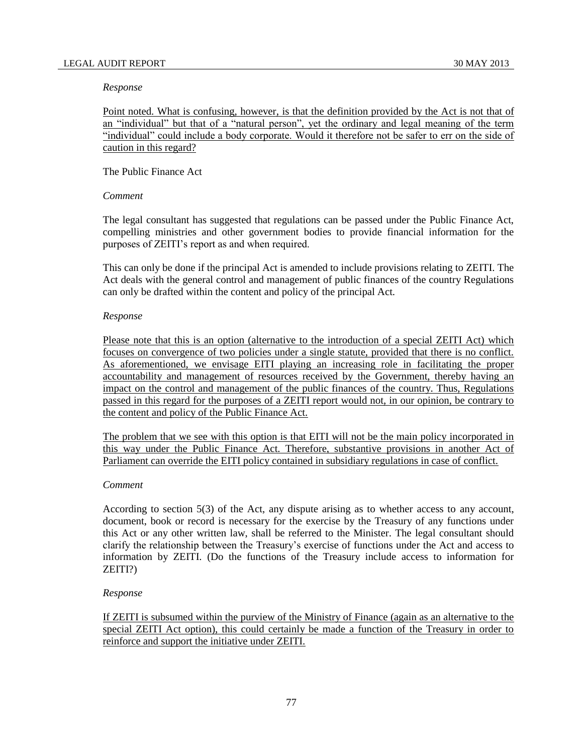*Response*

<u>Point noted. What is confusing, however, is that the definition provided by the Act is not that of an "individual" but that of a "natural person", yet the ordinary and legal meaning of the term "individual" could include a body corporate. Would it therefore not be safer to err on the side of caution in this regard?</u>

The Public Finance Act

*Comment*

The legal consultant has suggested that regulations can be passed under the Public Finance Act, compelling ministries and other government bodies to provide financial information for the purposes of ZEITI's report as and when required.

This can only be done if the principal Act is amended to include provisions relating to ZEITI. The Act deals with the general control and management of public finances of the country Regulations can only be drafted within the content and policy of the principal Act.

*Response*

<u>Please note that this is an option (alternative to the introduction of a special ZEITI Act) which focuses on convergence of two policies under a single statute, provided that there is no conflict. As aforementioned, we envisage EITI playing an increasing role in facilitating the proper accountability and management of resources received by the Government, thereby having an impact on the control and management of the public finances of the country. Thus, Regulations passed in this regard for the purposes of a ZEITI report would not, in our opinion, be contrary to the content and policy of the Public Finance Act.</u>

<u>The problem that we see with this option is that EITI will not be the main policy incorporated in this way under the Public Finance Act. Therefore, substantive provisions in another Act of Parliament can override the EITI policy contained in subsidiary regulations in case of conflict.</u>

*Comment*

According to section 5(3) of the Act, any dispute arising as to whether access to any account, document, book or record is necessary for the exercise by the Treasury of any functions under this Act or any other written law, shall be referred to the Minister. The legal consultant should clarify the relationship between the Treasury's exercise of functions under the Act and access to information by ZEITI. (Do the functions of the Treasury include access to information for ZEITI?)

*Response*

<u>If ZEITI is subsumed within the purview of the Ministry of Finance (again as an alternative to the special ZEITI Act option), this could certainly be made a function of the Treasury in order to reinforce and support the initiative under ZEITI.</u>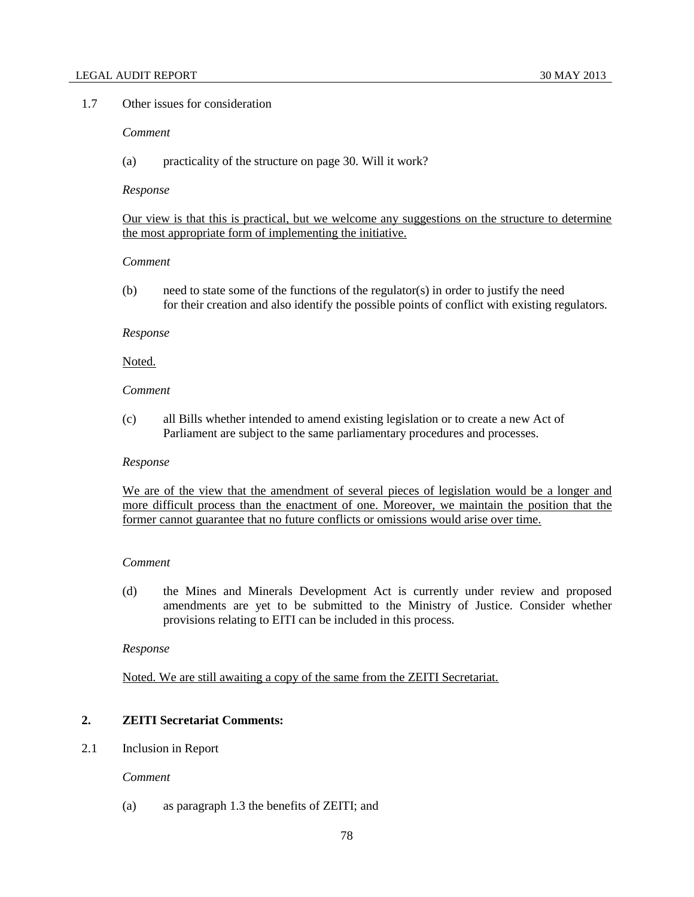1.7 Other issues for consideration

*Comment*

(a) practicality of the structure on page 30. Will it work?

*Response*

Our view is that this is practical, but we welcome any suggestions on the structure to determine the most appropriate form of implementing the initiative.

*Comment*

(b) need to state some of the functions of the regulator(s) in order to justify the need for their creation and also identify the possible points of conflict with existing regulators.

*Response*

Noted.

*Comment*

(c) all Bills whether intended to amend existing legislation or to create a new Act of Parliament are subject to the same parliamentary procedures and processes.

*Response*

We are of the view that the amendment of several pieces of legislation would be a longer and more difficult process than the enactment of one. Moreover, we maintain the position that the former cannot guarantee that no future conflicts or omissions would arise over time.

*Comment*

(d) the Mines and Minerals Development Act is currently under review and proposed amendments are yet to be submitted to the Ministry of Justice. Consider whether provisions relating to EITI can be included in this process.

*Response*

Noted. We are still awaiting a copy of the same from the ZEITI Secretariat.

## 2. ZEITI Secretariat Comments:

2.1 Inclusion in Report

*Comment*

(a) as paragraph 1.3 the benefits of ZEITI; and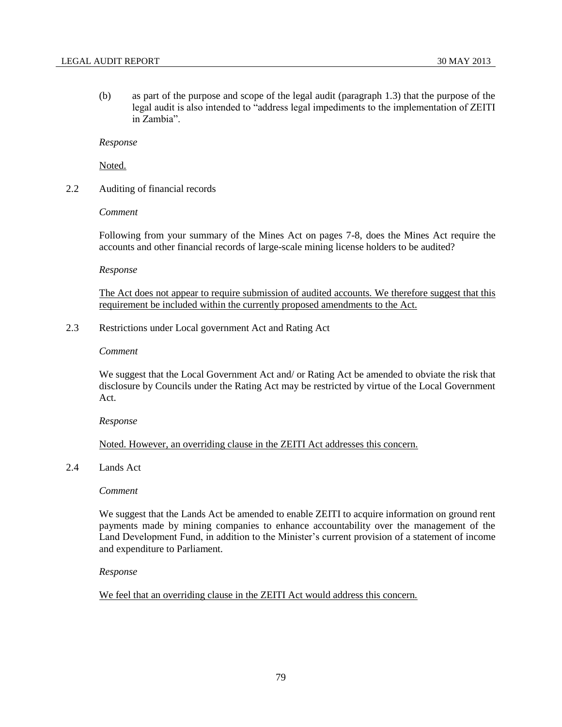(b) as part of the purpose and scope of the legal audit (paragraph 1.3) that the purpose of the legal audit is also intended to "address legal impediments to the implementation of ZEITI in Zambia".

*Response*

Noted.

2.2 Auditing of financial records

*Comment*

Following from your summary of the Mines Act on pages 7-8, does the Mines Act require the accounts and other financial records of large-scale mining license holders to be audited?

*Response*

The Act does not appear to require submission of audited accounts. We therefore suggest that this requirement be included within the currently proposed amendments to the Act.

2.3 Restrictions under Local government Act and Rating Act

*Comment*

We suggest that the Local Government Act and/ or Rating Act be amended to obviate the risk that disclosure by Councils under the Rating Act may be restricted by virtue of the Local Government Act.

*Response*

Noted. However, an overriding clause in the ZEITI Act addresses this concern.

2.4 Lands Act

*Comment*

We suggest that the Lands Act be amended to enable ZEITI to acquire information on ground rent payments made by mining companies to enhance accountability over the management of the Land Development Fund, in addition to the Minister's current provision of a statement of income and expenditure to Parliament.

*Response*

We feel that an overriding clause in the ZEITI Act would address this concern.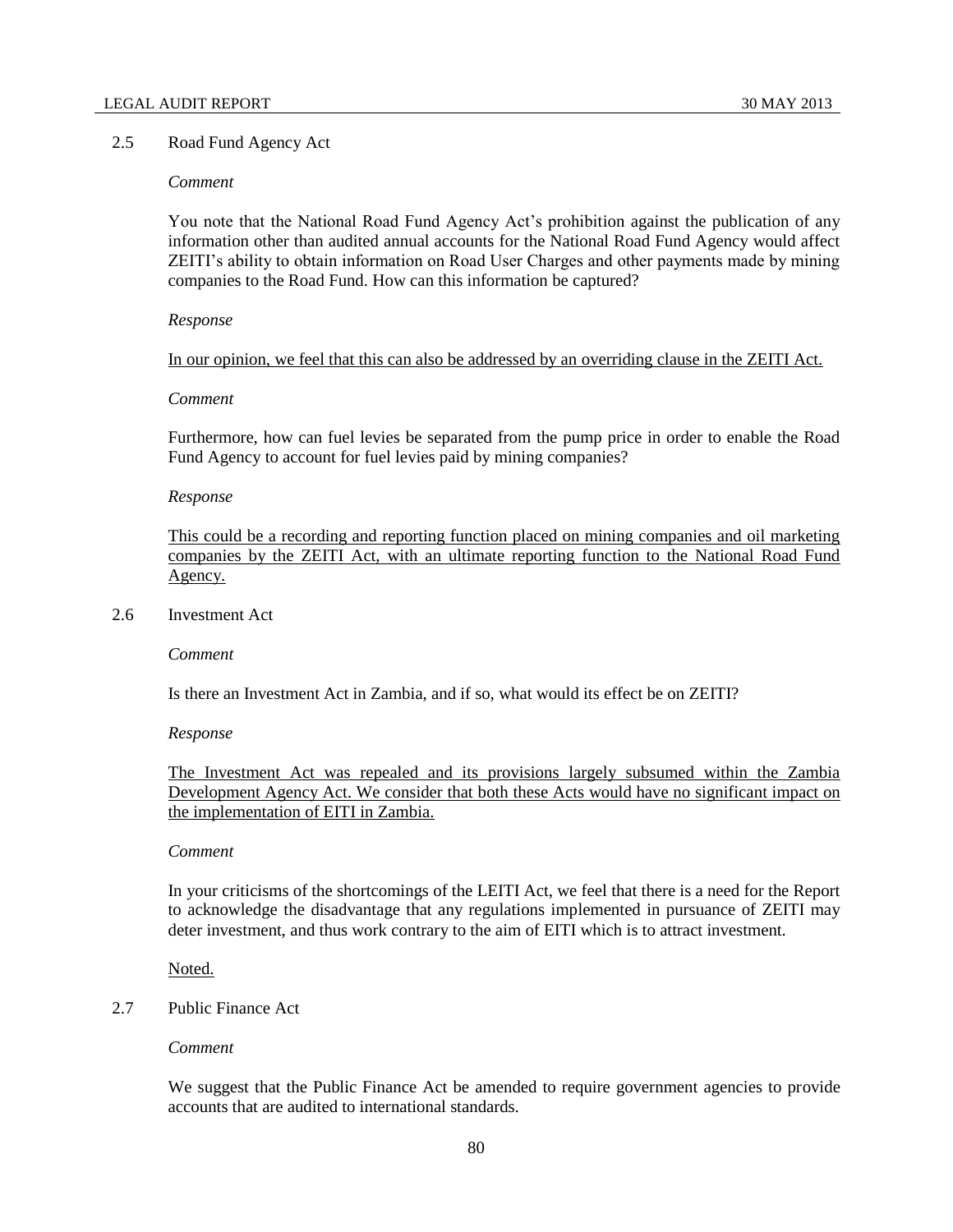2.5 Road Fund Agency Act

*Comment*

You note that the National Road Fund Agency Act's prohibition against the publication of any information other than audited annual accounts for the National Road Fund Agency would affect ZEITI's ability to obtain information on Road User Charges and other payments made by mining companies to the Road Fund. How can this information be captured?

*Response*

<u>In our opinion, we feel that this can also be addressed by an overriding clause in the ZEITI Act.</u>

*Comment*

Furthermore, how can fuel levies be separated from the pump price in order to enable the Road Fund Agency to account for fuel levies paid by mining companies?

*Response*

<u>This could be a recording and reporting function placed on mining companies and oil marketing companies by the ZEITI Act, with an ultimate reporting function to the National Road Fund Agency.</u>

2.6 Investment Act

*Comment*

Is there an Investment Act in Zambia, and if so, what would its effect be on ZEITI?

*Response*

<u>The Investment Act was repealed and its provisions largely subsumed within the Zambia Development Agency Act. We consider that both these Acts would have no significant impact on the implementation of EITI in Zambia.</u>

*Comment*

In your criticisms of the shortcomings of the LEITI Act, we feel that there is a need for the Report to acknowledge the disadvantage that any regulations implemented in pursuance of ZEITI may deter investment, and thus work contrary to the aim of EITI which is to attract investment.

<u>Noted.</u>

2.7 Public Finance Act

*Comment*

We suggest that the Public Finance Act be amended to require government agencies to provide accounts that are audited to international standards.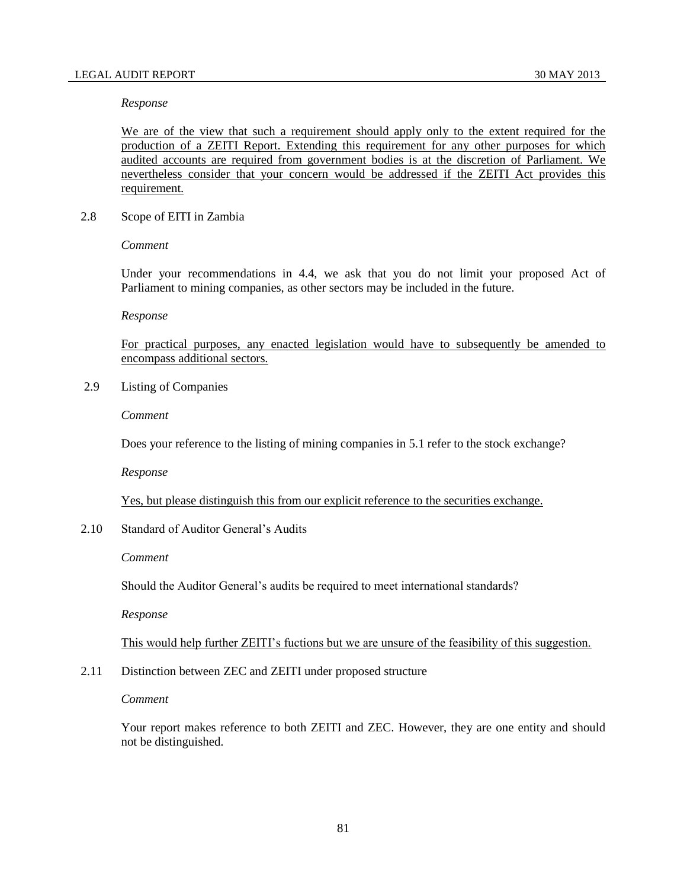*Response*

We are of the view that such a requirement should apply only to the extent required for the production of a ZEITI Report. Extending this requirement for any other purposes for which audited accounts are required from government bodies is at the discretion of Parliament. We nevertheless consider that your concern would be addressed if the ZEITI Act provides this requirement.

2.8 Scope of EITI in Zambia

*Comment*

Under your recommendations in 4.4, we ask that you do not limit your proposed Act of Parliament to mining companies, as other sectors may be included in the future.

*Response*

For practical purposes, any enacted legislation would have to subsequently be amended to encompass additional sectors.

2.9 Listing of Companies

*Comment*

Does your reference to the listing of mining companies in 5.1 refer to the stock exchange?

*Response*

Yes, but please distinguish this from our explicit reference to the securities exchange.

2.10 Standard of Auditor General's Audits

*Comment*

Should the Auditor General's audits be required to meet international standards?

*Response*

This would help further ZEITI's fuctions but we are unsure of the feasibility of this suggestion.

2.11 Distinction between ZEC and ZEITI under proposed structure

*Comment*

Your report makes reference to both ZEITI and ZEC. However, they are one entity and should not be distinguished.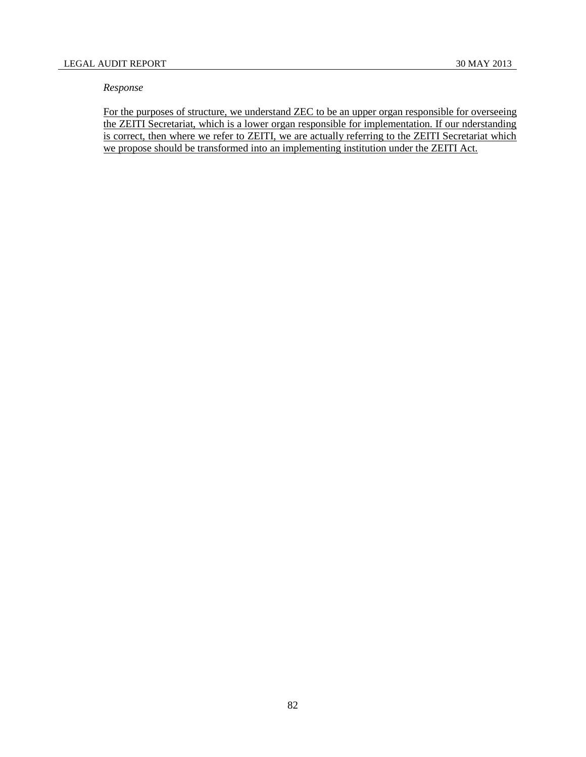*Response*

For the purposes of structure, we understand ZEC to be an upper organ responsible for overseeing the ZEITI Secretariat, which is a lower organ responsible for implementation. If our nderstanding is correct, then where we refer to ZEITI, we are actually referring to the ZEITI Secretariat which we propose should be transformed into an implementing institution under the ZEITI Act.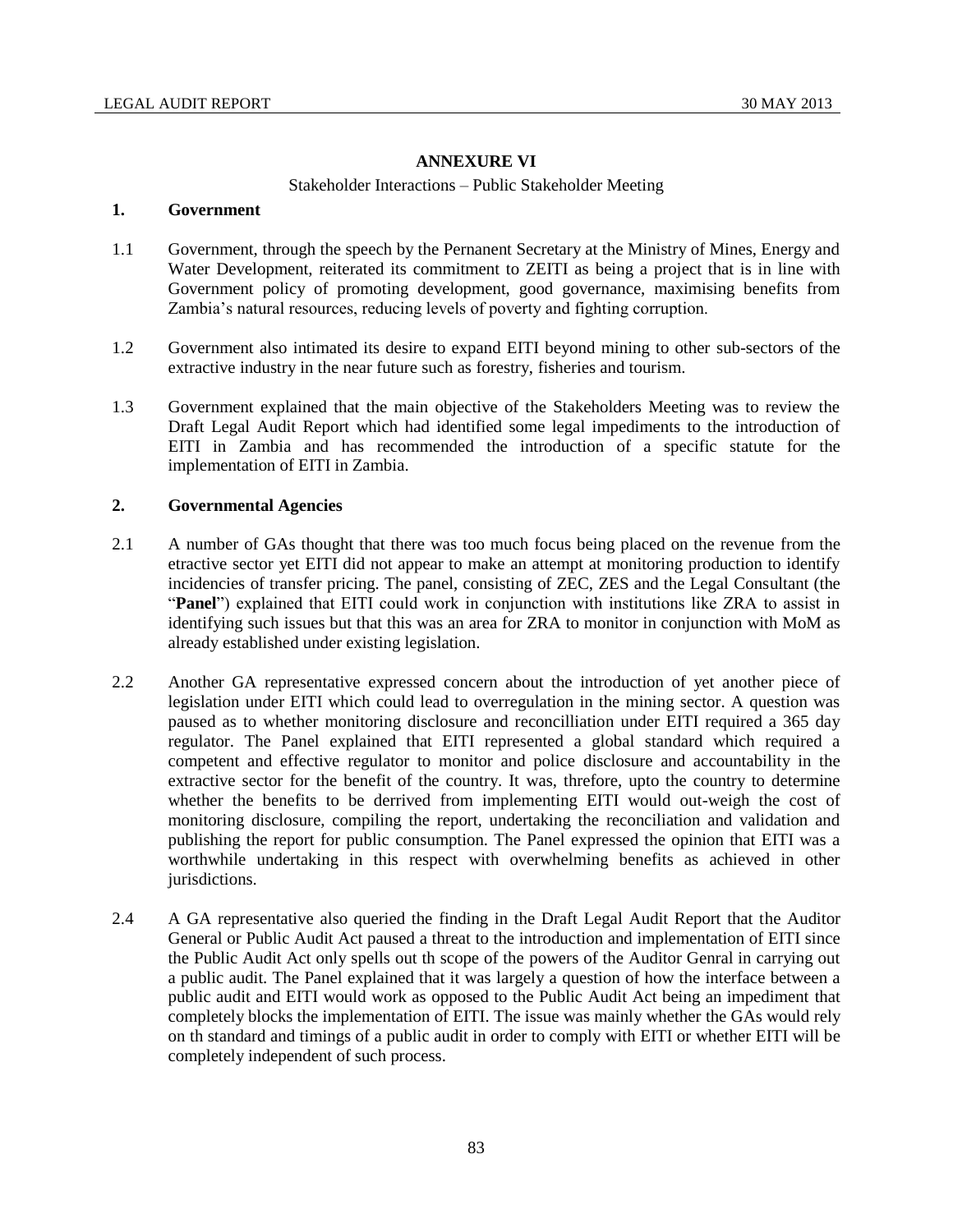## ANNEXURE VI

Stakeholder Interactions – Public Stakeholder Meeting

### 1. Government

1.1 Government, through the speech by the Pernanent Secretary at the Ministry of Mines, Energy and Water Development, reiterated its commitment to ZEITI as being a project that is in line with Government policy of promoting development, good governance, maximising benefits from Zambia's natural resources, reducing levels of poverty and fighting corruption.

1.2 Government also intimated its desire to expand EITI beyond mining to other sub-sectors of the extractive industry in the near future such as forestry, fisheries and tourism.

1.3 Government explained that the main objective of the Stakeholders Meeting was to review the Draft Legal Audit Report which had identified some legal impediments to the introduction of EITI in Zambia and has recommended the introduction of a specific statute for the implementation of EITI in Zambia.

### 2. Governmental Agencies

2.1 A number of GAs thought that there was too much focus being placed on the revenue from the etractive sector yet EITI did not appear to make an attempt at monitoring production to identify incidencies of transfer pricing. The panel, consisting of ZEC, ZES and the Legal Consultant (the "**Panel**") explained that EITI could work in conjunction with institutions like ZRA to assist in identifying such issues but that this was an area for ZRA to monitor in conjunction with MoM as already established under existing legislation.

2.2 Another GA representative expressed concern about the introduction of yet another piece of legislation under EITI which could lead to overregulation in the mining sector. A question was paused as to whether monitoring disclosure and reconcilliation under EITI required a 365 day regulator. The Panel explained that EITI represented a global standard which required a competent and effective regulator to monitor and police disclosure and accountability in the extractive sector for the benefit of the country. It was, threfore, upto the country to determine whether the benefits to be derrived from implementing EITI would out-weigh the cost of monitoring disclosure, compiling the report, undertaking the reconciliation and validation and publishing the report for public consumption. The Panel expressed the opinion that EITI was a worthwhile undertaking in this respect with overwhelming benefits as achieved in other jurisdictions.

2.4 A GA representative also queried the finding in the Draft Legal Audit Report that the Auditor General or Public Audit Act paused a threat to the introduction and implementation of EITI since the Public Audit Act only spells out th scope of the powers of the Auditor Genral in carrying out a public audit. The Panel explained that it was largely a question of how the interface between a public audit and EITI would work as opposed to the Public Audit Act being an impediment that completely blocks the implementation of EITI. The issue was mainly whether the GAs would rely on th standard and timings of a public audit in order to comply with EITI or whether EITI will be completely independent of such process.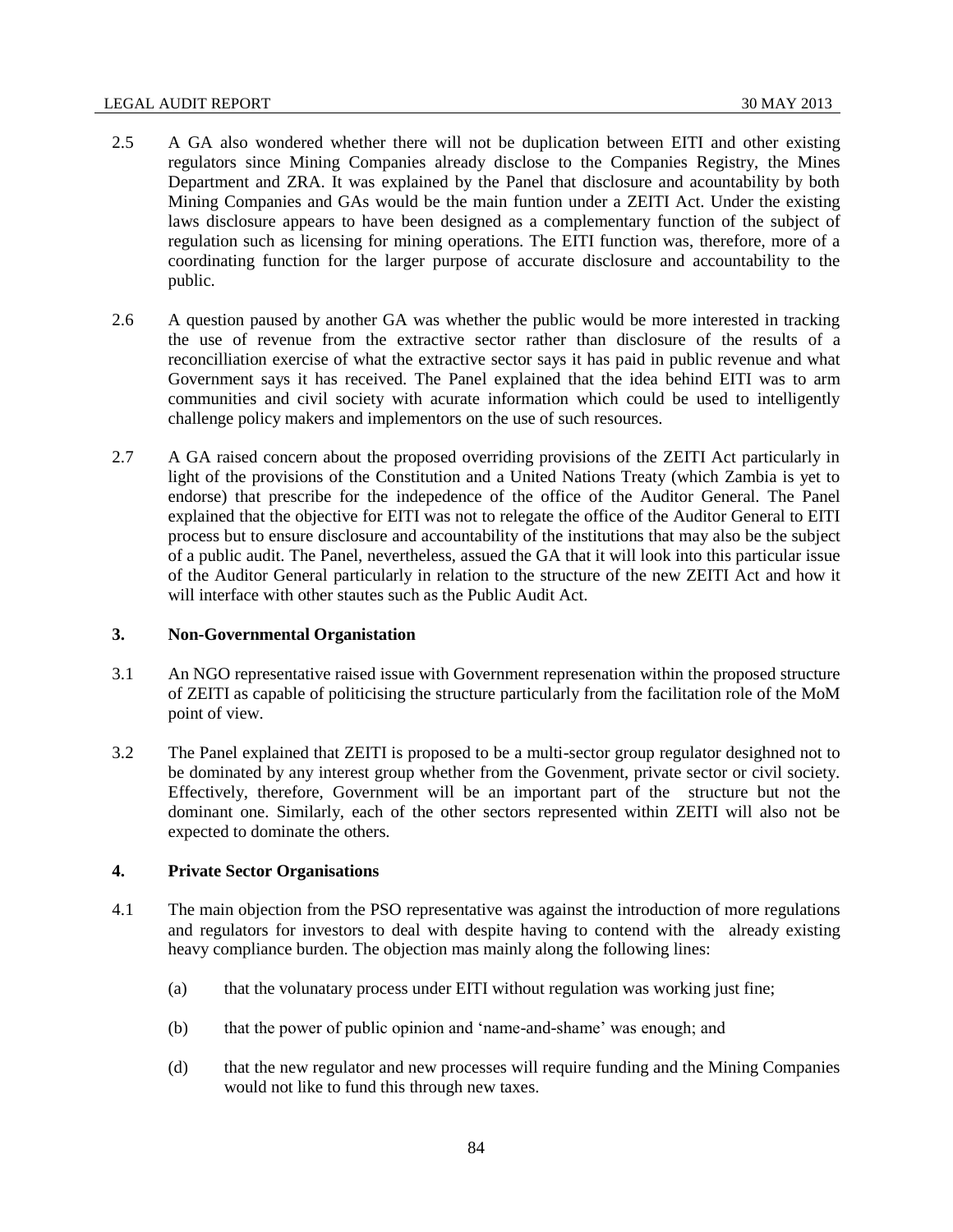2.5 A GA also wondered whether there will not be duplication between EITI and other existing regulators since Mining Companies already disclose to the Companies Registry, the Mines Department and ZRA. It was explained by the Panel that disclosure and acountability by both Mining Companies and GAs would be the main funtion under a ZEITI Act. Under the existing laws disclosure appears to have been designed as a complementary function of the subject of regulation such as licensing for mining operations. The EITI function was, therefore, more of a coordinating function for the larger purpose of accurate disclosure and accountability to the public.

2.6 A question paused by another GA was whether the public would be more interested in tracking the use of revenue from the extractive sector rather than disclosure of the results of a reconcilliation exercise of what the extractive sector says it has paid in public revenue and what Government says it has received. The Panel explained that the idea behind EITI was to arm communities and civil society with acurate information which could be used to intelligently challenge policy makers and implementors on the use of such resources.

2.7 A GA raised concern about the proposed overriding provisions of the ZEITI Act particularly in light of the provisions of the Constitution and a United Nations Treaty (which Zambia is yet to endorse) that prescribe for the indepedence of the office of the Auditor General. The Panel explained that the objective for EITI was not to relegate the office of the Auditor General to EITI process but to ensure disclosure and accountability of the institutions that may also be the subject of a public audit. The Panel, nevertheless, assued the GA that it will look into this particular issue of the Auditor General particularly in relation to the structure of the new ZEITI Act and how it will interface with other stautes such as the Public Audit Act.

### 3. Non-Governmental Organistation

3.1 An NGO representative raised issue with Government represenation within the proposed structure of ZEITI as capable of politicising the structure particularly from the facilitation role of the MoM point of view.

3.2 The Panel explained that ZEITI is proposed to be a multi-sector group regulator designhed not to be dominated by any interest group whether from the Govenment, private sector or civil society. Effectively, therefore, Government will be an important part of the structure but not the dominant one. Similarly, each of the other sectors represented within ZEITI will also not be expected to dominate the others.

### 4. Private Sector Organisations

4.1 The main objection from the PSO representative was against the introduction of more regulations and regulators for investors to deal with despite having to contend with the already existing heavy compliance burden. The objection mas mainly along the following lines:

(a) that the volunatary process under EITI without regulation was working just fine;

(b) that the power of public opinion and 'name-and-shame' was enough; and

(d) that the new regulator and new processes will require funding and the Mining Companies would not like to fund this through new taxes.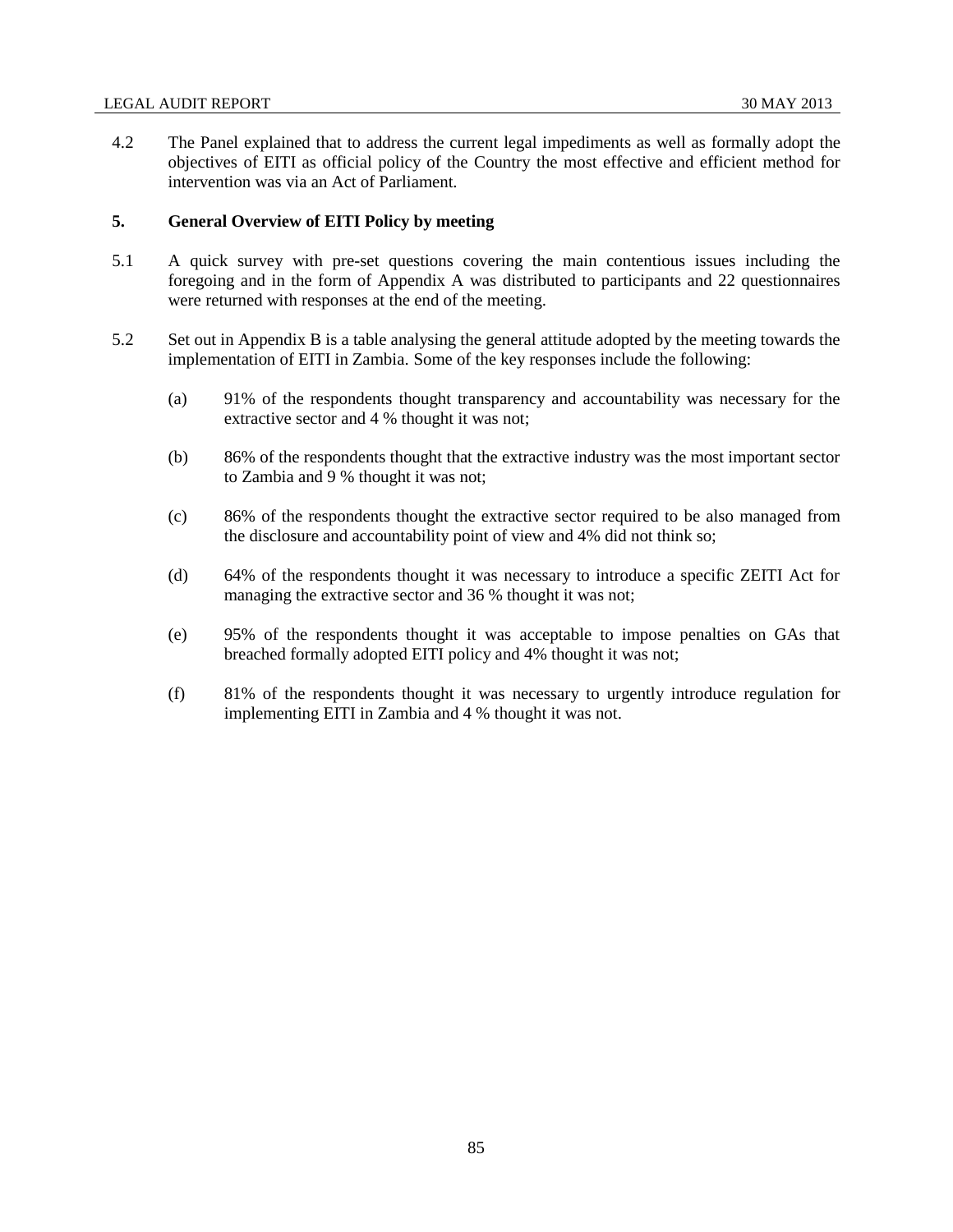4.2 The Panel explained that to address the current legal impediments as well as formally adopt the objectives of EITI as official policy of the Country the most effective and efficient method for intervention was via an Act of Parliament.

## 5. General Overview of EITI Policy by meeting

5.1 A quick survey with pre-set questions covering the main contentious issues including the foregoing and in the form of Appendix A was distributed to participants and 22 questionnaires were returned with responses at the end of the meeting.

5.2 Set out in Appendix B is a table analysing the general attitude adopted by the meeting towards the implementation of EITI in Zambia. Some of the key responses include the following:

(a) 91% of the respondents thought transparency and accountability was necessary for the extractive sector and 4 % thought it was not;

(b) 86% of the respondents thought that the extractive industry was the most important sector to Zambia and 9 % thought it was not;

(c) 86% of the respondents thought the extractive sector required to be also managed from the disclosure and accountability point of view and 4% did not think so;

(d) 64% of the respondents thought it was necessary to introduce a specific ZEITI Act for managing the extractive sector and 36 % thought it was not;

(e) 95% of the respondents thought it was acceptable to impose penalties on GAs that breached formally adopted EITI policy and 4% thought it was not;

(f) 81% of the respondents thought it was necessary to urgently introduce regulation for implementing EITI in Zambia and 4 % thought it was not.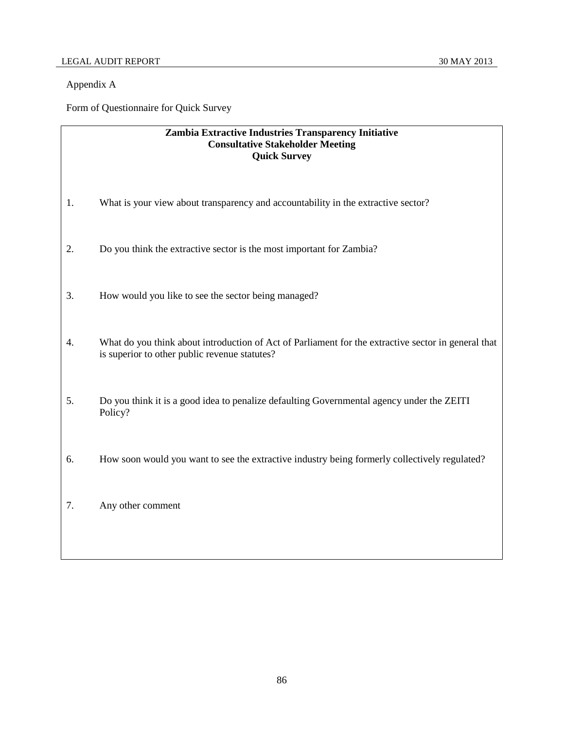Appendix A

Form of Questionnaire for Quick Survey

**Zambia Extractive Industries Transparency Initiative**
**Consultative Stakeholder Meeting**
**Quick Survey**

1. What is your view about transparency and accountability in the extractive sector?

2. Do you think the extractive sector is the most important for Zambia?

3. How would you like to see the sector being managed?

4. What do you think about introduction of Act of Parliament for the extractive sector in general that is superior to other public revenue statutes?

5. Do you think it is a good idea to penalize defaulting Governmental agency under the ZEITI Policy?

6. How soon would you want to see the extractive industry being formerly collectively regulated?

7. Any other comment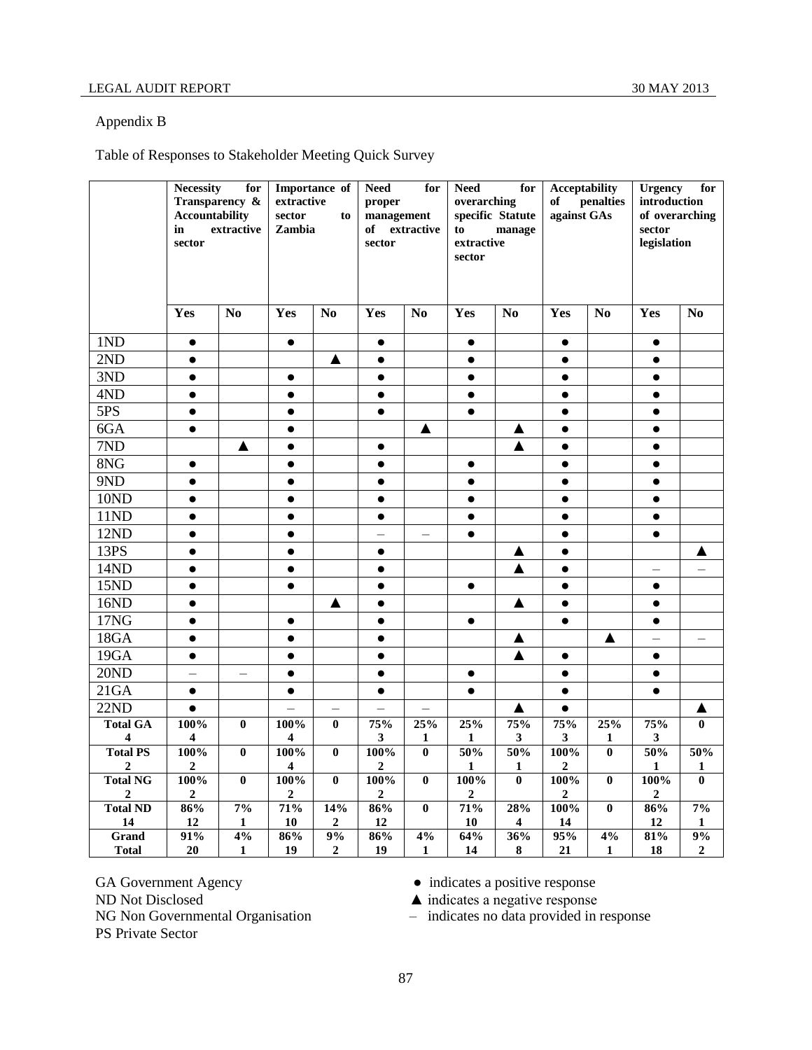Appendix B

Table of Responses to Stakeholder Meeting Quick Survey

| | Necessity for Transparency & Accountability in extractive sector | | Importance of extractive sector to Zambia | | Need for proper management of extractive sector | | Need for overarching specific Statute to manage extractive sector | | Acceptability of penalties against GAs | | Urgency for introduction of overarching sector legislation | |
|---|---|---|---|---|---|---|---|---|---|---|---|---|
| | Yes | No | Yes | No | Yes | No | Yes | No | Yes | No | Yes | No |
| 1ND | ● | | ● | | ● | | ● | | ● | | ● | |
| 2ND | ● | | | ▲ | ● | | ● | | ● | | ● | |
| 3ND | ● | | ● | | ● | | ● | | ● | | ● | |
| 4ND | ● | | ● | | ● | | ● | | ● | | ● | |
| 5PS | ● | | ● | | ● | | ● | | ● | | ● | |
| 6GA | ● | | ● | | | ▲ | | ▲ | ● | | ● | |
| 7ND | | ▲ | ● | | ● | | | ▲ | ● | | ● | |
| 8NG | ● | | ● | | ● | | ● | | ● | | ● | |
| 9ND | ● | | ● | | ● | | ● | | ● | | ● | |
| 10ND | ● | | ● | | ● | | ● | | ● | | ● | |
| 11ND | ● | | ● | | ● | | ● | | ● | | ● | |
| 12ND | ● | | ● | | – | – | ● | | ● | | ● | |
| 13PS | ● | | ● | | ● | | | ▲ | ● | | | ▲ |
| 14ND | ● | | ● | | ● | | | ▲ | ● | | – | – |
| 15ND | ● | | ● | | ● | | ● | | ● | | ● | |
| 16ND | ● | | | ▲ | ● | | | ▲ | ● | | ● | |
| 17NG | ● | | ● | | ● | | ● | | ● | | ● | |
| 18GA | ● | | ● | | ● | | | ▲ | | ▲ | – | – |
| 19GA | ● | | ● | | ● | | | ▲ | ● | | ● | |
| 20ND | – | – | ● | | ● | | ● | | ● | | ● | |
| 21GA | ● | | ● | | ● | | ● | | ● | | ● | |
| 22ND | ● | | – | – | – | – | | ▲ | ● | | | ▲ |
| **Total GA 4** | **100% 4** | **0** | **100% 4** | **0** | **75% 3** | **25% 1** | **25% 1** | **75% 3** | **75% 3** | **25% 1** | **75% 3** | **0** |
| **Total PS 2** | **100% 2** | **0** | **100% 4** | **0** | **100% 2** | **0** | **50% 1** | **50% 1** | **100% 2** | **0** | **50% 1** | **50% 1** |
| **Total NG 2** | **100% 2** | **0** | **100% 2** | **0** | **100% 2** | **0** | **100% 2** | **0** | **100% 2** | **0** | **100% 2** | **0** |
| **Total ND 14** | **86% 12** | **7% 1** | **71% 10** | **14% 2** | **86% 12** | **0** | **71% 10** | **28% 4** | **100% 14** | **0** | **86% 12** | **7% 1** |
| **Grand Total** | **91% 20** | **4% 1** | **86% 19** | **9% 2** | **86% 19** | **4% 1** | **64% 14** | **36% 8** | **95% 21** | **4% 1** | **81% 18** | **9% 2** |

GA Government Agency
ND Not Disclosed
NG Non Governmental Organisation
PS Private Sector

● indicates a positive response
▲ indicates a negative response
– indicates no data provided in response